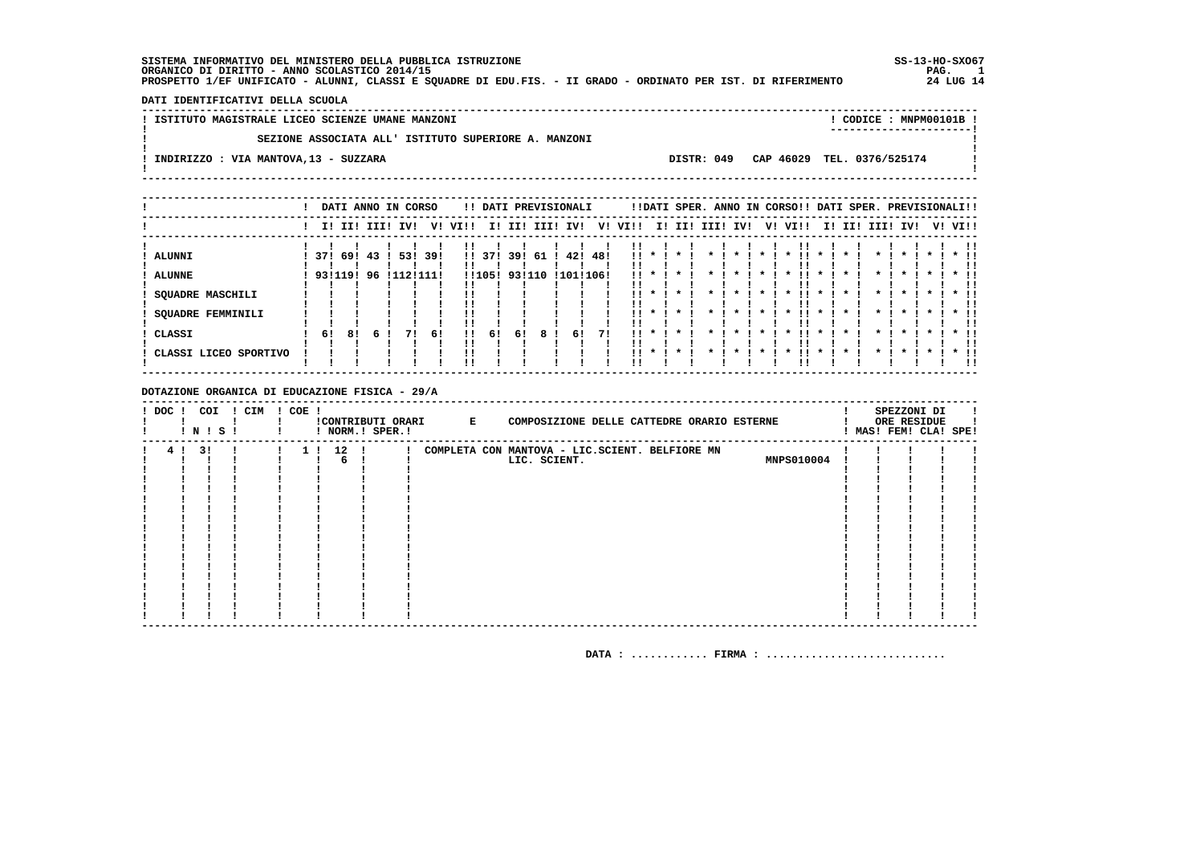SISTEMA INFORMATIVO DEL MINISTERO DELLA PUBBLICA ISTRUZIONE
ORGANICO DI DIRITTO - ANNO SCOLASTICO 2014/15
PROSPETTO 1/EF UNIFICATO - ALUNNI, CLASSI E SQUADRE DI EDU.FIS. - II GRADO - ORDINATO PER IST. DI RIFERIMENTO

SS-13-HO-SXO67
24 LUG 14

**DATI IDENTIFICATIVI DELLA SCUOLA**

ISTITUTO MAGISTRALE LICEO SCIENZE UMANE MANZONI — CODICE : MNPM00101B

SEZIONE ASSOCIATA ALL' ISTITUTO SUPERIORE A. MANZONI

INDIRIZZO : VIA MANTOVA,13 - SUZZARA — DISTR: 049 CAP 46029 TEL. 0376/525174

| | DATI ANNO IN CORSO | | | | | | DATI PREVISIONALI | | | | | | DATI SPER. ANNO IN CORSO | | | | | | DATI SPER. PREVISIONALI | | | | | |
|---|---|---|---|---|---|---|---|---|---|---|---|---|---|---|---|---|---|---|---|---|---|---|---|---|
| | I | II | III | IV | V | VI | I | II | III | IV | V | VI | I | II | III | IV | V | VI | I | II | III | IV | V | VI |
| ALUNNI | 37 | 69 | 43 | 53 | 39 | | 37 | 39 | 61 | 42 | 48 | | * | * | * | * | * | * | * | * | * | * | * | * |
| ALUNNE | 93 | 119 | 96 | 112 | 111 | | 105 | 93 | 110 | 101 | 106 | | * | * | * | * | * | * | * | * | * | * | * | * |
| SQUADRE MASCHILI | | | | | | | | | | | | | * | * | * | * | * | * | * | * | * | * | * | * |
| SQUADRE FEMMINILI | | | | | | | | | | | | | * | * | * | * | * | * | * | * | * | * | * | * |
| CLASSI | 6 | 8 | 6 | 7 | 6 | | 6 | 6 | 8 | 6 | 7 | | * | * | * | * | * | * | * | * | * | * | * | * |
| CLASSI LICEO SPORTIVO | | | | | | | | | | | | | * | * | * | * | * | * | * | * | * | * | * | * |

**DOTAZIONE ORGANICA DI EDUCAZIONE FISICA - 29/A**

| DOC | COI N | COI S | CIM | COE | CONTRIBUTI ORARI NORM. | CONTRIBUTI ORARI SPER. | E COMPOSIZIONE DELLE CATTEDRE ORARIO ESTERNE | | SPEZZONI DI ORE RESIDUE MAS | FEM | CLA | SPE |
|---|---|---|---|---|---|---|---|---|---|---|---|---|
| 4 | 3 | | | 1 | 12 | | COMPLETA CON MANTOVA - LIC.SCIENT. BELFIORE MN | | | | | |
| | | | | | 6 | | LIC. SCIENT. | MNPS010004 | | | | |

DATA : ............ FIRMA : ............................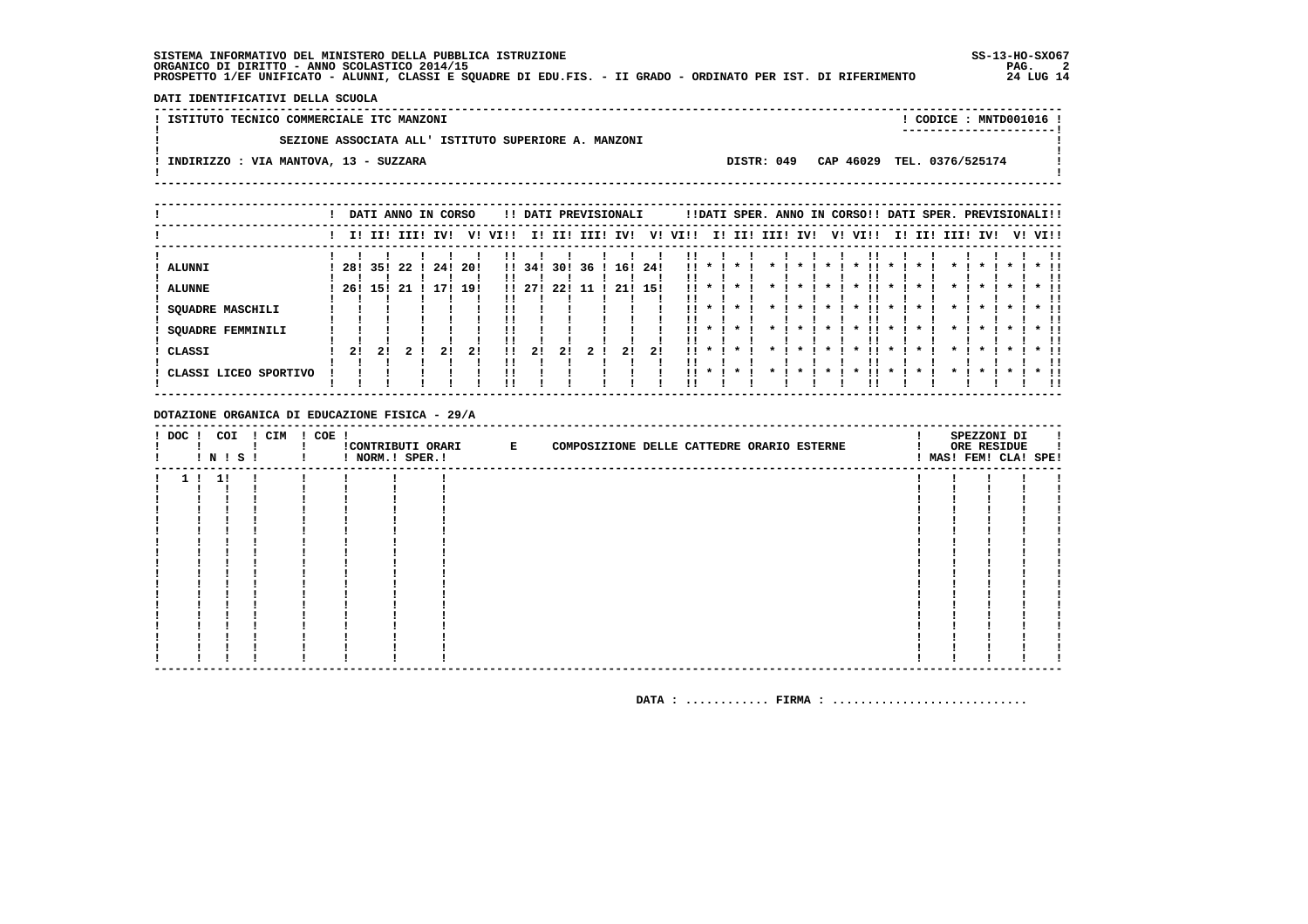SISTEMA INFORMATIVO DEL MINISTERO DELLA PUBBLICA ISTRUZIONE
ORGANICO DI DIRITTO - ANNO SCOLASTICO 2014/15
PROSPETTO 1/EF UNIFICATO - ALUNNI, CLASSI E SQUADRE DI EDU.FIS. - II GRADO - ORDINATO PER IST. DI RIFERIMENTO

SS-13-HO-SXO67
24 LUG 14

DATI IDENTIFICATIVI DELLA SCUOLA

ISTITUTO TECNICO COMMERCIALE ITC MANZONI — CODICE : MNTD001016

SEZIONE ASSOCIATA ALL' ISTITUTO SUPERIORE A. MANZONI

INDIRIZZO : VIA MANTOVA, 13 - SUZZARA — DISTR: 049 CAP 46029 TEL. 0376/525174

| | DATI ANNO IN CORSO | | | | | | DATI PREVISIONALI | | | | | | DATI SPER. ANNO IN CORSO | | | | | | DATI SPER. PREVISIONALI | | | | | |
|---|---|---|---|---|---|---|---|---|---|---|---|---|---|---|---|---|---|---|---|---|---|---|---|---|
| | I | II | III | IV | V | VI | I | II | III | IV | V | VI | I | II | III | IV | V | VI | I | II | III | IV | V | VI |
| ALUNNI | 28 | 35 | 22 | 24 | 20 | | 34 | 30 | 36 | 16 | 24 | | * | * | * | * | * | * | * | * | * | * | * | * |
| ALUNNE | 26 | 15 | 21 | 17 | 19 | | 27 | 22 | 11 | 21 | 15 | | * | * | * | * | * | * | * | * | * | * | * | * |
| SQUADRE MASCHILI | | | | | | | | | | | | | * | * | * | * | * | * | * | * | * | * | * | * |
| SQUADRE FEMMINILI | | | | | | | | | | | | | * | * | * | * | * | * | * | * | * | * | * | * |
| CLASSI | 2 | 2 | 2 | 2 | 2 | | 2 | 2 | 2 | 2 | 2 | | * | * | * | * | * | * | * | * | * | * | * | * |
| CLASSI LICEO SPORTIVO | | | | | | | | | | | | | * | * | * | * | * | * | * | * | * | * | * | * |

DOTAZIONE ORGANICA DI EDUCAZIONE FISICA - 29/A

| DOC | COI N | COI S | CIM | COE | CONTRIBUTI ORARI NORM. | CONTRIBUTI ORARI SPER. | E COMPOSIZIONE DELLE CATTEDRE ORARIO ESTERNE | SPEZZONI DI ORE RESIDUE MAS | FEM | CLA | SPE |
|---|---|---|---|---|---|---|---|---|---|---|---|
| 1 | 1 | | | | | | | | | | |

DATA : ............ FIRMA : ............................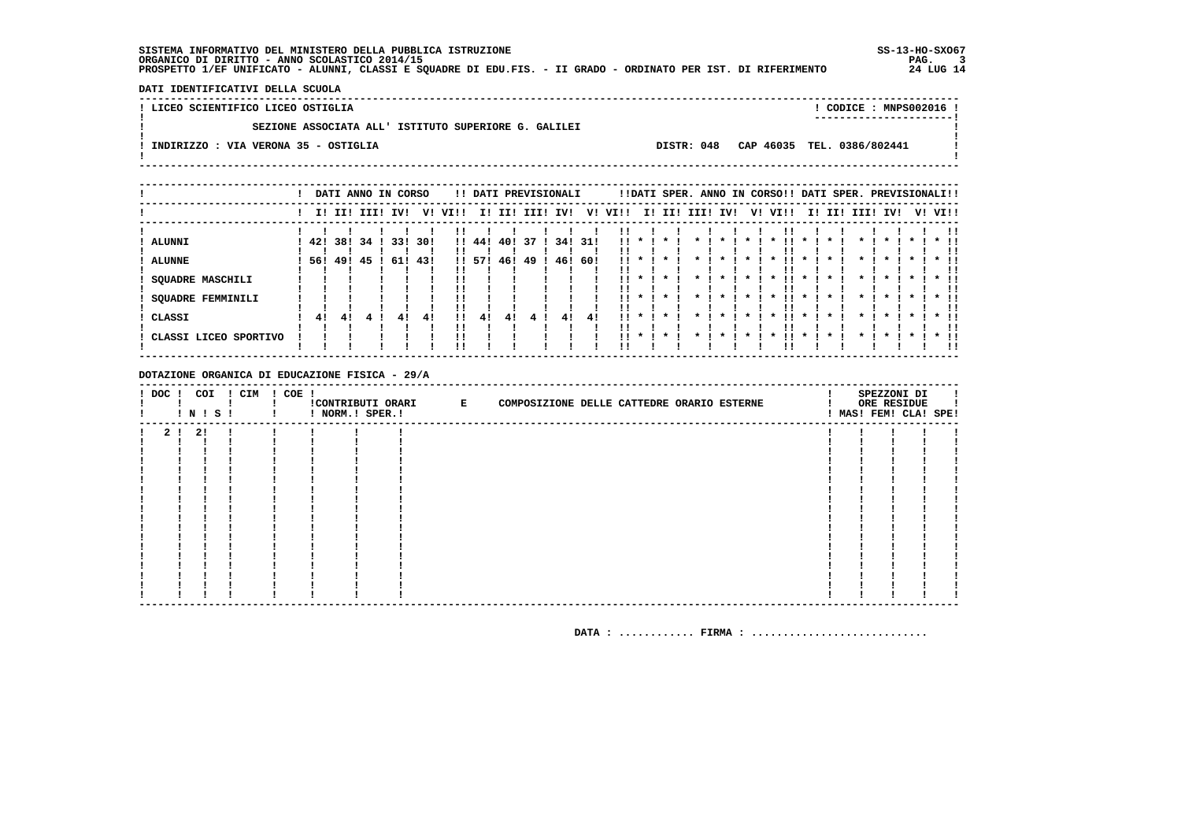SISTEMA INFORMATIVO DEL MINISTERO DELLA PUBBLICA ISTRUZIONE
ORGANICO DI DIRITTO - ANNO SCOLASTICO 2014/15
PROSPETTO 1/EF UNIFICATO - ALUNNI, CLASSI E SQUADRE DI EDU.FIS. - II GRADO - ORDINATO PER IST. DI RIFERIMENTO

SS-13-HO-SXO67
24 LUG 14

DATI IDENTIFICATIVI DELLA SCUOLA

LICEO SCIENTIFICO LICEO OSTIGLIA — CODICE : MNPS002016

SEZIONE ASSOCIATA ALL' ISTITUTO SUPERIORE G. GALILEI

INDIRIZZO : VIA VERONA 35 - OSTIGLIA — DISTR: 048 CAP 46035 TEL. 0386/802441

| | DATI ANNO IN CORSO | | | | | | DATI PREVISIONALI | | | | | | DATI SPER. ANNO IN CORSO | | | | | | DATI SPER. PREVISIONALI | | | | | |
|---|---|---|---|---|---|---|---|---|---|---|---|---|---|---|---|---|---|---|---|---|---|---|---|---|
| | I | II | III | IV | V | VI | I | II | III | IV | V | VI | I | II | III | IV | V | VI | I | II | III | IV | V | VI |
| ALUNNI | 42 | 38 | 34 | 33 | 30 | | 44 | 40 | 37 | 34 | 31 | | * | * | * | * | * | * | * | * | * | * | * | * |
| ALUNNE | 56 | 49 | 45 | 61 | 43 | | 57 | 46 | 49 | 46 | 60 | | * | * | * | * | * | * | * | * | * | * | * | * |
| SQUADRE MASCHILI | | | | | | | | | | | | | * | * | * | * | * | * | * | * | * | * | * | * |
| SQUADRE FEMMINILI | | | | | | | | | | | | | * | * | * | * | * | * | * | * | * | * | * | * |
| CLASSI | 4 | 4 | 4 | 4 | 4 | | 4 | 4 | 4 | 4 | 4 | | * | * | * | * | * | * | * | * | * | * | * | * |
| CLASSI LICEO SPORTIVO | | | | | | | | | | | | | * | * | * | * | * | * | * | * | * | * | * | * |

DOTAZIONE ORGANICA DI EDUCAZIONE FISICA - 29/A

| DOC | COI N | COI S | CIM | COE | CONTRIBUTI ORARI NORM. | CONTRIBUTI ORARI SPER. | E COMPOSIZIONE DELLE CATTEDRE ORARIO ESTERNE | SPEZZONI DI ORE RESIDUE MAS | FEM | CLA | SPE |
|---|---|---|---|---|---|---|---|---|---|---|---|
| 2 | 2 | | | | | | | | | | |

DATA : ............ FIRMA : ............................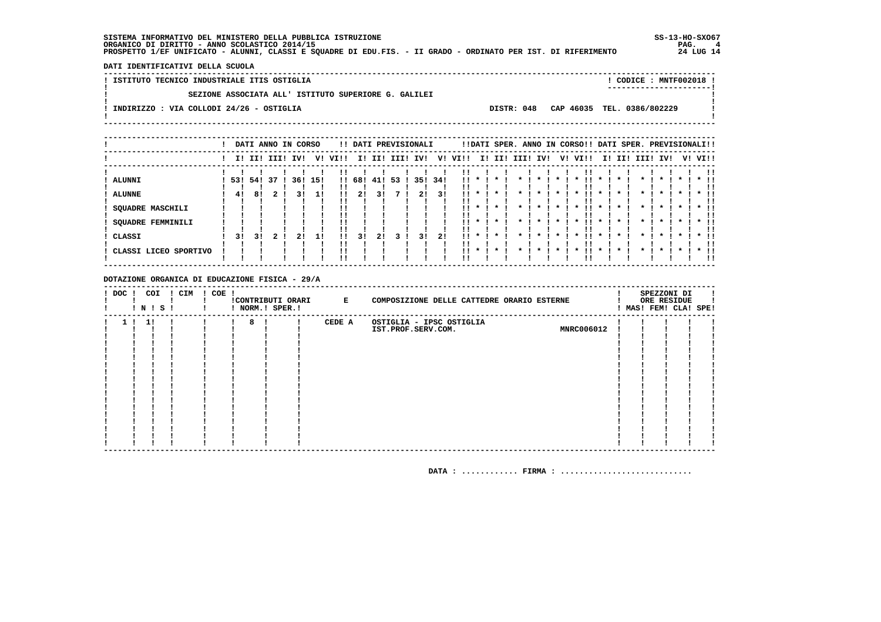SISTEMA INFORMATIVO DEL MINISTERO DELLA PUBBLICA ISTRUZIONE
ORGANICO DI DIRITTO - ANNO SCOLASTICO 2014/15
PROSPETTO 1/EF UNIFICATO - ALUNNI, CLASSI E SQUADRE DI EDU.FIS. - II GRADO - ORDINATO PER IST. DI RIFERIMENTO

SS-13-HO-SXO67
24 LUG 14

**DATI IDENTIFICATIVI DELLA SCUOLA**

ISTITUTO TECNICO INDUSTRIALE ITIS OSTIGLIA — CODICE : MNTF002018

SEZIONE ASSOCIATA ALL' ISTITUTO SUPERIORE G. GALILEI

INDIRIZZO : VIA COLLODI 24/26 - OSTIGLIA — DISTR: 048 CAP 46035 TEL. 0386/802229

| | DATI ANNO IN CORSO | | | | | | DATI PREVISIONALI | | | | | | DATI SPER. ANNO IN CORSO | | | | | | DATI SPER. PREVISIONALI | | | | | |
|---|---|---|---|---|---|---|---|---|---|---|---|---|---|---|---|---|---|---|---|---|---|---|---|---|
| | I | II | III | IV | V | VI | I | II | III | IV | V | VI | I | II | III | IV | V | VI | I | II | III | IV | V | VI |
| ALUNNI | 53 | 54 | 37 | 36 | 15 | | 68 | 41 | 53 | 35 | 34 | | * | * | * | * | * | * | * | * | * | * | * | * |
| ALUNNE | 4 | 8 | 2 | 3 | 1 | | 2 | 3 | 7 | 2 | 3 | | * | * | * | * | * | * | * | * | * | * | * | * |
| SQUADRE MASCHILI | | | | | | | | | | | | | * | * | * | * | * | * | * | * | * | * | * | * |
| SQUADRE FEMMINILI | | | | | | | | | | | | | * | * | * | * | * | * | * | * | * | * | * | * |
| CLASSI | 3 | 3 | 2 | 2 | 1 | | 3 | 2 | 3 | 3 | 2 | | * | * | * | * | * | * | * | * | * | * | * | * |
| CLASSI LICEO SPORTIVO | | | | | | | | | | | | | * | * | * | * | * | * | * | * | * | * | * | * |

**DOTAZIONE ORGANICA DI EDUCAZIONE FISICA - 29/A**

| DOC | COI N | COI S | CIM | COE | CONTRIBUTI ORARI NORM. | CONTRIBUTI ORARI SPER. | E | COMPOSIZIONE DELLE CATTEDRE ORARIO ESTERNE | | SPEZZONI DI ORE RESIDUE MAS | FEM | CLA | SPE |
|---|---|---|---|---|---|---|---|---|---|---|---|---|---|
| 1 | 1 | | | | 8 | | CEDE A | OSTIGLIA - IPSC OSTIGLIA IST.PROF.SERV.COM. | MNRC006012 | | | | |

DATA : ............ FIRMA : ............................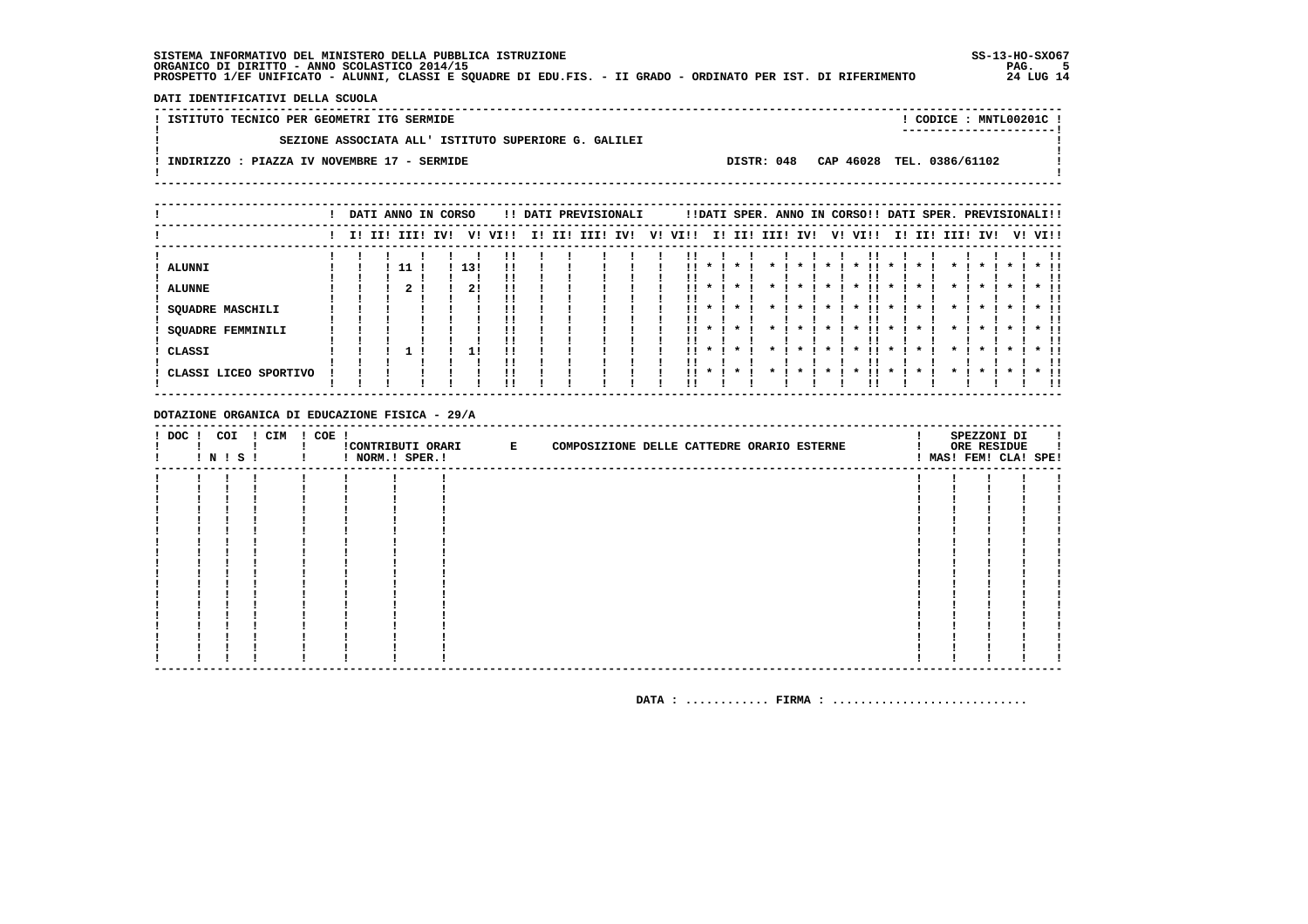SISTEMA INFORMATIVO DEL MINISTERO DELLA PUBBLICA ISTRUZIONE
ORGANICO DI DIRITTO - ANNO SCOLASTICO 2014/15
PROSPETTO 1/EF UNIFICATO - ALUNNI, CLASSI E SQUADRE DI EDU.FIS. - II GRADO - ORDINATO PER IST. DI RIFERIMENTO

SS-13-HO-SXO67
24 LUG 14

DATI IDENTIFICATIVI DELLA SCUOLA

ISTITUTO TECNICO PER GEOMETRI ITG SERMIDE — CODICE : MNTL00201C

SEZIONE ASSOCIATA ALL' ISTITUTO SUPERIORE G. GALILEI

INDIRIZZO : PIAZZA IV NOVEMBRE 17 - SERMIDE — DISTR: 048 CAP 46028 TEL. 0386/61102

| | DATI ANNO IN CORSO | | | | | | DATI PREVISIONALI | | | | | | DATI SPER. ANNO IN CORSO | | | | | | DATI SPER. PREVISIONALI | | | | | |
|---|---|---|---|---|---|---|---|---|---|---|---|---|---|---|---|---|---|---|---|---|---|---|---|---|
| | I | II | III | IV | V | VI | I | II | III | IV | V | VI | I | II | III | IV | V | VI | I | II | III | IV | V | VI |
| ALUNNI | | | 11 | | 13 | | | | | | | | * | * | * | * | * | * | * | * | * | * | * | * |
| ALUNNE | | | 2 | | 2 | | | | | | | | * | * | * | * | * | * | * | * | * | * | * | * |
| SQUADRE MASCHILI | | | | | | | | | | | | | * | * | * | * | * | * | * | * | * | * | * | * |
| SQUADRE FEMMINILI | | | | | | | | | | | | | * | * | * | * | * | * | * | * | * | * | * | * |
| CLASSI | | | 1 | | 1 | | | | | | | | * | * | * | * | * | * | * | * | * | * | * | * |
| CLASSI LICEO SPORTIVO | | | | | | | | | | | | | * | * | * | * | * | * | * | * | * | * | * | * |

DOTAZIONE ORGANICA DI EDUCAZIONE FISICA - 29/A

| DOC | COI N | COI S | CIM | COE | CONTRIBUTI ORARI NORM. | CONTRIBUTI ORARI SPER. | E COMPOSIZIONE DELLE CATTEDRE ORARIO ESTERNE | SPEZZONI DI ORE RESIDUE MAS | FEM | CLA | SPE |
|---|---|---|---|---|---|---|---|---|---|---|---|
| | | | | | | | | | | | |

DATA : ............ FIRMA : ............................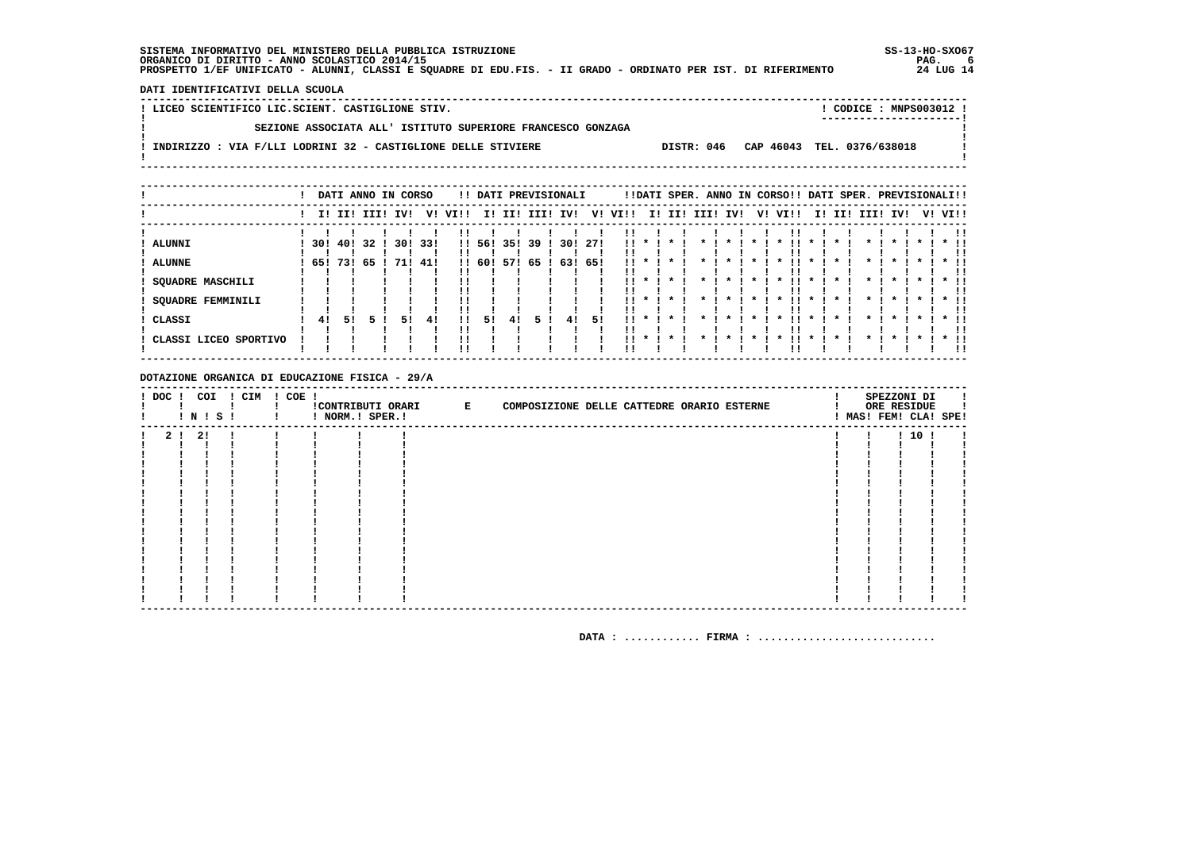SISTEMA INFORMATIVO DEL MINISTERO DELLA PUBBLICA ISTRUZIONE
ORGANICO DI DIRITTO - ANNO SCOLASTICO 2014/15
PROSPETTO 1/EF UNIFICATO - ALUNNI, CLASSI E SQUADRE DI EDU.FIS. - II GRADO - ORDINATO PER IST. DI RIFERIMENTO

SS-13-HO-SXO67
24 LUG 14

DATI IDENTIFICATIVI DELLA SCUOLA

LICEO SCIENTIFICO LIC.SCIENT. CASTIGLIONE STIV. — CODICE : MNPS003012

SEZIONE ASSOCIATA ALL' ISTITUTO SUPERIORE FRANCESCO GONZAGA

INDIRIZZO : VIA F/LLI LODRINI 32 - CASTIGLIONE DELLE STIVIERE — DISTR: 046 — CAP 46043 — TEL. 0376/638018

| | DATI ANNO IN CORSO | | | | | | DATI PREVISIONALI | | | | | | DATI SPER. ANNO IN CORSO | | | | | | DATI SPER. PREVISIONALI | | | | | |
|---|---|---|---|---|---|---|---|---|---|---|---|---|---|---|---|---|---|---|---|---|---|---|---|---|
| | I | II | III | IV | V | VI | I | II | III | IV | V | VI | I | II | III | IV | V | VI | I | II | III | IV | V | VI |
| ALUNNI | 30 | 40 | 32 | 30 | 33 | | 56 | 35 | 39 | 30 | 27 | | * | * | * | * | * | * | * | * | * | * | * | * |
| ALUNNE | 65 | 73 | 65 | 71 | 41 | | 60 | 57 | 65 | 63 | 65 | | * | * | * | * | * | * | * | * | * | * | * | * |
| SQUADRE MASCHILI | | | | | | | | | | | | | * | * | * | * | * | * | * | * | * | * | * | * |
| SQUADRE FEMMINILI | | | | | | | | | | | | | * | * | * | * | * | * | * | * | * | * | * | * |
| CLASSI | 4 | 5 | 5 | 5 | 4 | | 5 | 4 | 5 | 4 | 5 | | * | * | * | * | * | * | * | * | * | * | * | * |
| CLASSI LICEO SPORTIVO | | | | | | | | | | | | | * | * | * | * | * | * | * | * | * | * | * | * |

DOTAZIONE ORGANICA DI EDUCAZIONE FISICA - 29/A

| DOC | COI N | COI S | CIM | COE | CONTRIBUTI ORARI NORM. | CONTRIBUTI ORARI SPER. | E COMPOSIZIONE DELLE CATTEDRE ORARIO ESTERNE | SPEZZONI DI ORE RESIDUE MAS | FEM | CLA | SPE |
|---|---|---|---|---|---|---|---|---|---|---|---|
| 2 | 2 | | | | | | | | | 10 | |

DATA : ............ FIRMA : ............................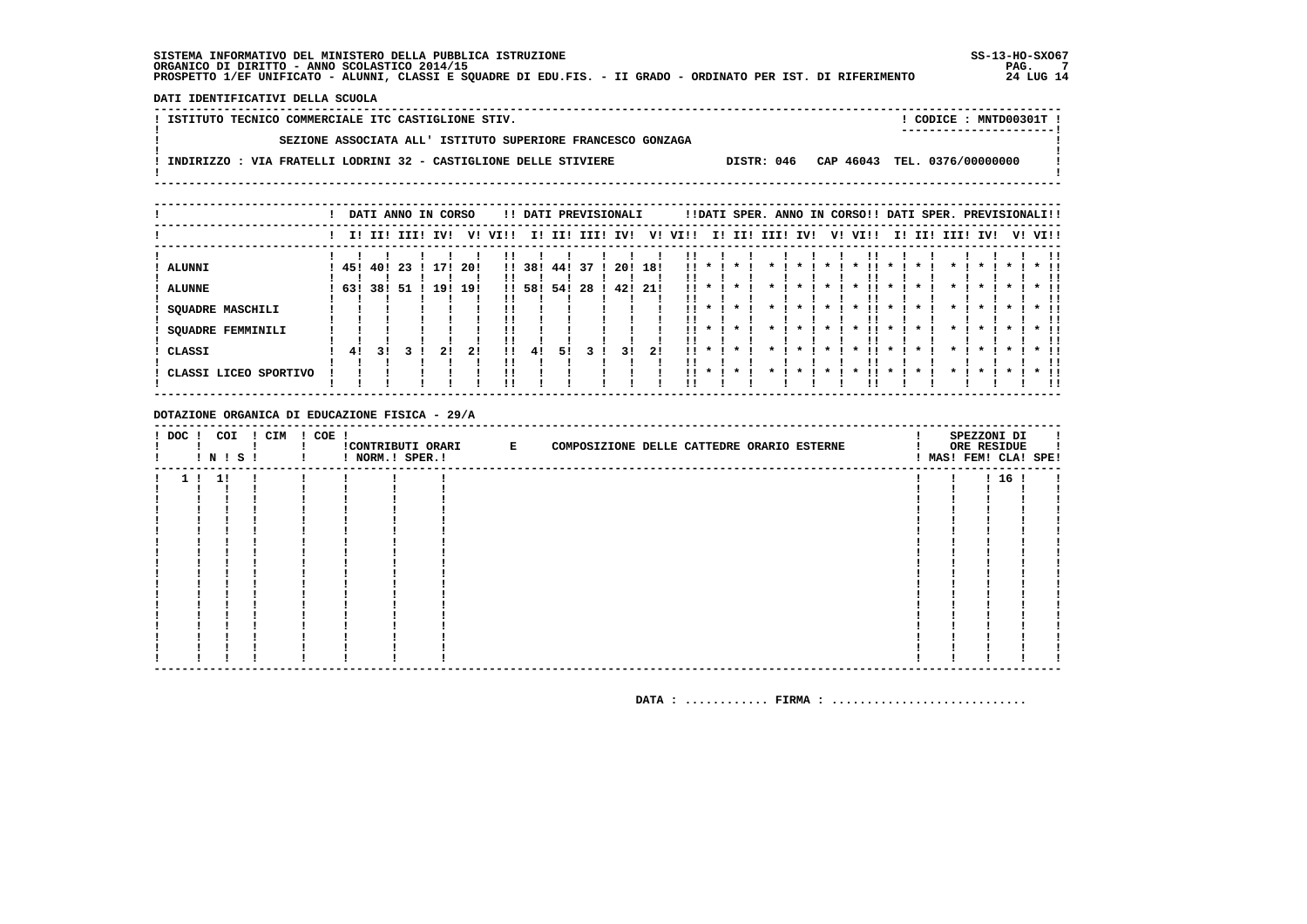SISTEMA INFORMATIVO DEL MINISTERO DELLA PUBBLICA ISTRUZIONE
ORGANICO DI DIRITTO - ANNO SCOLASTICO 2014/15
PROSPETTO 1/EF UNIFICATO - ALUNNI, CLASSI E SQUADRE DI EDU.FIS. - II GRADO - ORDINATO PER IST. DI RIFERIMENTO

SS-13-HO-SXO67
24 LUG 14

DATI IDENTIFICATIVI DELLA SCUOLA

ISTITUTO TECNICO COMMERCIALE ITC CASTIGLIONE STIV. — CODICE : MNTD00301T

SEZIONE ASSOCIATA ALL' ISTITUTO SUPERIORE FRANCESCO GONZAGA

INDIRIZZO : VIA FRATELLI LODRINI 32 - CASTIGLIONE DELLE STIVIERE — DISTR: 046 — CAP 46043 — TEL. 0376/00000000

| | DATI ANNO IN CORSO | | | | | | DATI PREVISIONALI | | | | | | DATI SPER. ANNO IN CORSO | | | | | | DATI SPER. PREVISIONALI | | | | | |
|---|---|---|---|---|---|---|---|---|---|---|---|---|---|---|---|---|---|---|---|---|---|---|---|---|
| | I | II | III | IV | V | VI | I | II | III | IV | V | VI | I | II | III | IV | V | VI | I | II | III | IV | V | VI |
| ALUNNI | 45 | 40 | 23 | 17 | 20 | | 38 | 44 | 37 | 20 | 18 | | * | * | * | * | * | * | * | * | * | * | * | * |
| ALUNNE | 63 | 38 | 51 | 19 | 19 | | 58 | 54 | 28 | 42 | 21 | | * | * | * | * | * | * | * | * | * | * | * | * |
| SQUADRE MASCHILI | | | | | | | | | | | | | * | * | * | * | * | * | * | * | * | * | * | * |
| SQUADRE FEMMINILI | | | | | | | | | | | | | * | * | * | * | * | * | * | * | * | * | * | * |
| CLASSI | 4 | 3 | 3 | 2 | 2 | | 4 | 5 | 3 | 3 | 2 | | * | * | * | * | * | * | * | * | * | * | * | * |
| CLASSI LICEO SPORTIVO | | | | | | | | | | | | | * | * | * | * | * | * | * | * | * | * | * | * |

DOTAZIONE ORGANICA DI EDUCAZIONE FISICA - 29/A

| DOC | COI N | COI S | CIM | COE | CONTRIBUTI ORARI NORM. | CONTRIBUTI ORARI SPER. | E COMPOSIZIONE DELLE CATTEDRE ORARIO ESTERNE | SPEZZONI DI ORE RESIDUE MAS | FEM | CLA | SPE |
|---|---|---|---|---|---|---|---|---|---|---|---|
| 1 | 1 | | | | | | | | | 16 | |

DATA : ............ FIRMA : ............................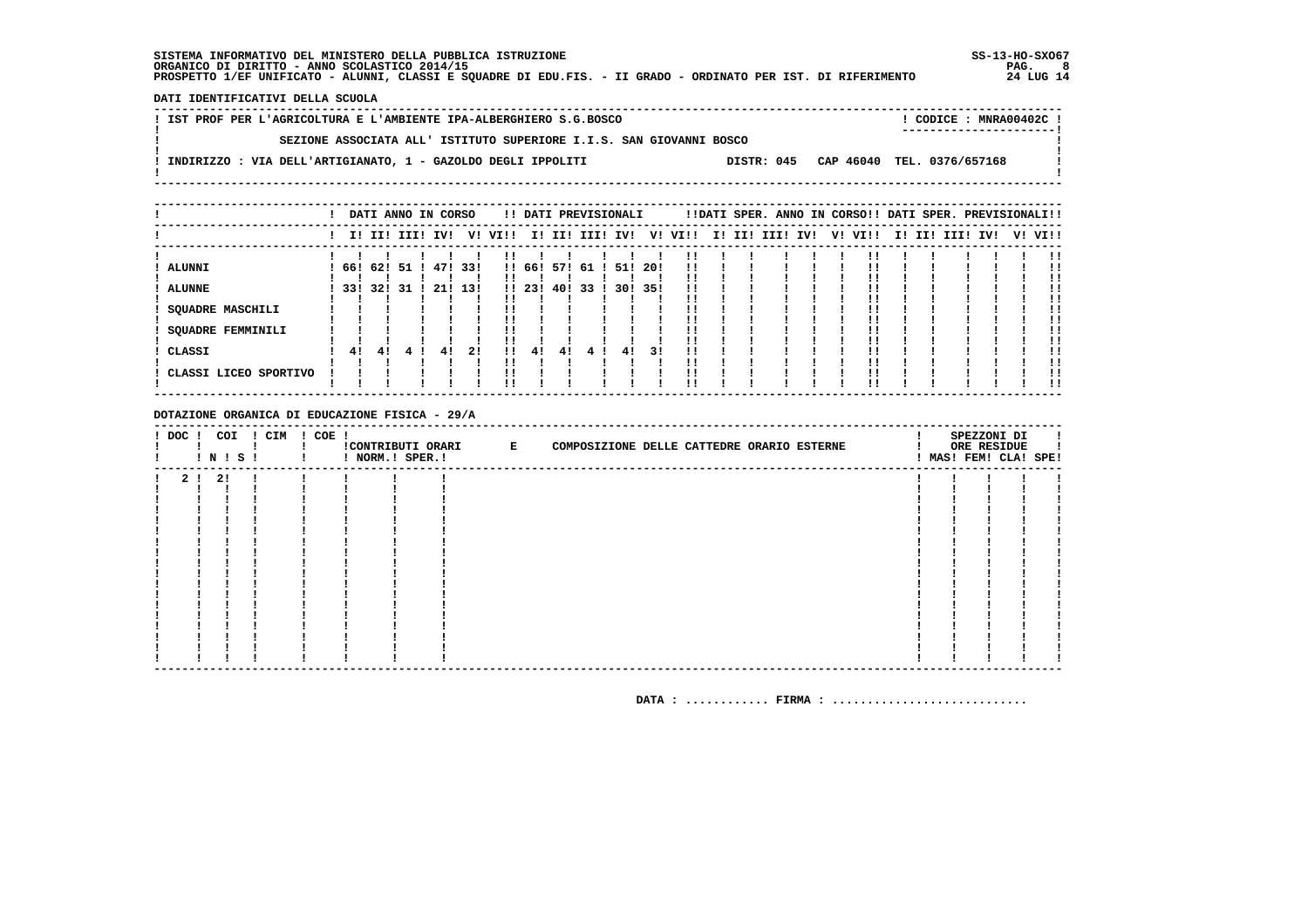SISTEMA INFORMATIVO DEL MINISTERO DELLA PUBBLICA ISTRUZIONE
ORGANICO DI DIRITTO - ANNO SCOLASTICO 2014/15
PROSPETTO 1/EF UNIFICATO - ALUNNI, CLASSI E SQUADRE DI EDU.FIS. - II GRADO - ORDINATO PER IST. DI RIFERIMENTO

SS-13-HO-SXO67
24 LUG 14

**DATI IDENTIFICATIVI DELLA SCUOLA**

IST PROF PER L'AGRICOLTURA E L'AMBIENTE IPA-ALBERGHIERO S.G.BOSCO — CODICE : MNRA00402C

SEZIONE ASSOCIATA ALL' ISTITUTO SUPERIORE I.I.S. SAN GIOVANNI BOSCO

INDIRIZZO : VIA DELL'ARTIGIANATO, 1 - GAZOLDO DEGLI IPPOLITI — DISTR: 045 CAP 46040 TEL. 0376/657168

| | DATI ANNO IN CORSO | | | | | | DATI PREVISIONALI | | | | | | DATI SPER. ANNO IN CORSO | | | | | | DATI SPER. PREVISIONALI | | | | | |
|---|---|---|---|---|---|---|---|---|---|---|---|---|---|---|---|---|---|---|---|---|---|---|---|---|
| | I | II | III | IV | V | VI | I | II | III | IV | V | VI | I | II | III | IV | V | VI | I | II | III | IV | V | VI |
| ALUNNI | 66 | 62 | 51 | 47 | 33 | | 66 | 57 | 61 | 51 | 20 | | | | | | | | | | | | | |
| ALUNNE | 33 | 32 | 31 | 21 | 13 | | 23 | 40 | 33 | 30 | 35 | | | | | | | | | | | | | |
| SQUADRE MASCHILI | | | | | | | | | | | | | | | | | | | | | | | | |
| SQUADRE FEMMINILI | | | | | | | | | | | | | | | | | | | | | | | | |
| CLASSI | 4 | 4 | 4 | 4 | 2 | | 4 | 4 | 4 | 4 | 3 | | | | | | | | | | | | | |
| CLASSI LICEO SPORTIVO | | | | | | | | | | | | | | | | | | | | | | | | |

**DOTAZIONE ORGANICA DI EDUCAZIONE FISICA - 29/A**

| DOC | COI N | COI S | CIM | COE | CONTRIBUTI ORARI NORM. | CONTRIBUTI ORARI SPER. | E COMPOSIZIONE DELLE CATTEDRE ORARIO ESTERNE | SPEZZONI DI ORE RESIDUE MAS | FEM | CLA | SPE |
|---|---|---|---|---|---|---|---|---|---|---|---|
| 2 | 2 | | | | | | | | | | |

DATA : ............ FIRMA : ............................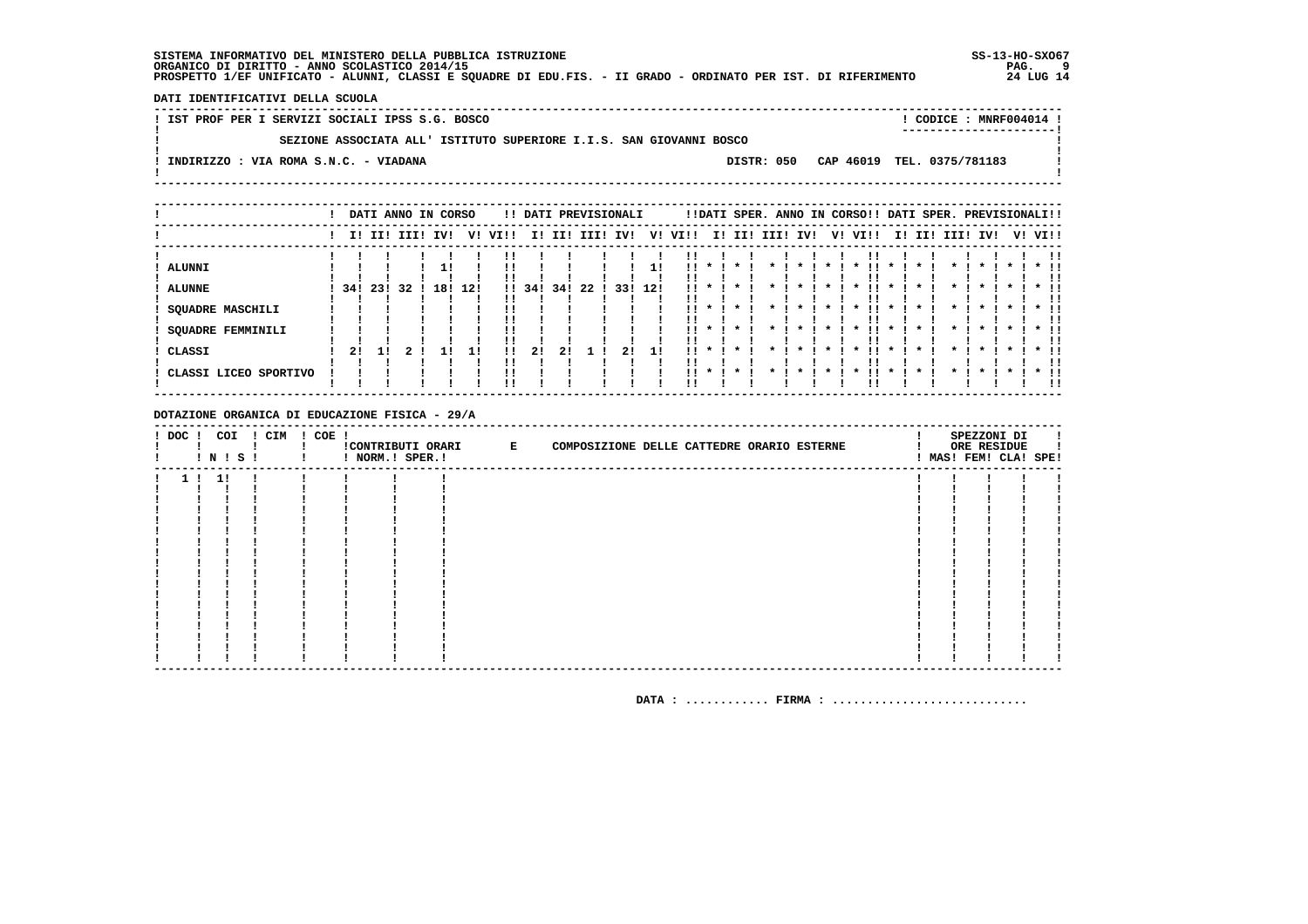SISTEMA INFORMATIVO DEL MINISTERO DELLA PUBBLICA ISTRUZIONE
ORGANICO DI DIRITTO - ANNO SCOLASTICO 2014/15
PROSPETTO 1/EF UNIFICATO - ALUNNI, CLASSI E SQUADRE DI EDU.FIS. - II GRADO - ORDINATO PER IST. DI RIFERIMENTO

SS-13-HO-SXO67
24 LUG 14

DATI IDENTIFICATIVI DELLA SCUOLA

IST PROF PER I SERVIZI SOCIALI IPSS S.G. BOSCO — CODICE : MNRF004014

SEZIONE ASSOCIATA ALL' ISTITUTO SUPERIORE I.I.S. SAN GIOVANNI BOSCO

INDIRIZZO : VIA ROMA S.N.C. - VIADANA — DISTR: 050 CAP 46019 TEL. 0375/781183

| | DATI ANNO IN CORSO | | | | | | DATI PREVISIONALI | | | | | | DATI SPER. ANNO IN CORSO | | | | | | DATI SPER. PREVISIONALI | | | | | |
|---|---|---|---|---|---|---|---|---|---|---|---|---|---|---|---|---|---|---|---|---|---|---|---|---|
| | I | II | III | IV | V | VI | I | II | III | IV | V | VI | I | II | III | IV | V | VI | I | II | III | IV | V | VI |
| ALUNNI | | | | 1 | | | | | | | 1 | | * | * | * | * | * | * | * | * | * | * | * | * |
| ALUNNE | 34 | 23 | 32 | 18 | 12 | | 34 | 34 | 22 | 33 | 12 | | * | * | * | * | * | * | * | * | * | * | * | * |
| SQUADRE MASCHILI | | | | | | | | | | | | | * | * | * | * | * | * | * | * | * | * | * | * |
| SQUADRE FEMMINILI | | | | | | | | | | | | | * | * | * | * | * | * | * | * | * | * | * | * |
| CLASSI | 2 | 1 | 2 | 1 | 1 | | 2 | 2 | 1 | 2 | 1 | | * | * | * | * | * | * | * | * | * | * | * | * |
| CLASSI LICEO SPORTIVO | | | | | | | | | | | | | * | * | * | * | * | * | * | * | * | * | * | * |

DOTAZIONE ORGANICA DI EDUCAZIONE FISICA - 29/A

| DOC | COI N | COI S | CIM | COE | CONTRIBUTI ORARI NORM. | CONTRIBUTI ORARI SPER. | E COMPOSIZIONE DELLE CATTEDRE ORARIO ESTERNE | SPEZZONI DI ORE RESIDUE MAS | FEM | CLA | SPE |
|---|---|---|---|---|---|---|---|---|---|---|---|
| 1 | 1 | | | | | | | | | | |

DATA : ............ FIRMA : ............................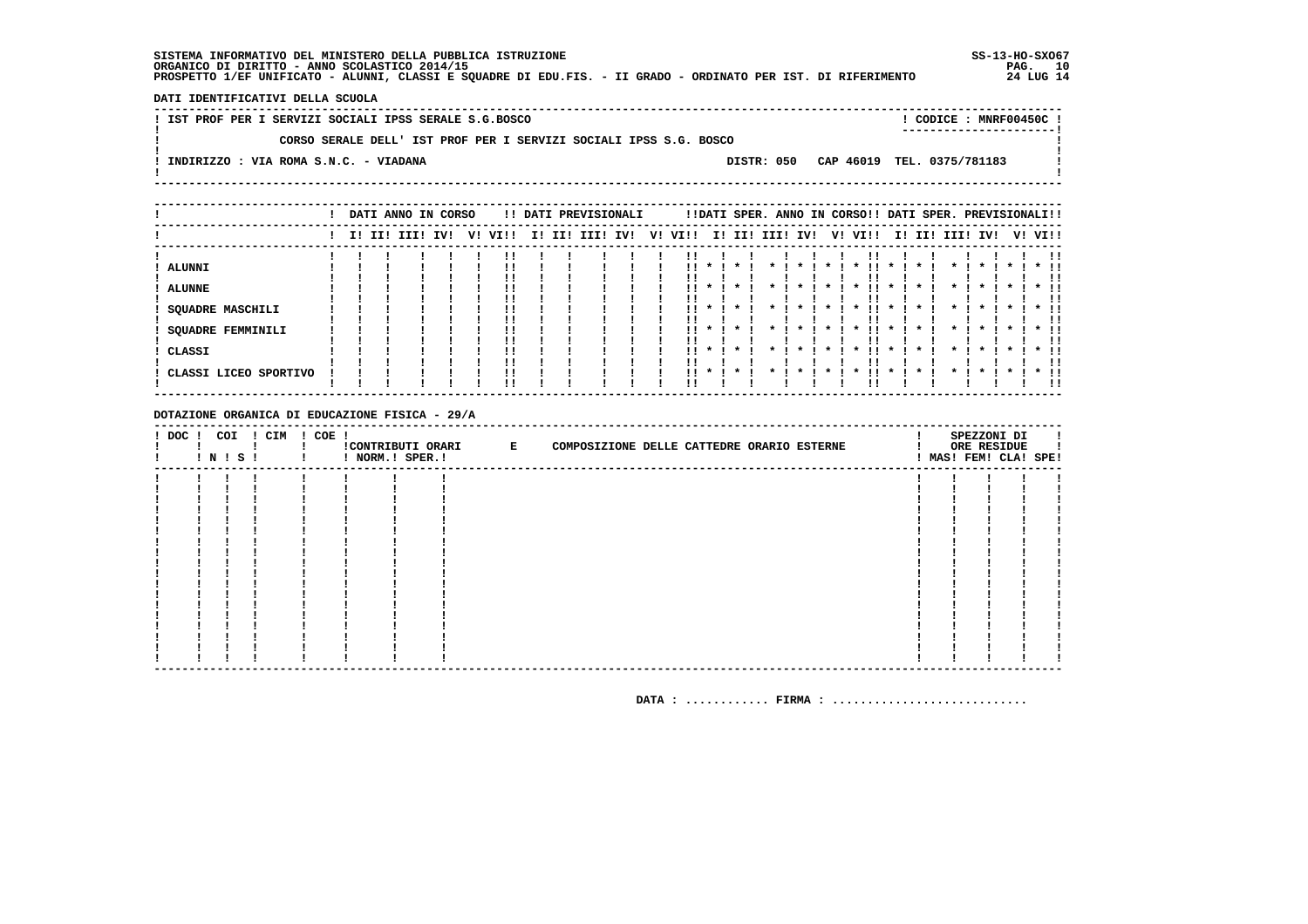DATI IDENTIFICATIVI DELLA SCUOLA

| | |
|---|---|
| IST PROF PER I SERVIZI SOCIALI IPSS SERALE S.G.BOSCO | CODICE : MNRF00450C |
| CORSO SERALE DELL' IST PROF PER I SERVIZI SOCIALI IPSS S.G. BOSCO | |
| INDIRIZZO : VIA ROMA S.N.C. - VIADANA | DISTR: 050 CAP 46019 TEL. 0375/781183 |

| | DATI ANNO IN CORSO | | | | | | DATI PREVISIONALI | | | | | | DATI SPER. ANNO IN CORSO | | | | | | DATI SPER. PREVISIONALI | | | | | |
|---|---|---|---|---|---|---|---|---|---|---|---|---|---|---|---|---|---|---|---|---|---|---|---|---|
| | I | II | III | IV | V | VI | I | II | III | IV | V | VI | I | II | III | IV | V | VI | I | II | III | IV | V | VI |
| ALUNNI | | | | | | | | | | | | | * | * | * | * | * | * | * | * | * | * | * | * |
| ALUNNE | | | | | | | | | | | | | * | * | * | * | * | * | * | * | * | * | * | * |
| SQUADRE MASCHILI | | | | | | | | | | | | | * | * | * | * | * | * | * | * | * | * | * | * |
| SQUADRE FEMMINILI | | | | | | | | | | | | | * | * | * | * | * | * | * | * | * | * | * | * |
| CLASSI | | | | | | | | | | | | | * | * | * | * | * | * | * | * | * | * | * | * |
| CLASSI LICEO SPORTIVO | | | | | | | | | | | | | * | * | * | * | * | * | * | * | * | * | * | * |

DOTAZIONE ORGANICA DI EDUCAZIONE FISICA - 29/A

| DOC | COI N | COI S | CIM | COE | CONTRIBUTI ORARI NORM. | CONTRIBUTI ORARI SPER. | E COMPOSIZIONE DELLE CATTEDRE ORARIO ESTERNE | SPEZZONI DI ORE RESIDUE MAS | FEM | CLA | SPE |
|---|---|---|---|---|---|---|---|---|---|---|---|
| | | | | | | | | | | | |

DATA : ............ FIRMA : ............................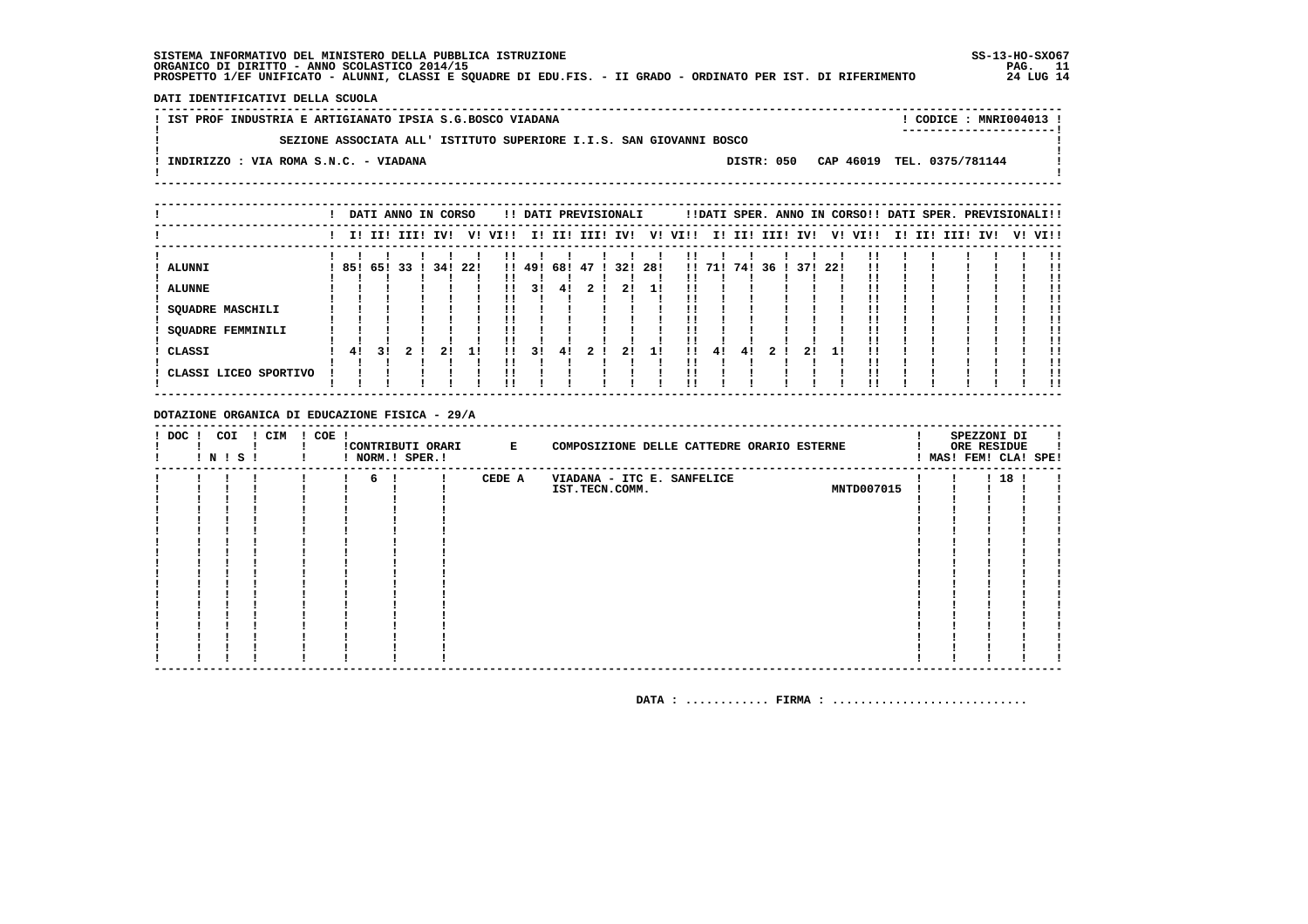SISTEMA INFORMATIVO DEL MINISTERO DELLA PUBBLICA ISTRUZIONE
ORGANICO DI DIRITTO - ANNO SCOLASTICO 2014/15
PROSPETTO 1/EF UNIFICATO - ALUNNI, CLASSI E SQUADRE DI EDU.FIS. - II GRADO - ORDINATO PER IST. DI RIFERIMENTO

SS-13-HO-SXO67
24 LUG 14

**DATI IDENTIFICATIVI DELLA SCUOLA**

IST PROF INDUSTRIA E ARTIGIANATO IPSIA S.G.BOSCO VIADANA — CODICE : MNRI004013

SEZIONE ASSOCIATA ALL' ISTITUTO SUPERIORE I.I.S. SAN GIOVANNI BOSCO

INDIRIZZO : VIA ROMA S.N.C. - VIADANA — DISTR: 050 CAP 46019 TEL. 0375/781144

| | DATI ANNO IN CORSO | | | | | | DATI PREVISIONALI | | | | | | DATI SPER. ANNO IN CORSO | | | | | | DATI SPER. PREVISIONALI | | | | | |
|---|---|---|---|---|---|---|---|---|---|---|---|---|---|---|---|---|---|---|---|---|---|---|---|---|
| | I | II | III | IV | V | VI | I | II | III | IV | V | VI | I | II | III | IV | V | VI | I | II | III | IV | V | VI |
| ALUNNI | 85 | 65 | 33 | 34 | 22 | | 49 | 68 | 47 | 32 | 28 | | 71 | 74 | 36 | 37 | 22 | | | | | | | |
| ALUNNE | | | | | | | 3 | 4 | 2 | 2 | 1 | | | | | | | | | | | | | |
| SQUADRE MASCHILI | | | | | | | | | | | | | | | | | | | | | | | | |
| SQUADRE FEMMINILI | | | | | | | | | | | | | | | | | | | | | | | | |
| CLASSI | 4 | 3 | 2 | 2 | 1 | | 3 | 4 | 2 | 2 | 1 | | 4 | 4 | 2 | 2 | 1 | | | | | | | |
| CLASSI LICEO SPORTIVO | | | | | | | | | | | | | | | | | | | | | | | | |

**DOTAZIONE ORGANICA DI EDUCAZIONE FISICA - 29/A**

| DOC | COI N | COI S | CIM | COE | CONTRIBUTI ORARI NORM. | CONTRIBUTI ORARI SPER. | E | COMPOSIZIONE DELLE CATTEDRE ORARIO ESTERNE | | SPEZZONI DI ORE RESIDUE MAS | FEM | CLA | SPE |
|---|---|---|---|---|---|---|---|---|---|---|---|---|---|
| | | | | | 6 | | CEDE A | VIADANA - ITC E. SANFELICE IST.TECN.COMM. | MNTD007015 | | | 18 | |

DATA : ............ FIRMA : ............................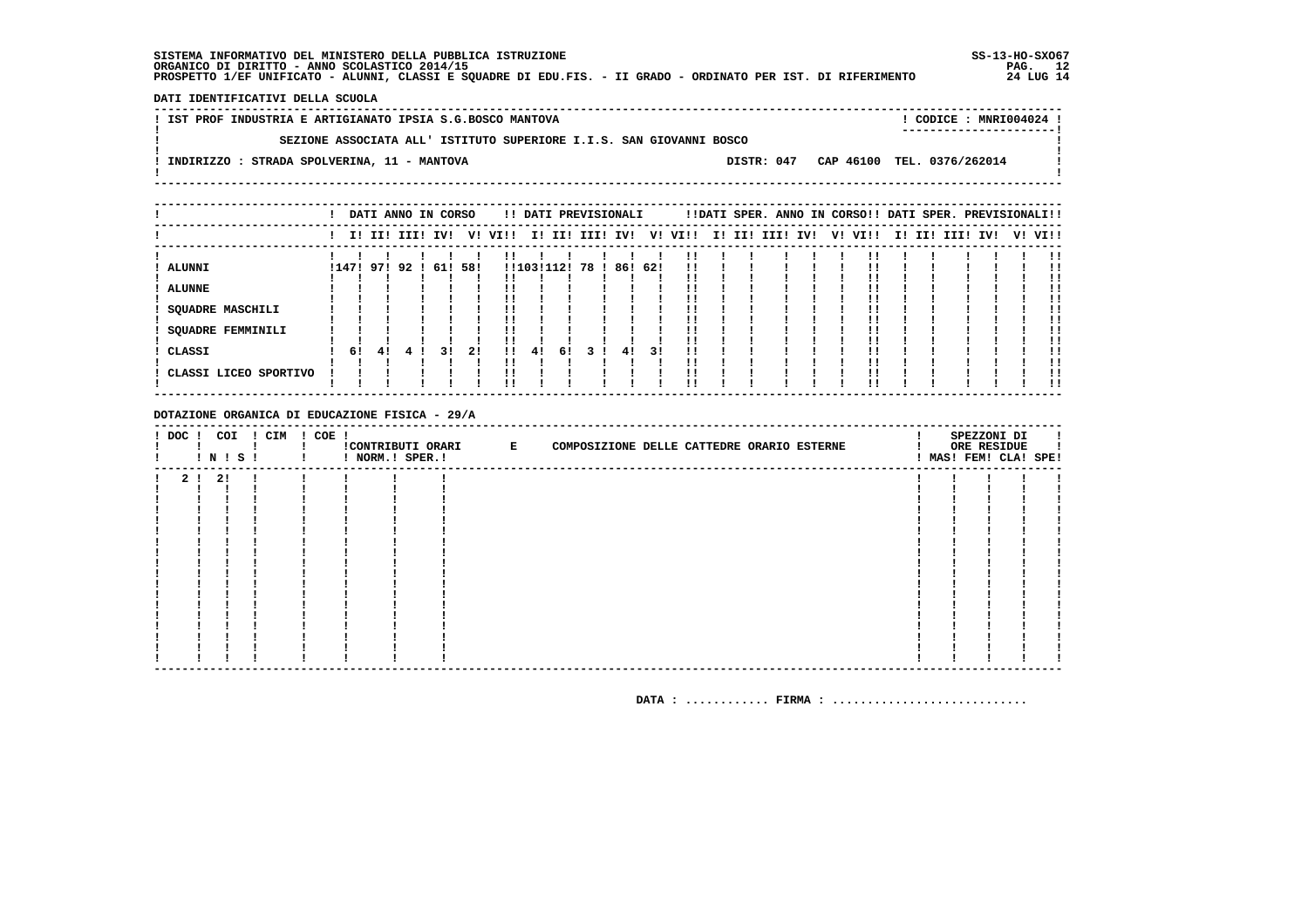SISTEMA INFORMATIVO DEL MINISTERO DELLA PUBBLICA ISTRUZIONE
ORGANICO DI DIRITTO - ANNO SCOLASTICO 2014/15
PROSPETTO 1/EF UNIFICATO - ALUNNI, CLASSI E SQUADRE DI EDU.FIS. - II GRADO - ORDINATO PER IST. DI RIFERIMENTO

SS-13-HO-SXO67
24 LUG 14

DATI IDENTIFICATIVI DELLA SCUOLA

IST PROF INDUSTRIA E ARTIGIANATO IPSIA S.G.BOSCO MANTOVA — CODICE : MNRI004024

SEZIONE ASSOCIATA ALL' ISTITUTO SUPERIORE I.I.S. SAN GIOVANNI BOSCO

INDIRIZZO : STRADA SPOLVERINA, 11 - MANTOVA — DISTR: 047 CAP 46100 TEL. 0376/262014

| | DATI ANNO IN CORSO | | | | | | DATI PREVISIONALI | | | | | | DATI SPER. ANNO IN CORSO | | | | | | DATI SPER. PREVISIONALI | | | | | |
|---|---|---|---|---|---|---|---|---|---|---|---|---|---|---|---|---|---|---|---|---|---|---|---|---|
| | I | II | III | IV | V | VI | I | II | III | IV | V | VI | I | II | III | IV | V | VI | I | II | III | IV | V | VI |
| ALUNNI | 147 | 97 | 92 | 61 | 58 | | 103 | 112 | 78 | 86 | 62 | | | | | | | | | | | | | |
| ALUNNE | | | | | | | | | | | | | | | | | | | | | | | | |
| SQUADRE MASCHILI | | | | | | | | | | | | | | | | | | | | | | | | |
| SQUADRE FEMMINILI | | | | | | | | | | | | | | | | | | | | | | | | |
| CLASSI | 6 | 4 | 4 | 3 | 2 | | 4 | 6 | 3 | 4 | 3 | | | | | | | | | | | | | |
| CLASSI LICEO SPORTIVO | | | | | | | | | | | | | | | | | | | | | | | | |

DOTAZIONE ORGANICA DI EDUCAZIONE FISICA - 29/A

| DOC | COI N | COI S | CIM | COE | CONTRIBUTI ORARI NORM. | CONTRIBUTI ORARI SPER. | E COMPOSIZIONE DELLE CATTEDRE ORARIO ESTERNE | SPEZZONI DI ORE RESIDUE MAS | FEM | CLA | SPE |
|---|---|---|---|---|---|---|---|---|---|---|---|
| 2 | 2 | | | | | | | | | | |

DATA : ............ FIRMA : ............................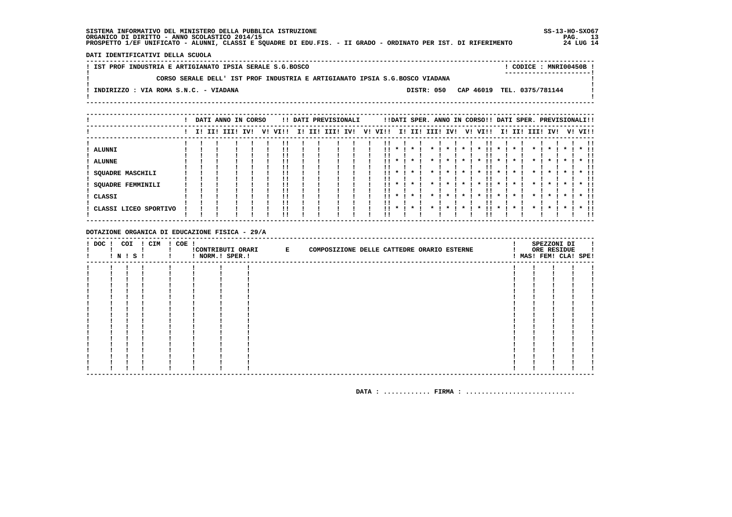SISTEMA INFORMATIVO DEL MINISTERO DELLA PUBBLICA ISTRUZIONE
ORGANICO DI DIRITTO - ANNO SCOLASTICO 2014/15
PROSPETTO 1/EF UNIFICATO - ALUNNI, CLASSI E SQUADRE DI EDU.FIS. - II GRADO - ORDINATO PER IST. DI RIFERIMENTO

SS-13-HO-SXO67
24 LUG 14

**DATI IDENTIFICATIVI DELLA SCUOLA**

IST PROF INDUSTRIA E ARTIGIANATO IPSIA SERALE S.G.BOSCO — CODICE : MNRI00450B

CORSO SERALE DELL' IST PROF INDUSTRIA E ARTIGIANATO IPSIA S.G.BOSCO VIADANA

INDIRIZZO : VIA ROMA S.N.C. - VIADANA — DISTR: 050 CAP 46019 TEL. 0375/781144

| | DATI ANNO IN CORSO | | | | | | DATI PREVISIONALI | | | | | | DATI SPER. ANNO IN CORSO | | | | | | DATI SPER. PREVISIONALI | | | | | |
|---|---|---|---|---|---|---|---|---|---|---|---|---|---|---|---|---|---|---|---|---|---|---|---|---|
| | I | II | III | IV | V | VI | I | II | III | IV | V | VI | I | II | III | IV | V | VI | I | II | III | IV | V | VI |
| ALUNNI | | | | | | | | | | | | | * | * | * | * | * | * | * | * | * | * | * | * |
| ALUNNE | | | | | | | | | | | | | * | * | * | * | * | * | * | * | * | * | * | * |
| SQUADRE MASCHILI | | | | | | | | | | | | | * | * | * | * | * | * | * | * | * | * | * | * |
| SQUADRE FEMMINILI | | | | | | | | | | | | | * | * | * | * | * | * | * | * | * | * | * | * |
| CLASSI | | | | | | | | | | | | | * | * | * | * | * | * | * | * | * | * | * | * |
| CLASSI LICEO SPORTIVO | | | | | | | | | | | | | * | * | * | * | * | * | * | * | * | * | * | * |

**DOTAZIONE ORGANICA DI EDUCAZIONE FISICA - 29/A**

| DOC | COI N | COI S | CIM | COE | CONTRIBUTI ORARI NORM. | CONTRIBUTI ORARI SPER. | E COMPOSIZIONE DELLE CATTEDRE ORARIO ESTERNE | SPEZZONI DI ORE RESIDUE MAS | FEM | CLA | SPE |
|---|---|---|---|---|---|---|---|---|---|---|---|
| | | | | | | | | | | | |

DATA : ............ FIRMA : ............................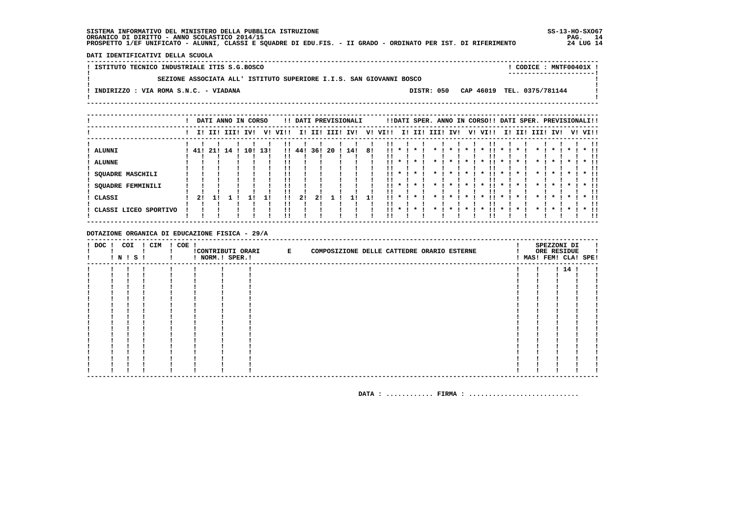SISTEMA INFORMATIVO DEL MINISTERO DELLA PUBBLICA ISTRUZIONE
ORGANICO DI DIRITTO - ANNO SCOLASTICO 2014/15
PROSPETTO 1/EF UNIFICATO - ALUNNI, CLASSI E SQUADRE DI EDU.FIS. - II GRADO - ORDINATO PER IST. DI RIFERIMENTO

SS-13-HO-SXO67
24 LUG 14

DATI IDENTIFICATIVI DELLA SCUOLA

ISTITUTO TECNICO INDUSTRIALE ITIS S.G.BOSCO — CODICE : MNTF00401X

SEZIONE ASSOCIATA ALL' ISTITUTO SUPERIORE I.I.S. SAN GIOVANNI BOSCO

INDIRIZZO : VIA ROMA S.N.C. - VIADANA — DISTR: 050 CAP 46019 TEL. 0375/781144

| | DATI ANNO IN CORSO | | | | | | DATI PREVISIONALI | | | | | | DATI SPER. ANNO IN CORSO | | | | | | DATI SPER. PREVISIONALI | | | | | |
|---|---|---|---|---|---|---|---|---|---|---|---|---|---|---|---|---|---|---|---|---|---|---|---|---|
| | I | II | III | IV | V | VI | I | II | III | IV | V | VI | I | II | III | IV | V | VI | I | II | III | IV | V | VI |
| ALUNNI | 41 | 21 | 14 | 10 | 13 | | 44 | 36 | 20 | 14 | 8 | | * | * | * | * | * | * | * | * | * | * | * | * |
| ALUNNE | | | | | | | | | | | | | * | * | * | * | * | * | * | * | * | * | * | * |
| SQUADRE MASCHILI | | | | | | | | | | | | | * | * | * | * | * | * | * | * | * | * | * | * |
| SQUADRE FEMMINILI | | | | | | | | | | | | | * | * | * | * | * | * | * | * | * | * | * | * |
| CLASSI | 2 | 1 | 1 | 1 | 1 | | 2 | 2 | 1 | 1 | 1 | | * | * | * | * | * | * | * | * | * | * | * | * |
| CLASSI LICEO SPORTIVO | | | | | | | | | | | | | * | * | * | * | * | * | * | * | * | * | * | * |

DOTAZIONE ORGANICA DI EDUCAZIONE FISICA - 29/A

| DOC | COI N | COI S | CIM | COE | CONTRIBUTI ORARI NORM. | CONTRIBUTI ORARI SPER. | E COMPOSIZIONE DELLE CATTEDRE ORARIO ESTERNE | SPEZZONI DI ORE RESIDUE MAS | FEM | CLA | SPE |
|---|---|---|---|---|---|---|---|---|---|---|---|
| | | | | | | | | | | 14 | |

DATA : ............ FIRMA : ............................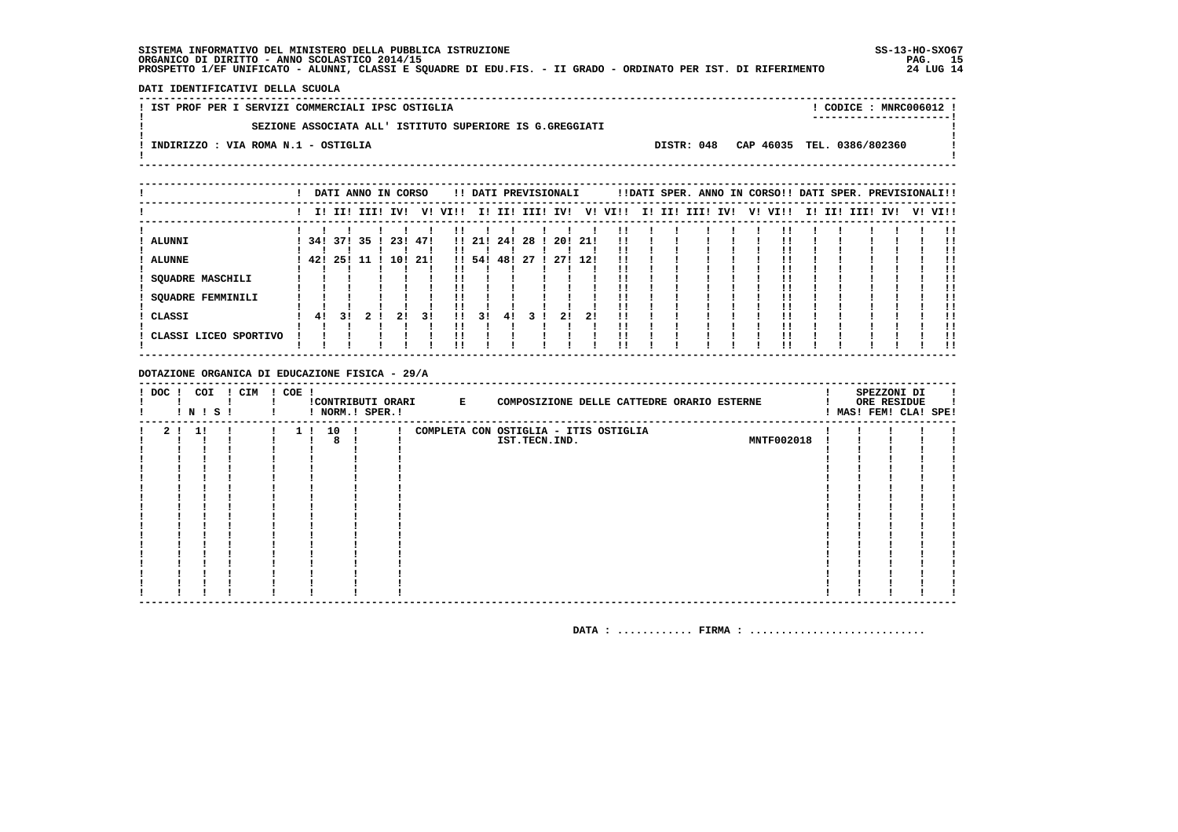SISTEMA INFORMATIVO DEL MINISTERO DELLA PUBBLICA ISTRUZIONE
ORGANICO DI DIRITTO - ANNO SCOLASTICO 2014/15
PROSPETTO 1/EF UNIFICATO - ALUNNI, CLASSI E SQUADRE DI EDU.FIS. - II GRADO - ORDINATO PER IST. DI RIFERIMENTO

SS-13-HO-SXO67
24 LUG 14

DATI IDENTIFICATIVI DELLA SCUOLA

IST PROF PER I SERVIZI COMMERCIALI IPSC OSTIGLIA — CODICE : MNRC006012

SEZIONE ASSOCIATA ALL' ISTITUTO SUPERIORE IS G.GREGGIATI

INDIRIZZO : VIA ROMA N.1 - OSTIGLIA — DISTR: 048 CAP 46035 TEL. 0386/802360

| | DATI ANNO IN CORSO | | | | | | DATI PREVISIONALI | | | | | | DATI SPER. ANNO IN CORSO | | | | | | DATI SPER. PREVISIONALI | | | | | |
|---|---|---|---|---|---|---|---|---|---|---|---|---|---|---|---|---|---|---|---|---|---|---|---|---|
| | I | II | III | IV | V | VI | I | II | III | IV | V | VI | I | II | III | IV | V | VI | I | II | III | IV | V | VI |
| ALUNNI | 34 | 37 | 35 | 23 | 47 | | 21 | 24 | 28 | 20 | 21 | | | | | | | | | | | | | |
| ALUNNE | 42 | 25 | 11 | 10 | 21 | | 54 | 48 | 27 | 27 | 12 | | | | | | | | | | | | | |
| SQUADRE MASCHILI | | | | | | | | | | | | | | | | | | | | | | | | |
| SQUADRE FEMMINILI | | | | | | | | | | | | | | | | | | | | | | | | |
| CLASSI | 4 | 3 | 2 | 2 | 3 | | 3 | 4 | 3 | 2 | 2 | | | | | | | | | | | | | |
| CLASSI LICEO SPORTIVO | | | | | | | | | | | | | | | | | | | | | | | | |

DOTAZIONE ORGANICA DI EDUCAZIONE FISICA - 29/A

| DOC | COI N | COI S | CIM | COE | CONTRIBUTI ORARI NORM. | CONTRIBUTI ORARI SPER. | E COMPOSIZIONE DELLE CATTEDRE ORARIO ESTERNE | | SPEZZONI DI ORE RESIDUE MAS | FEM | CLA | SPE |
|---|---|---|---|---|---|---|---|---|---|---|---|---|
| 2 | 1 | | | 1 | 10 | | COMPLETA CON OSTIGLIA - ITIS OSTIGLIA | | | | | |
| | | | | | 8 | | IST.TECN.IND. | MNTF002018 | | | | |

DATA : ............ FIRMA : ............................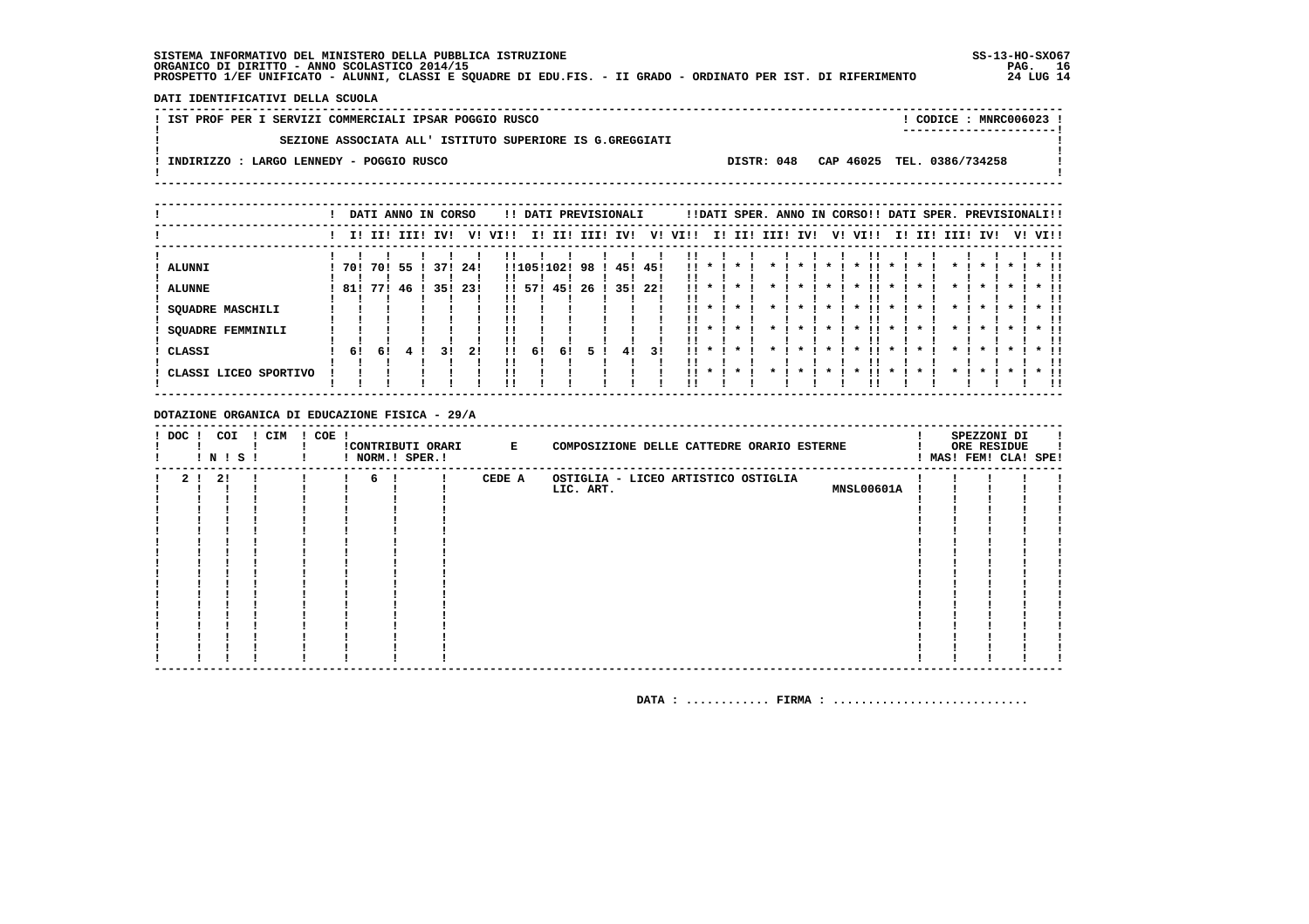SISTEMA INFORMATIVO DEL MINISTERO DELLA PUBBLICA ISTRUZIONE
ORGANICO DI DIRITTO - ANNO SCOLASTICO 2014/15
PROSPETTO 1/EF UNIFICATO - ALUNNI, CLASSI E SQUADRE DI EDU.FIS. - II GRADO - ORDINATO PER IST. DI RIFERIMENTO

SS-13-HO-SXO67
24 LUG 14

DATI IDENTIFICATIVI DELLA SCUOLA

IST PROF PER I SERVIZI COMMERCIALI IPSAR POGGIO RUSCO — CODICE : MNRC006023

SEZIONE ASSOCIATA ALL' ISTITUTO SUPERIORE IS G.GREGGIATI

INDIRIZZO : LARGO LENNEDY - POGGIO RUSCO — DISTR: 048 CAP 46025 TEL. 0386/734258

| | DATI ANNO IN CORSO | | | | | | DATI PREVISIONALI | | | | | | DATI SPER. ANNO IN CORSO | | | | | | DATI SPER. PREVISIONALI | | | | | |
|---|---|---|---|---|---|---|---|---|---|---|---|---|---|---|---|---|---|---|---|---|---|---|---|---|
| | I | II | III | IV | V | VI | I | II | III | IV | V | VI | I | II | III | IV | V | VI | I | II | III | IV | V | VI |
| ALUNNI | 70 | 70 | 55 | 37 | 24 | | 105 | 102 | 98 | 45 | 45 | | * | * | * | * | * | * | * | * | * | * | * | * |
| ALUNNE | 81 | 77 | 46 | 35 | 23 | | 57 | 45 | 26 | 35 | 22 | | * | * | * | * | * | * | * | * | * | * | * | * |
| SQUADRE MASCHILI | | | | | | | | | | | | | * | * | * | * | * | * | * | * | * | * | * | * |
| SQUADRE FEMMINILI | | | | | | | | | | | | | * | * | * | * | * | * | * | * | * | * | * | * |
| CLASSI | 6 | 6 | 4 | 3 | 2 | | 6 | 6 | 5 | 4 | 3 | | * | * | * | * | * | * | * | * | * | * | * | * |
| CLASSI LICEO SPORTIVO | | | | | | | | | | | | | * | * | * | * | * | * | * | * | * | * | * | * |

DOTAZIONE ORGANICA DI EDUCAZIONE FISICA - 29/A

| DOC | COI N | COI S | CIM | COE | CONTRIBUTI ORARI NORM. | CONTRIBUTI ORARI SPER. | E COMPOSIZIONE DELLE CATTEDRE ORARIO ESTERNE | SPEZZONI DI ORE RESIDUE MAS | FEM | CLA | SPE |
|---|---|---|---|---|---|---|---|---|---|---|---|
| 2 | 2 | | | | 6 | | CEDE A OSTIGLIA - LICEO ARTISTICO OSTIGLIA LIC. ART. MNSL00601A | | | | |

DATA : ............ FIRMA : ............................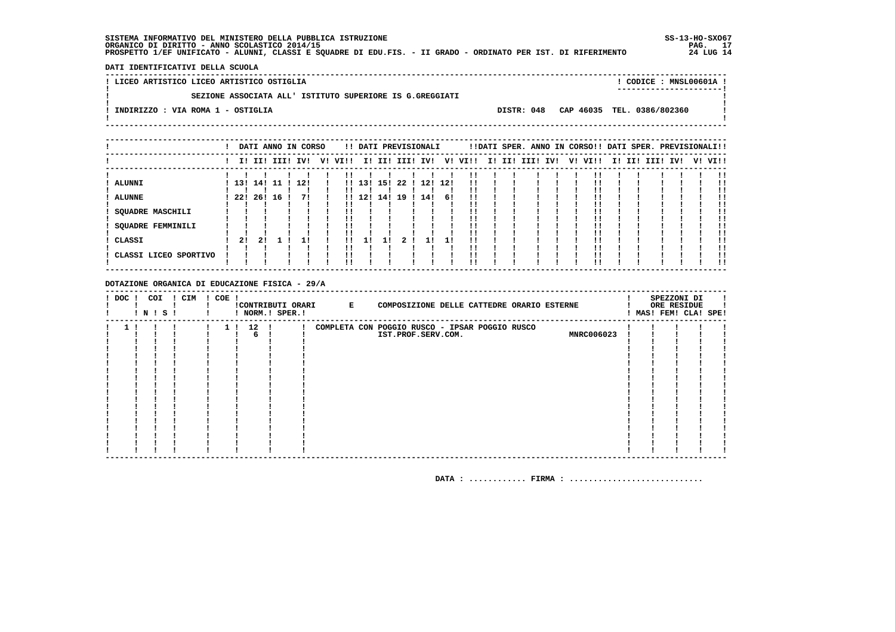SISTEMA INFORMATIVO DEL MINISTERO DELLA PUBBLICA ISTRUZIONE
ORGANICO DI DIRITTO - ANNO SCOLASTICO 2014/15
PROSPETTO 1/EF UNIFICATO - ALUNNI, CLASSI E SQUADRE DI EDU.FIS. - II GRADO - ORDINATO PER IST. DI RIFERIMENTO

SS-13-HO-SXO67
24 LUG 14

DATI IDENTIFICATIVI DELLA SCUOLA

LICEO ARTISTICO LICEO ARTISTICO OSTIGLIA — CODICE : MNSL00601A

SEZIONE ASSOCIATA ALL' ISTITUTO SUPERIORE IS G.GREGGIATI

INDIRIZZO : VIA ROMA 1 - OSTIGLIA — DISTR: 048 CAP 46035 TEL. 0386/802360

| | DATI ANNO IN CORSO | | | | | | DATI PREVISIONALI | | | | | | DATI SPER. ANNO IN CORSO | | | | | | DATI SPER. PREVISIONALI | | | | | |
|---|---|---|---|---|---|---|---|---|---|---|---|---|---|---|---|---|---|---|---|---|---|---|---|---|
| | I | II | III | IV | V | VI | I | II | III | IV | V | VI | I | II | III | IV | V | VI | I | II | III | IV | V | VI |
| ALUNNI | 13 | 14 | 11 | 12 | | | 13 | 15 | 22 | 12 | 12 | | | | | | | | | | | | | |
| ALUNNE | 22 | 26 | 16 | 7 | | | 12 | 14 | 19 | 14 | 6 | | | | | | | | | | | | | |
| SQUADRE MASCHILI | | | | | | | | | | | | | | | | | | | | | | | | |
| SQUADRE FEMMINILI | | | | | | | | | | | | | | | | | | | | | | | | |
| CLASSI | 2 | 2 | 1 | 1 | | | 1 | 1 | 2 | 1 | 1 | | | | | | | | | | | | | |
| CLASSI LICEO SPORTIVO | | | | | | | | | | | | | | | | | | | | | | | | |

DOTAZIONE ORGANICA DI EDUCAZIONE FISICA - 29/A

| DOC | COI N | COI S | CIM | COE | CONTRIBUTI ORARI NORM. | CONTRIBUTI ORARI SPER. | E COMPOSIZIONE DELLE CATTEDRE ORARIO ESTERNE | SPEZZONI DI ORE RESIDUE MAS | FEM | CLA | SPE |
|---|---|---|---|---|---|---|---|---|---|---|---|
| 1 | | | | 1 | 12<br>6 | | COMPLETA CON POGGIO RUSCO - IPSAR POGGIO RUSCO IST.PROF.SERV.COM. MNRC006023 | | | | |

DATA : ............ FIRMA : ............................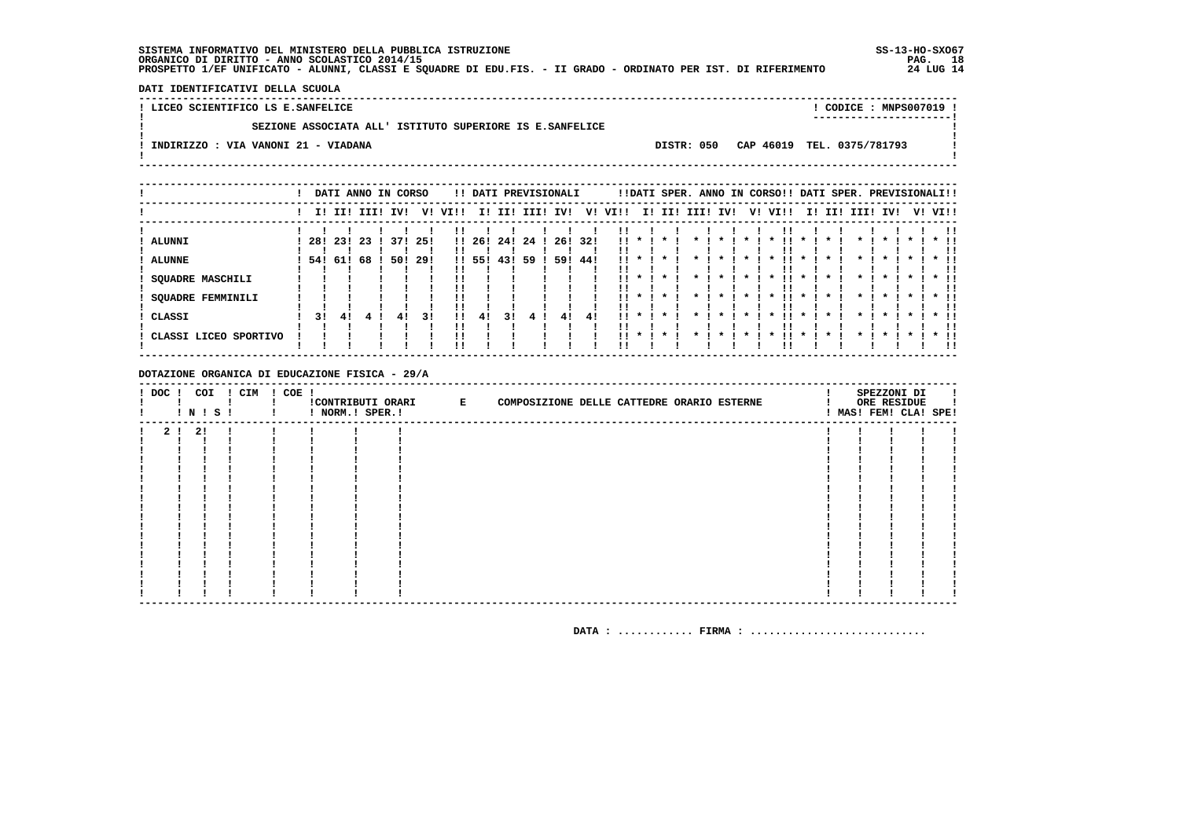SISTEMA INFORMATIVO DEL MINISTERO DELLA PUBBLICA ISTRUZIONE
ORGANICO DI DIRITTO - ANNO SCOLASTICO 2014/15
PROSPETTO 1/EF UNIFICATO - ALUNNI, CLASSI E SQUADRE DI EDU.FIS. - II GRADO - ORDINATO PER IST. DI RIFERIMENTO

SS-13-HO-SXO67
24 LUG 14

DATI IDENTIFICATIVI DELLA SCUOLA

LICEO SCIENTIFICO LS E.SANFELICE — CODICE : MNPS007019

SEZIONE ASSOCIATA ALL' ISTITUTO SUPERIORE IS E.SANFELICE

INDIRIZZO : VIA VANONI 21 - VIADANA — DISTR: 050 CAP 46019 TEL. 0375/781793

| | DATI ANNO IN CORSO | | | | | | DATI PREVISIONALI | | | | | | DATI SPER. ANNO IN CORSO | | | | | | DATI SPER. PREVISIONALI | | | | | |
|---|---|---|---|---|---|---|---|---|---|---|---|---|---|---|---|---|---|---|---|---|---|---|---|---|
| | I | II | III | IV | V | VI | I | II | III | IV | V | VI | I | II | III | IV | V | VI | I | II | III | IV | V | VI |
| ALUNNI | 28 | 23 | 23 | 37 | 25 | | 26 | 24 | 24 | 26 | 32 | | * | * | * | * | * | * | * | * | * | * | * | * |
| ALUNNE | 54 | 61 | 68 | 50 | 29 | | 55 | 43 | 59 | 59 | 44 | | * | * | * | * | * | * | * | * | * | * | * | * |
| SQUADRE MASCHILI | | | | | | | | | | | | | * | * | * | * | * | * | * | * | * | * | * | * |
| SQUADRE FEMMINILI | | | | | | | | | | | | | * | * | * | * | * | * | * | * | * | * | * | * |
| CLASSI | 3 | 4 | 4 | 4 | 3 | | 4 | 3 | 4 | 4 | 4 | | * | * | * | * | * | * | * | * | * | * | * | * |
| CLASSI LICEO SPORTIVO | | | | | | | | | | | | | * | * | * | * | * | * | * | * | * | * | * | * |

DOTAZIONE ORGANICA DI EDUCAZIONE FISICA - 29/A

| DOC | COI N | COI S | CIM | COE | CONTRIBUTI ORARI NORM. | CONTRIBUTI ORARI SPER. | E COMPOSIZIONE DELLE CATTEDRE ORARIO ESTERNE | SPEZZONI DI ORE RESIDUE MAS | FEM | CLA | SPE |
|---|---|---|---|---|---|---|---|---|---|---|---|
| 2 | 2 | | | | | | | | | | |

DATA : ............ FIRMA : ............................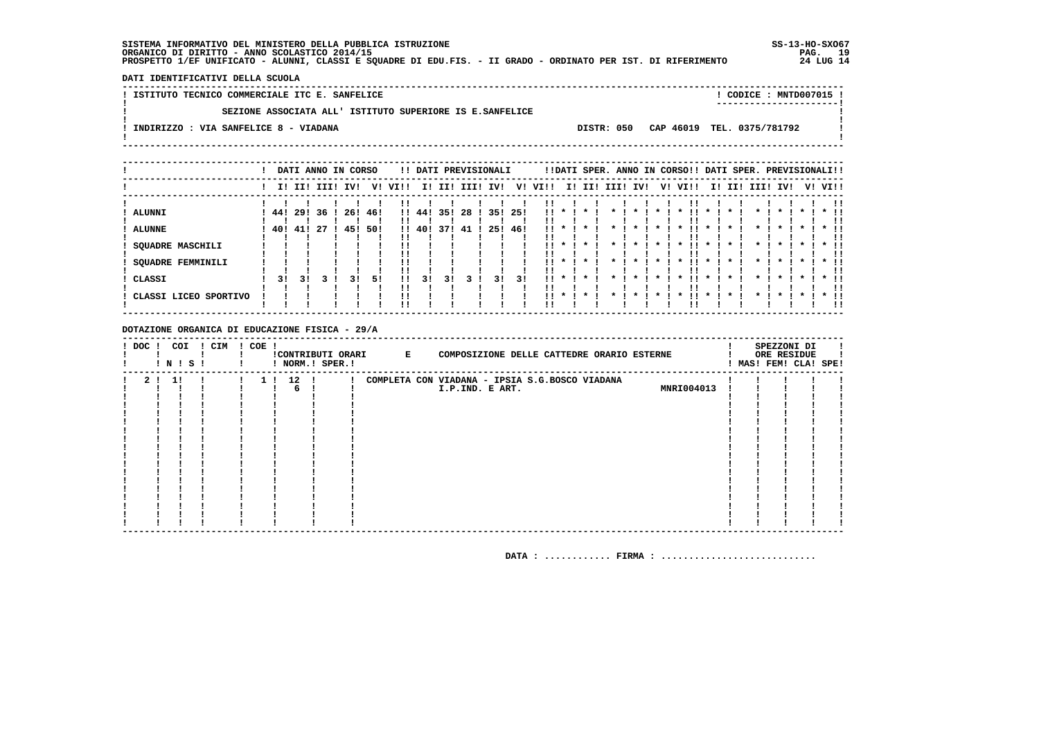SISTEMA INFORMATIVO DEL MINISTERO DELLA PUBBLICA ISTRUZIONE
ORGANICO DI DIRITTO - ANNO SCOLASTICO 2014/15
PROSPETTO 1/EF UNIFICATO - ALUNNI, CLASSI E SQUADRE DI EDU.FIS. - II GRADO - ORDINATO PER IST. DI RIFERIMENTO

SS-13-HO-SXO67
24 LUG 14

**DATI IDENTIFICATIVI DELLA SCUOLA**

ISTITUTO TECNICO COMMERCIALE ITC E. SANFELICE — CODICE : MNTD007015

SEZIONE ASSOCIATA ALL' ISTITUTO SUPERIORE IS E.SANFELICE

INDIRIZZO : VIA SANFELICE 8 - VIADANA — DISTR: 050 CAP 46019 TEL. 0375/781792

| | DATI ANNO IN CORSO | | | | | | DATI PREVISIONALI | | | | | | DATI SPER. ANNO IN CORSO | | | | | | DATI SPER. PREVISIONALI | | | | | |
|---|---|---|---|---|---|---|---|---|---|---|---|---|---|---|---|---|---|---|---|---|---|---|---|---|
| | I | II | III | IV | V | VI | I | II | III | IV | V | VI | I | II | III | IV | V | VI | I | II | III | IV | V | VI |
| ALUNNI | 44 | 29 | 36 | 26 | 46 | | 44 | 35 | 28 | 35 | 25 | | * | * | * | * | * | * | * | * | * | * | * | * |
| ALUNNE | 40 | 41 | 27 | 45 | 50 | | 40 | 37 | 41 | 25 | 46 | | * | * | * | * | * | * | * | * | * | * | * | * |
| SQUADRE MASCHILI | | | | | | | | | | | | | * | * | * | * | * | * | * | * | * | * | * | * |
| SQUADRE FEMMINILI | | | | | | | | | | | | | * | * | * | * | * | * | * | * | * | * | * | * |
| CLASSI | 3 | 3 | 3 | 3 | 5 | | 3 | 3 | 3 | 3 | 3 | | * | * | * | * | * | * | * | * | * | * | * | * |
| CLASSI LICEO SPORTIVO | | | | | | | | | | | | | * | * | * | * | * | * | * | * | * | * | * | * |

**DOTAZIONE ORGANICA DI EDUCAZIONE FISICA - 29/A**

| DOC | COI N | COI S | CIM | COE | CONTRIBUTI ORARI NORM. | CONTRIBUTI ORARI SPER. | E COMPOSIZIONE DELLE CATTEDRE ORARIO ESTERNE | | SPEZZONI DI ORE RESIDUE MAS | FEM | CLA | SPE |
|---|---|---|---|---|---|---|---|---|---|---|---|---|
| 2 | 1 | | | 1 | 12 | | COMPLETA CON VIADANA - IPSIA S.G.BOSCO VIADANA | | | | | |
| | | | | | 6 | | I.P.IND. E ART. | MNRI004013 | | | | |

DATA : ............ FIRMA : ............................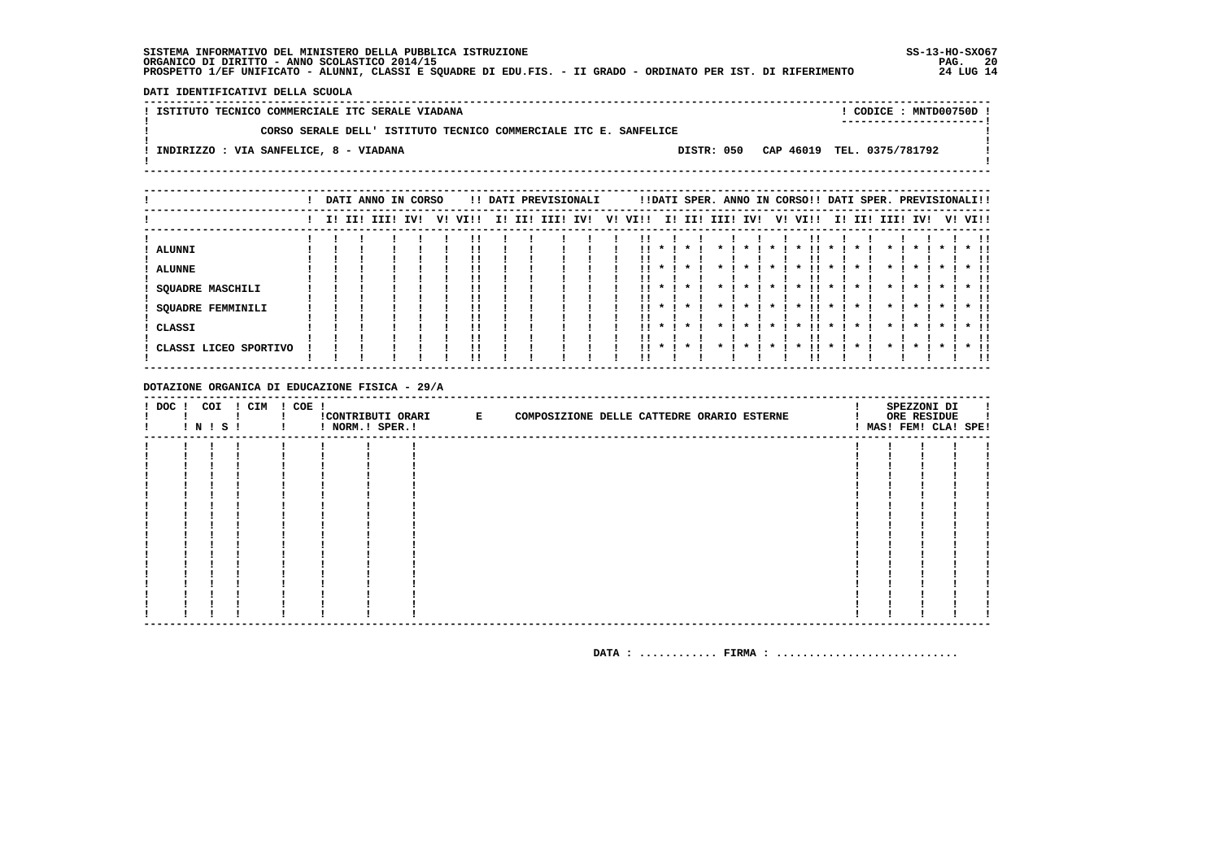SISTEMA INFORMATIVO DEL MINISTERO DELLA PUBBLICA ISTRUZIONE
ORGANICO DI DIRITTO - ANNO SCOLASTICO 2014/15
PROSPETTO 1/EF UNIFICATO - ALUNNI, CLASSI E SQUADRE DI EDU.FIS. - II GRADO - ORDINATO PER IST. DI RIFERIMENTO

SS-13-HO-SXO67
24 LUG 14

**DATI IDENTIFICATIVI DELLA SCUOLA**

ISTITUTO TECNICO COMMERCIALE ITC SERALE VIADANA — CODICE : MNTD00750D

CORSO SERALE DELL' ISTITUTO TECNICO COMMERCIALE ITC E. SANFELICE

INDIRIZZO : VIA SANFELICE, 8 - VIADANA — DISTR: 050 CAP 46019 TEL. 0375/781792

| | DATI ANNO IN CORSO | | | | | | DATI PREVISIONALI | | | | | | DATI SPER. ANNO IN CORSO | | | | | | DATI SPER. PREVISIONALI | | | | | |
|---|---|---|---|---|---|---|---|---|---|---|---|---|---|---|---|---|---|---|---|---|---|---|---|---|
| | I | II | III | IV | V | VI | I | II | III | IV | V | VI | I | II | III | IV | V | VI | I | II | III | IV | V | VI |
| ALUNNI | | | | | | | | | | | | | * | * | * | * | * | * | * | * | * | * | * | * |
| ALUNNE | | | | | | | | | | | | | * | * | * | * | * | * | * | * | * | * | * | * |
| SQUADRE MASCHILI | | | | | | | | | | | | | * | * | * | * | * | * | * | * | * | * | * | * |
| SQUADRE FEMMINILI | | | | | | | | | | | | | * | * | * | * | * | * | * | * | * | * | * | * |
| CLASSI | | | | | | | | | | | | | * | * | * | * | * | * | * | * | * | * | * | * |
| CLASSI LICEO SPORTIVO | | | | | | | | | | | | | * | * | * | * | * | * | * | * | * | * | * | * |

**DOTAZIONE ORGANICA DI EDUCAZIONE FISICA - 29/A**

| DOC | COI N | COI S | CIM | COE | CONTRIBUTI ORARI NORM. | CONTRIBUTI ORARI SPER. | E COMPOSIZIONE DELLE CATTEDRE ORARIO ESTERNE | SPEZZONI DI ORE RESIDUE MAS | FEM | CLA | SPE |
|---|---|---|---|---|---|---|---|---|---|---|---|
| | | | | | | | | | | | |

DATA : ............ FIRMA : ............................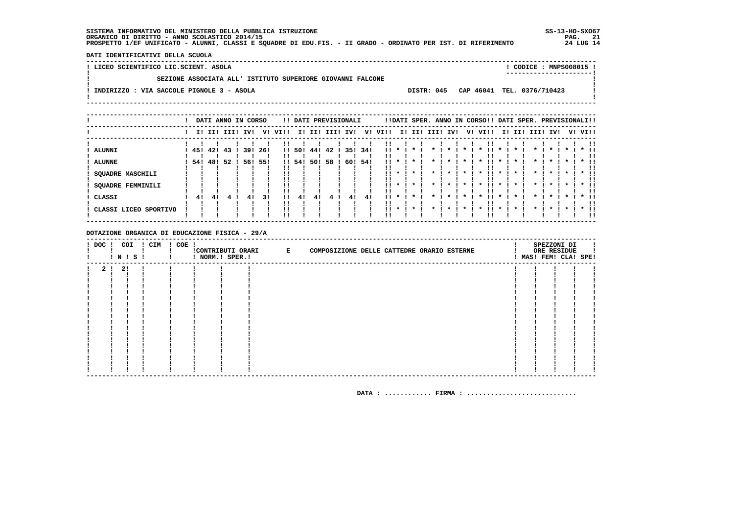SISTEMA INFORMATIVO DEL MINISTERO DELLA PUBBLICA ISTRUZIONE
ORGANICO DI DIRITTO - ANNO SCOLASTICO 2014/15
PROSPETTO 1/EF UNIFICATO - ALUNNI, CLASSI E SQUADRE DI EDU.FIS. - II GRADO - ORDINATO PER IST. DI RIFERIMENTO

SS-13-HO-SXO67
24 LUG 14

**DATI IDENTIFICATIVI DELLA SCUOLA**

LICEO SCIENTIFICO LIC.SCIENT. ASOLA — CODICE : MNPS008015

SEZIONE ASSOCIATA ALL' ISTITUTO SUPERIORE GIOVANNI FALCONE

INDIRIZZO : VIA SACCOLE PIGNOLE 3 - ASOLA — DISTR: 045 CAP 46041 TEL. 0376/710423

| | DATI ANNO IN CORSO | | | | | | DATI PREVISIONALI | | | | | | DATI SPER. ANNO IN CORSO | | | | | | DATI SPER. PREVISIONALI | | | | | |
|---|---|---|---|---|---|---|---|---|---|---|---|---|---|---|---|---|---|---|---|---|---|---|---|---|
| | I | II | III | IV | V | VI | I | II | III | IV | V | VI | I | II | III | IV | V | VI | I | II | III | IV | V | VI |
| ALUNNI | 45 | 42 | 43 | 39 | 26 | | 50 | 44 | 42 | 35 | 34 | | * | * | * | * | * | * | * | * | * | * | * | * |
| ALUNNE | 54 | 48 | 52 | 56 | 55 | | 54 | 50 | 58 | 60 | 54 | | * | * | * | * | * | * | * | * | * | * | * | * |
| SQUADRE MASCHILI | | | | | | | | | | | | | * | * | * | * | * | * | * | * | * | * | * | * |
| SQUADRE FEMMINILI | | | | | | | | | | | | | * | * | * | * | * | * | * | * | * | * | * | * |
| CLASSI | 4 | 4 | 4 | 4 | 3 | | 4 | 4 | 4 | 4 | 4 | | * | * | * | * | * | * | * | * | * | * | * | * |
| CLASSI LICEO SPORTIVO | | | | | | | | | | | | | * | * | * | * | * | * | * | * | * | * | * | * |

**DOTAZIONE ORGANICA DI EDUCAZIONE FISICA - 29/A**

| DOC | COI N | COI S | CIM | COE | CONTRIBUTI ORARI NORM. | CONTRIBUTI ORARI SPER. | E COMPOSIZIONE DELLE CATTEDRE ORARIO ESTERNE | SPEZZONI DI ORE RESIDUE MAS | FEM | CLA | SPE |
|---|---|---|---|---|---|---|---|---|---|---|---|
| 2 | 2 | | | | | | | | | | |

DATA : ............ FIRMA : ............................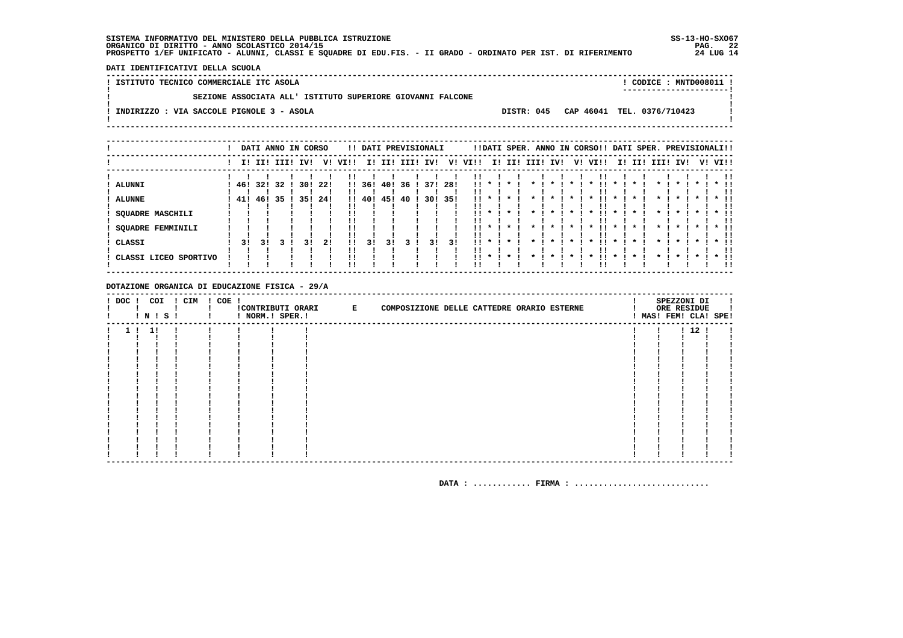SISTEMA INFORMATIVO DEL MINISTERO DELLA PUBBLICA ISTRUZIONE
ORGANICO DI DIRITTO - ANNO SCOLASTICO 2014/15
PROSPETTO 1/EF UNIFICATO - ALUNNI, CLASSI E SQUADRE DI EDU.FIS. - II GRADO - ORDINATO PER IST. DI RIFERIMENTO

SS-13-HO-SXO67
24 LUG 14

DATI IDENTIFICATIVI DELLA SCUOLA

ISTITUTO TECNICO COMMERCIALE ITC ASOLA — CODICE : MNTD008011

SEZIONE ASSOCIATA ALL' ISTITUTO SUPERIORE GIOVANNI FALCONE

INDIRIZZO : VIA SACCOLE PIGNOLE 3 - ASOLA — DISTR: 045 CAP 46041 TEL. 0376/710423

| | DATI ANNO IN CORSO | | | | | | DATI PREVISIONALI | | | | | | DATI SPER. ANNO IN CORSO | | | | | | DATI SPER. PREVISIONALI | | | | | |
|---|---|---|---|---|---|---|---|---|---|---|---|---|---|---|---|---|---|---|---|---|---|---|---|---|
| | I | II | III | IV | V | VI | I | II | III | IV | V | VI | I | II | III | IV | V | VI | I | II | III | IV | V | VI |
| ALUNNI | 46 | 32 | 32 | 30 | 22 | | 36 | 40 | 36 | 37 | 28 | | * | * | * | * | * | * | * | * | * | * | * | * |
| ALUNNE | 41 | 46 | 35 | 35 | 24 | | 40 | 45 | 40 | 30 | 35 | | * | * | * | * | * | * | * | * | * | * | * | * |
| SQUADRE MASCHILI | | | | | | | | | | | | | * | * | * | * | * | * | * | * | * | * | * | * |
| SQUADRE FEMMINILI | | | | | | | | | | | | | * | * | * | * | * | * | * | * | * | * | * | * |
| CLASSI | 3 | 3 | 3 | 3 | 2 | | 3 | 3 | 3 | 3 | 3 | | * | * | * | * | * | * | * | * | * | * | * | * |
| CLASSI LICEO SPORTIVO | | | | | | | | | | | | | * | * | * | * | * | * | * | * | * | * | * | * |

DOTAZIONE ORGANICA DI EDUCAZIONE FISICA - 29/A

| DOC | COI N | COI S | CIM | COE | CONTRIBUTI ORARI NORM. | CONTRIBUTI ORARI SPER. | E COMPOSIZIONE DELLE CATTEDRE ORARIO ESTERNE | SPEZZONI DI ORE RESIDUE MAS | FEM | CLA | SPE |
|---|---|---|---|---|---|---|---|---|---|---|---|
| 1 | 1 | | | | | | | | | 12 | |

DATA : ............ FIRMA : ............................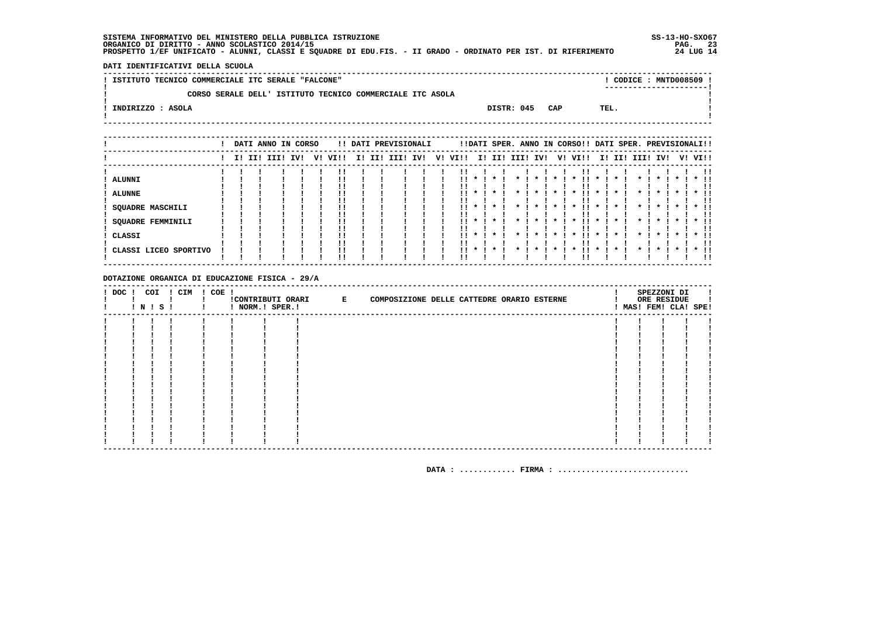SISTEMA INFORMATIVO DEL MINISTERO DELLA PUBBLICA ISTRUZIONE
ORGANICO DI DIRITTO - ANNO SCOLASTICO 2014/15
PROSPETTO 1/EF UNIFICATO - ALUNNI, CLASSI E SQUADRE DI EDU.FIS. - II GRADO - ORDINATO PER IST. DI RIFERIMENTO

SS-13-HO-SXO67
24 LUG 14

**DATI IDENTIFICATIVI DELLA SCUOLA**

| ISTITUTO TECNICO COMMERCIALE ITC SERALE "FALCONE" | CODICE : MNTD008509 |
|---|---|
| CORSO SERALE DELL' ISTITUTO TECNICO COMMERCIALE ITC ASOLA | |
| INDIRIZZO : ASOLA | DISTR: 045 CAP TEL. |

| | DATI ANNO IN CORSO | | | | | | DATI PREVISIONALI | | | | | | DATI SPER. ANNO IN CORSO | | | | | | DATI SPER. PREVISIONALI | | | | | |
|---|---|---|---|---|---|---|---|---|---|---|---|---|---|---|---|---|---|---|---|---|---|---|---|---|
| | I | II | III | IV | V | VI | I | II | III | IV | V | VI | I | II | III | IV | V | VI | I | II | III | IV | V | VI |
| ALUNNI | | | | | | | | | | | | | * | * | * | * | * | * | * | * | * | * | * | * |
| ALUNNE | | | | | | | | | | | | | * | * | * | * | * | * | * | * | * | * | * | * |
| SQUADRE MASCHILI | | | | | | | | | | | | | * | * | * | * | * | * | * | * | * | * | * | * |
| SQUADRE FEMMINILI | | | | | | | | | | | | | * | * | * | * | * | * | * | * | * | * | * | * |
| CLASSI | | | | | | | | | | | | | * | * | * | * | * | * | * | * | * | * | * | * |
| CLASSI LICEO SPORTIVO | | | | | | | | | | | | | * | * | * | * | * | * | * | * | * | * | * | * |

**DOTAZIONE ORGANICA DI EDUCAZIONE FISICA - 29/A**

| DOC | COI N | COI S | CIM | COE | CONTRIBUTI ORARI NORM. | CONTRIBUTI ORARI SPER. | E COMPOSIZIONE DELLE CATTEDRE ORARIO ESTERNE | SPEZZONI DI ORE RESIDUE MAS | FEM | CLA | SPE |
|---|---|---|---|---|---|---|---|---|---|---|---|
| | | | | | | | | | | | |

DATA : ............ FIRMA : ............................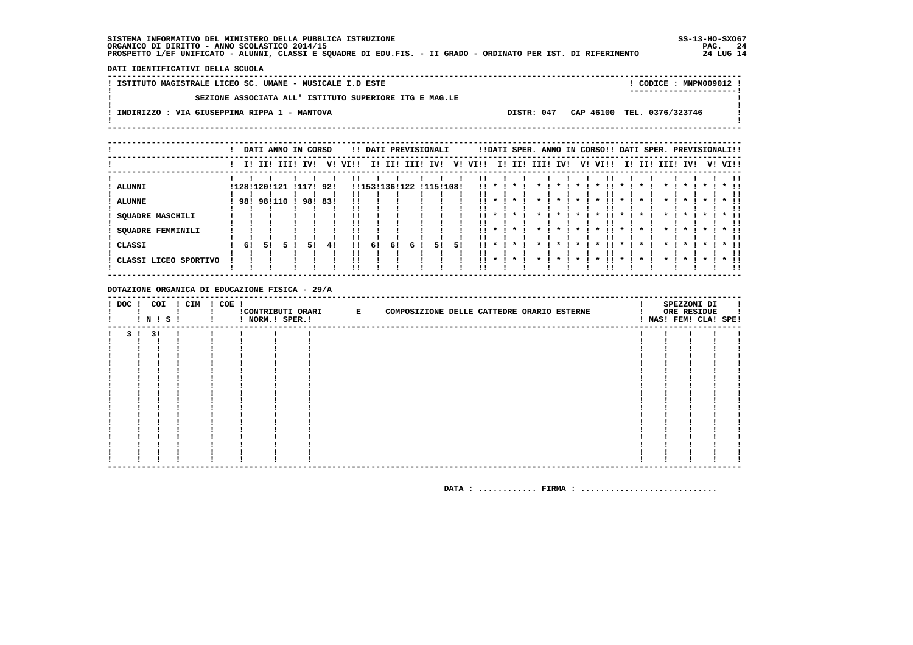SISTEMA INFORMATIVO DEL MINISTERO DELLA PUBBLICA ISTRUZIONE
ORGANICO DI DIRITTO - ANNO SCOLASTICO 2014/15
PROSPETTO 1/EF UNIFICATO - ALUNNI, CLASSI E SQUADRE DI EDU.FIS. - II GRADO - ORDINATO PER IST. DI RIFERIMENTO

SS-13-HO-SXO67
24 LUG 14

DATI IDENTIFICATIVI DELLA SCUOLA

ISTITUTO MAGISTRALE LICEO SC. UMANE - MUSICALE I.D ESTE — CODICE : MNPM009012

SEZIONE ASSOCIATA ALL' ISTITUTO SUPERIORE ITG E MAG.LE

INDIRIZZO : VIA GIUSEPPINA RIPPA 1 - MANTOVA — DISTR: 047 CAP 46100 TEL. 0376/323746

| | DATI ANNO IN CORSO | | | | | | DATI PREVISIONALI | | | | | | DATI SPER. ANNO IN CORSO | | | | | | DATI SPER. PREVISIONALI | | | | | |
|---|---|---|---|---|---|---|---|---|---|---|---|---|---|---|---|---|---|---|---|---|---|---|---|---|
| | I | II | III | IV | V | VI | I | II | III | IV | V | VI | I | II | III | IV | V | VI | I | II | III | IV | V | VI |
| ALUNNI | 128 | 120 | 121 | 117 | 92 | | 153 | 136 | 122 | 115 | 108 | | * | * | * | * | * | * | * | * | * | * | * | * |
| ALUNNE | 98 | 98 | 110 | 98 | 83 | | | | | | | | * | * | * | * | * | * | * | * | * | * | * | * |
| SQUADRE MASCHILI | | | | | | | | | | | | | * | * | * | * | * | * | * | * | * | * | * | * |
| SQUADRE FEMMINILI | | | | | | | | | | | | | * | * | * | * | * | * | * | * | * | * | * | * |
| CLASSI | 6 | 5 | 5 | 5 | 4 | | 6 | 6 | 6 | 5 | 5 | | * | * | * | * | * | * | * | * | * | * | * | * |
| CLASSI LICEO SPORTIVO | | | | | | | | | | | | | * | * | * | * | * | * | * | * | * | * | * | * |

DOTAZIONE ORGANICA DI EDUCAZIONE FISICA - 29/A

| DOC | COI N | COI S | CIM | COE | CONTRIBUTI ORARI NORM. | CONTRIBUTI ORARI SPER. | E COMPOSIZIONE DELLE CATTEDRE ORARIO ESTERNE | SPEZZONI DI ORE RESIDUE MAS | FEM | CLA | SPE |
|---|---|---|---|---|---|---|---|---|---|---|---|
| 3 | 3 | | | | | | | | | | |

DATA : ............ FIRMA : ............................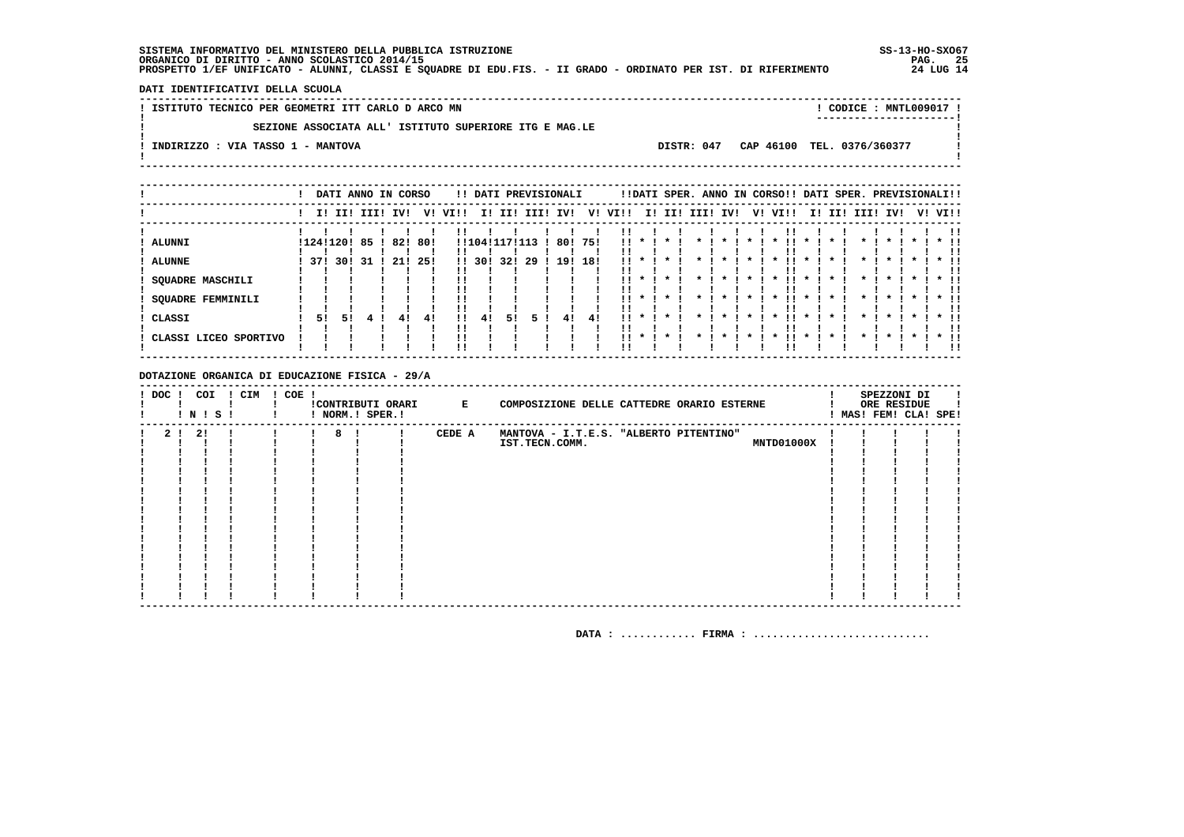SISTEMA INFORMATIVO DEL MINISTERO DELLA PUBBLICA ISTRUZIONE
ORGANICO DI DIRITTO - ANNO SCOLASTICO 2014/15
PROSPETTO 1/EF UNIFICATO - ALUNNI, CLASSI E SQUADRE DI EDU.FIS. - II GRADO - ORDINATO PER IST. DI RIFERIMENTO

SS-13-HO-SXO67
24 LUG 14

**DATI IDENTIFICATIVI DELLA SCUOLA**

ISTITUTO TECNICO PER GEOMETRI ITT CARLO D ARCO MN — CODICE : MNTL009017

SEZIONE ASSOCIATA ALL' ISTITUTO SUPERIORE ITG E MAG.LE

INDIRIZZO : VIA TASSO 1 - MANTOVA — DISTR: 047 CAP 46100 TEL. 0376/360377

| | DATI ANNO IN CORSO | | | | | | DATI PREVISIONALI | | | | | | DATI SPER. ANNO IN CORSO | | | | | | DATI SPER. PREVISIONALI | | | | | |
|---|---|---|---|---|---|---|---|---|---|---|---|---|---|---|---|---|---|---|---|---|---|---|---|---|
| | I | II | III | IV | V | VI | I | II | III | IV | V | VI | I | II | III | IV | V | VI | I | II | III | IV | V | VI |
| ALUNNI | 124 | 120 | 85 | 82 | 80 | | 104 | 117 | 113 | 80 | 75 | | * | * | * | * | * | * | * | * | * | * | * | * |
| ALUNNE | 37 | 30 | 31 | 21 | 25 | | 30 | 32 | 29 | 19 | 18 | | * | * | * | * | * | * | * | * | * | * | * | * |
| SQUADRE MASCHILI | | | | | | | | | | | | | * | * | * | * | * | * | * | * | * | * | * | * |
| SQUADRE FEMMINILI | | | | | | | | | | | | | * | * | * | * | * | * | * | * | * | * | * | * |
| CLASSI | 5 | 5 | 4 | 4 | 4 | | 4 | 5 | 5 | 4 | 4 | | * | * | * | * | * | * | * | * | * | * | * | * |
| CLASSI LICEO SPORTIVO | | | | | | | | | | | | | * | * | * | * | * | * | * | * | * | * | * | * |

**DOTAZIONE ORGANICA DI EDUCAZIONE FISICA - 29/A**

| DOC | COI N | COI S | CIM | COE | CONTRIBUTI ORARI NORM. | CONTRIBUTI ORARI SPER. | E | COMPOSIZIONE DELLE CATTEDRE ORARIO ESTERNE | | SPEZZONI DI ORE RESIDUE MAS | FEM | CLA | SPE |
|---|---|---|---|---|---|---|---|---|---|---|---|---|---|
| 2 | 2 | | | | 8 | | CEDE A | MANTOVA - I.T.E.S. "ALBERTO PITENTINO" IST.TECN.COMM. | MNTD01000X | | | | |

DATA : ............ FIRMA : ............................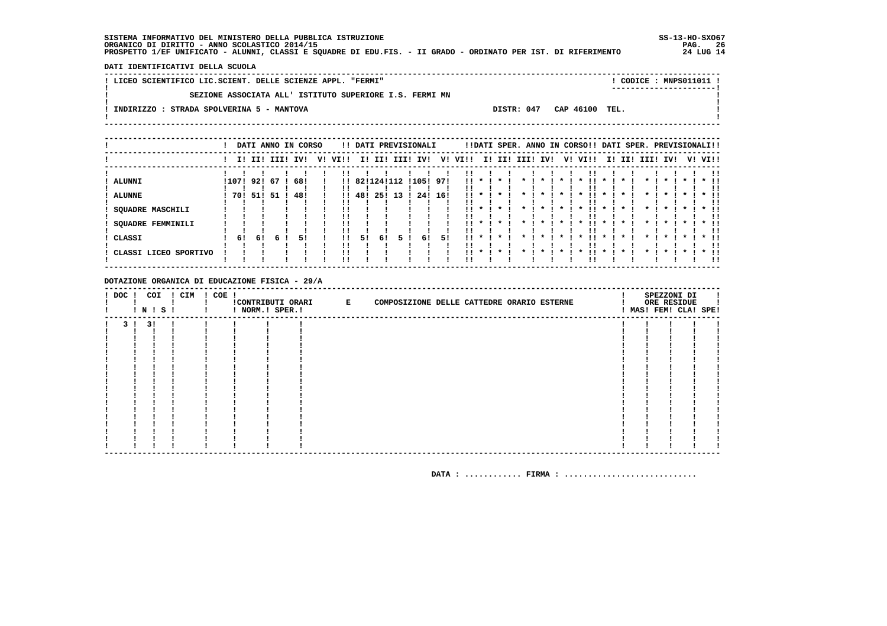SISTEMA INFORMATIVO DEL MINISTERO DELLA PUBBLICA ISTRUZIONE
ORGANICO DI DIRITTO - ANNO SCOLASTICO 2014/15
PROSPETTO 1/EF UNIFICATO - ALUNNI, CLASSI E SQUADRE DI EDU.FIS. - II GRADO - ORDINATO PER IST. DI RIFERIMENTO

SS-13-HO-SXO67
24 LUG 14

DATI IDENTIFICATIVI DELLA SCUOLA

LICEO SCIENTIFICO LIC.SCIENT. DELLE SCIENZE APPL. "FERMI" — CODICE : MNPS011011

SEZIONE ASSOCIATA ALL' ISTITUTO SUPERIORE I.S. FERMI MN

INDIRIZZO : STRADA SPOLVERINA 5 - MANTOVA — DISTR: 047 CAP 46100 TEL.

| | DATI ANNO IN CORSO | | | | | | DATI PREVISIONALI | | | | | | DATI SPER. ANNO IN CORSO | | | | | | DATI SPER. PREVISIONALI | | | | | |
|---|---|---|---|---|---|---|---|---|---|---|---|---|---|---|---|---|---|---|---|---|---|---|---|---|
| | I | II | III | IV | V | VI | I | II | III | IV | V | VI | I | II | III | IV | V | VI | I | II | III | IV | V | VI |
| ALUNNI | 107 | 92 | 67 | 68 | | | 82 | 124 | 112 | 105 | 97 | | * | * | * | * | * | * | * | * | * | * | * | * |
| ALUNNE | 70 | 51 | 51 | 48 | | | 48 | 25 | 13 | 24 | 16 | | * | * | * | * | * | * | * | * | * | * | * | * |
| SQUADRE MASCHILI | | | | | | | | | | | | | * | * | * | * | * | * | * | * | * | * | * | * |
| SQUADRE FEMMINILI | | | | | | | | | | | | | * | * | * | * | * | * | * | * | * | * | * | * |
| CLASSI | 6 | 6 | 6 | 5 | | | 5 | 6 | 5 | 6 | 5 | | * | * | * | * | * | * | * | * | * | * | * | * |
| CLASSI LICEO SPORTIVO | | | | | | | | | | | | | * | * | * | * | * | * | * | * | * | * | * | * |

DOTAZIONE ORGANICA DI EDUCAZIONE FISICA - 29/A

| DOC | COI N | COI S | CIM | COE | CONTRIBUTI ORARI NORM. | CONTRIBUTI ORARI SPER. | E COMPOSIZIONE DELLE CATTEDRE ORARIO ESTERNE | SPEZZONI DI ORE RESIDUE MAS | FEM | CLA | SPE |
|---|---|---|---|---|---|---|---|---|---|---|---|
| 3 | 3 | | | | | | | | | | |

DATA : ............ FIRMA : ............................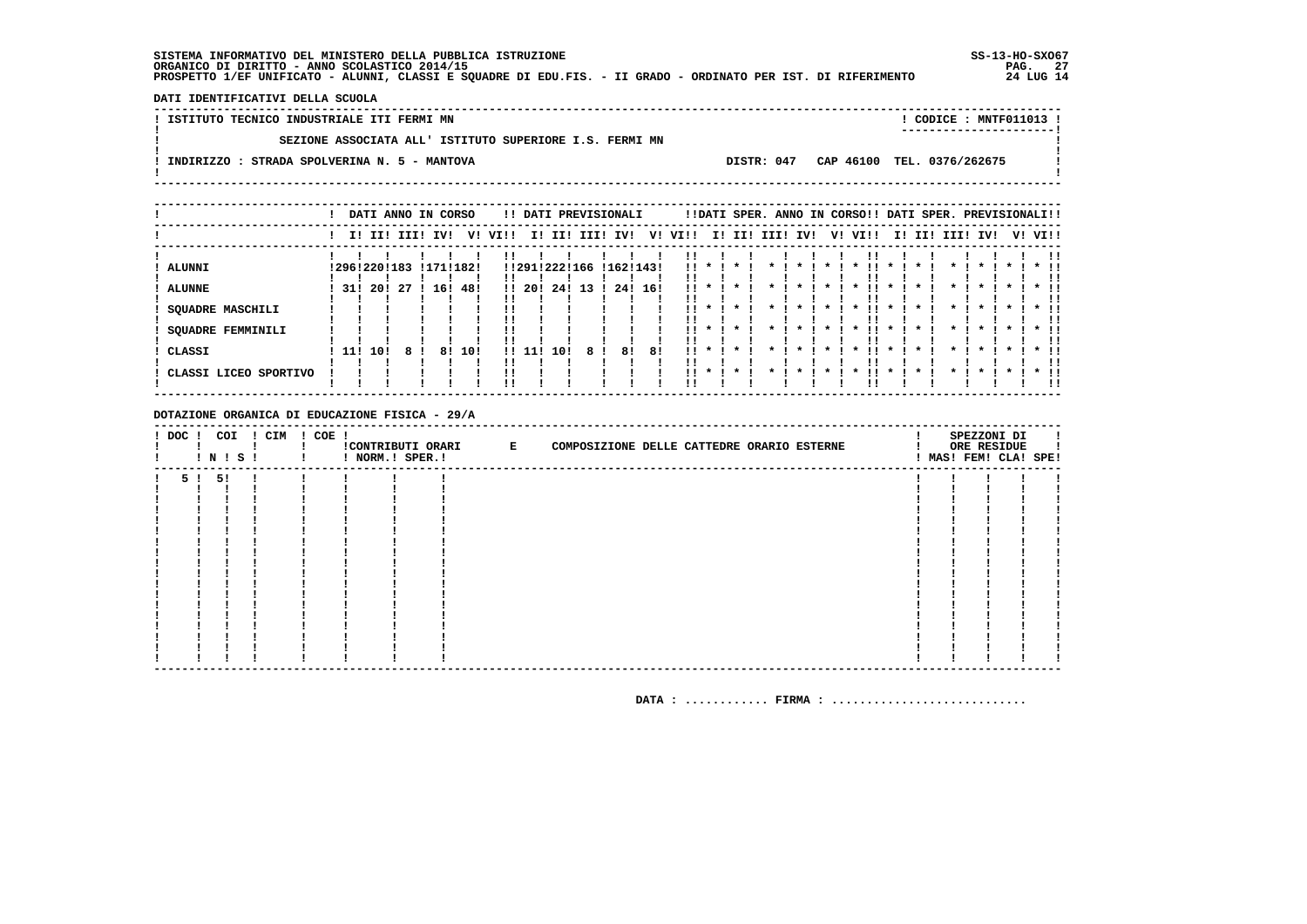SISTEMA INFORMATIVO DEL MINISTERO DELLA PUBBLICA ISTRUZIONE
ORGANICO DI DIRITTO - ANNO SCOLASTICO 2014/15
PROSPETTO 1/EF UNIFICATO - ALUNNI, CLASSI E SQUADRE DI EDU.FIS. - II GRADO - ORDINATO PER IST. DI RIFERIMENTO

SS-13-HO-SXO67
24 LUG 14

DATI IDENTIFICATIVI DELLA SCUOLA

ISTITUTO TECNICO INDUSTRIALE ITI FERMI MN — CODICE : MNTF011013

SEZIONE ASSOCIATA ALL' ISTITUTO SUPERIORE I.S. FERMI MN

INDIRIZZO : STRADA SPOLVERINA N. 5 - MANTOVA — DISTR: 047 CAP 46100 TEL. 0376/262675

| | DATI ANNO IN CORSO | | | | | | DATI PREVISIONALI | | | | | | DATI SPER. ANNO IN CORSO | | | | | | DATI SPER. PREVISIONALI | | | | | |
|---|---|---|---|---|---|---|---|---|---|---|---|---|---|---|---|---|---|---|---|---|---|---|---|---|
| | I | II | III | IV | V | VI | I | II | III | IV | V | VI | I | II | III | IV | V | VI | I | II | III | IV | V | VI |
| ALUNNI | 296 | 220 | 183 | 171 | 182 | | 291 | 222 | 166 | 162 | 143 | | * | * | * | * | * | * | * | * | * | * | * | * |
| ALUNNE | 31 | 20 | 27 | 16 | 48 | | 20 | 24 | 13 | 24 | 16 | | * | * | * | * | * | * | * | * | * | * | * | * |
| SQUADRE MASCHILI | | | | | | | | | | | | | * | * | * | * | * | * | * | * | * | * | * | * |
| SQUADRE FEMMINILI | | | | | | | | | | | | | * | * | * | * | * | * | * | * | * | * | * | * |
| CLASSI | 11 | 10 | 8 | 8 | 10 | | 11 | 10 | 8 | 8 | 8 | | * | * | * | * | * | * | * | * | * | * | * | * |
| CLASSI LICEO SPORTIVO | | | | | | | | | | | | | * | * | * | * | * | * | * | * | * | * | * | * |

DOTAZIONE ORGANICA DI EDUCAZIONE FISICA - 29/A

| DOC | COI N | COI S | CIM | COE | CONTRIBUTI ORARI NORM. | CONTRIBUTI ORARI SPER. | E COMPOSIZIONE DELLE CATTEDRE ORARIO ESTERNE | SPEZZONI DI ORE RESIDUE MAS | FEM | CLA | SPE |
|---|---|---|---|---|---|---|---|---|---|---|---|
| 5 | 5 | | | | | | | | | | |

DATA : ............ FIRMA : ............................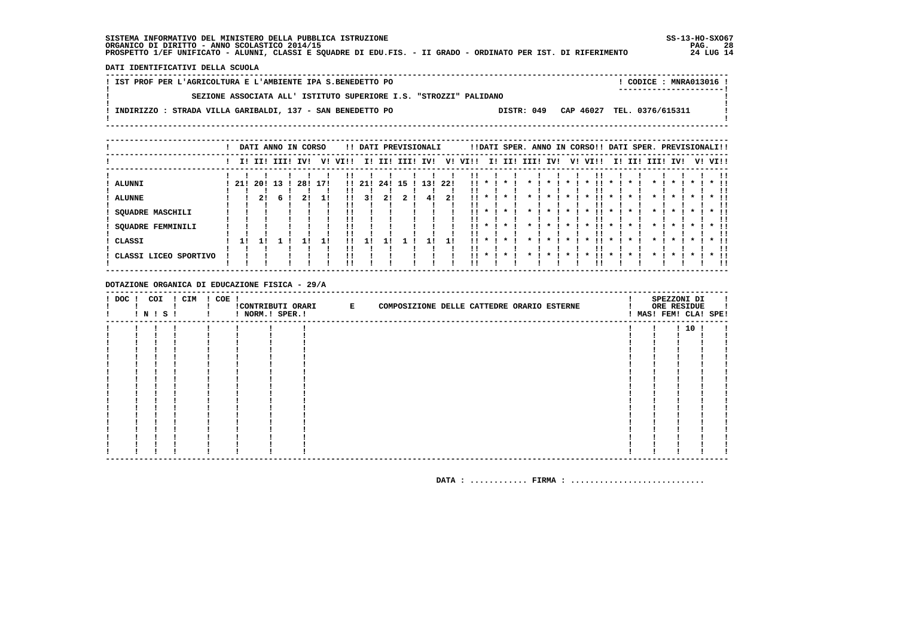SISTEMA INFORMATIVO DEL MINISTERO DELLA PUBBLICA ISTRUZIONE
ORGANICO DI DIRITTO - ANNO SCOLASTICO 2014/15
PROSPETTO 1/EF UNIFICATO - ALUNNI, CLASSI E SQUADRE DI EDU.FIS. - II GRADO - ORDINATO PER IST. DI RIFERIMENTO

SS-13-HO-SXO67
24 LUG 14

DATI IDENTIFICATIVI DELLA SCUOLA

IST PROF PER L'AGRICOLTURA E L'AMBIENTE IPA S.BENEDETTO PO — CODICE : MNRA013016

SEZIONE ASSOCIATA ALL' ISTITUTO SUPERIORE I.S. "STROZZI" PALIDANO

INDIRIZZO : STRADA VILLA GARIBALDI, 137 - SAN BENEDETTO PO — DISTR: 049 — CAP 46027 — TEL. 0376/615311

| | DATI ANNO IN CORSO | | | | | | DATI PREVISIONALI | | | | | | DATI SPER. ANNO IN CORSO | | | | | | DATI SPER. PREVISIONALI | | | | | |
|---|---|---|---|---|---|---|---|---|---|---|---|---|---|---|---|---|---|---|---|---|---|---|---|---|
| | I | II | III | IV | V | VI | I | II | III | IV | V | VI | I | II | III | IV | V | VI | I | II | III | IV | V | VI |
| ALUNNI | 21 | 20 | 13 | 28 | 17 | | 21 | 24 | 15 | 13 | 22 | | * | * | * | * | * | * | * | * | * | * | * | * |
| ALUNNE | | 2 | 6 | 2 | 1 | | 3 | 2 | 2 | 4 | 2 | | * | * | * | * | * | * | * | * | * | * | * | * |
| SQUADRE MASCHILI | | | | | | | | | | | | | * | * | * | * | * | * | * | * | * | * | * | * |
| SQUADRE FEMMINILI | | | | | | | | | | | | | * | * | * | * | * | * | * | * | * | * | * | * |
| CLASSI | 1 | 1 | 1 | 1 | 1 | | 1 | 1 | 1 | 1 | 1 | | * | * | * | * | * | * | * | * | * | * | * | * |
| CLASSI LICEO SPORTIVO | | | | | | | | | | | | | * | * | * | * | * | * | * | * | * | * | * | * |

DOTAZIONE ORGANICA DI EDUCAZIONE FISICA - 29/A

| DOC | COI N | COI S | CIM | COE | CONTRIBUTI ORARI NORM. | CONTRIBUTI ORARI SPER. | E COMPOSIZIONE DELLE CATTEDRE ORARIO ESTERNE | SPEZZONI DI ORE RESIDUE MAS | FEM | CLA | SPE |
|---|---|---|---|---|---|---|---|---|---|---|---|
| | | | | | | | | | | 10 | |

DATA : ............ FIRMA : ............................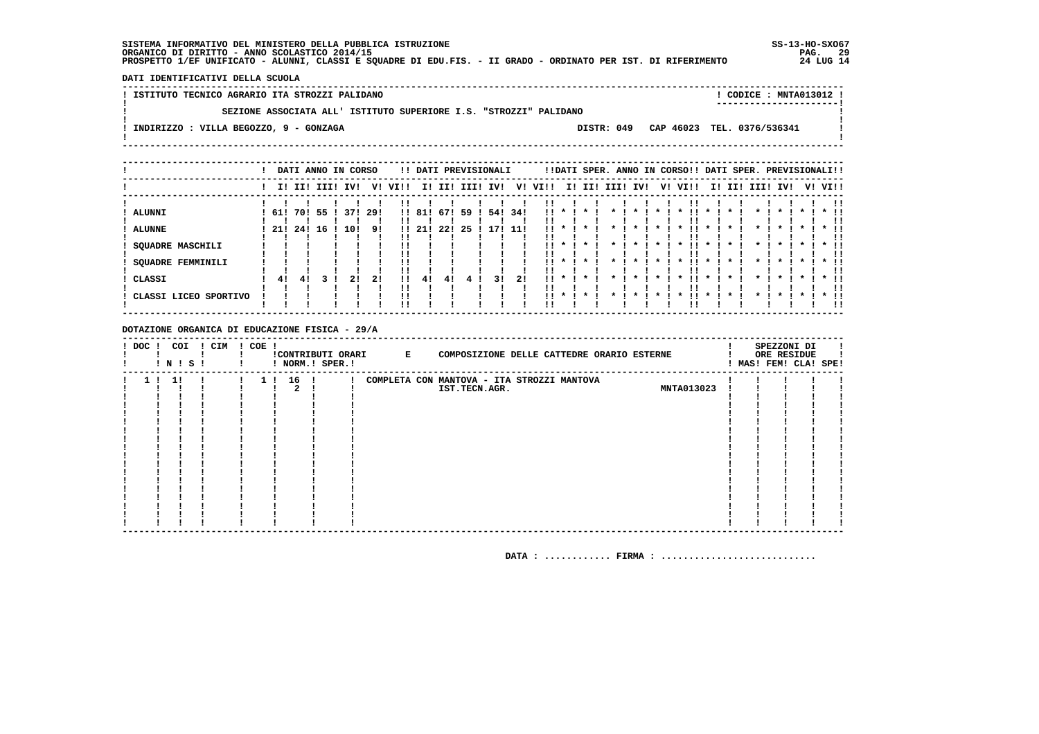SISTEMA INFORMATIVO DEL MINISTERO DELLA PUBBLICA ISTRUZIONE
ORGANICO DI DIRITTO - ANNO SCOLASTICO 2014/15
PROSPETTO 1/EF UNIFICATO - ALUNNI, CLASSI E SQUADRE DI EDU.FIS. - II GRADO - ORDINATO PER IST. DI RIFERIMENTO

SS-13-HO-SXO67
24 LUG 14

DATI IDENTIFICATIVI DELLA SCUOLA

ISTITUTO TECNICO AGRARIO ITA STROZZI PALIDANO — CODICE : MNTA013012

SEZIONE ASSOCIATA ALL' ISTITUTO SUPERIORE I.S. "STROZZI" PALIDANO

INDIRIZZO : VILLA BEGOZZO, 9 - GONZAGA — DISTR: 049 CAP 46023 TEL. 0376/536341

| | DATI ANNO IN CORSO | | | | | | DATI PREVISIONALI | | | | | | DATI SPER. ANNO IN CORSO | | | | | | DATI SPER. PREVISIONALI | | | | | |
|---|---|---|---|---|---|---|---|---|---|---|---|---|---|---|---|---|---|---|---|---|---|---|---|---|
| | I | II | III | IV | V | VI | I | II | III | IV | V | VI | I | II | III | IV | V | VI | I | II | III | IV | V | VI |
| ALUNNI | 61 | 70 | 55 | 37 | 29 | | 81 | 67 | 59 | 54 | 34 | | * | * | * | * | * | * | * | * | * | * | * | * |
| ALUNNE | 21 | 24 | 16 | 10 | 9 | | 21 | 22 | 25 | 17 | 11 | | * | * | * | * | * | * | * | * | * | * | * | * |
| SQUADRE MASCHILI | | | | | | | | | | | | | * | * | * | * | * | * | * | * | * | * | * | * |
| SQUADRE FEMMINILI | | | | | | | | | | | | | * | * | * | * | * | * | * | * | * | * | * | * |
| CLASSI | 4 | 4 | 3 | 2 | 2 | | 4 | 4 | 4 | 3 | 2 | | * | * | * | * | * | * | * | * | * | * | * | * |
| CLASSI LICEO SPORTIVO | | | | | | | | | | | | | * | * | * | * | * | * | * | * | * | * | * | * |

DOTAZIONE ORGANICA DI EDUCAZIONE FISICA - 29/A

| DOC | COI N | COI S | CIM | COE | CONTRIBUTI ORARI NORM. | CONTRIBUTI ORARI SPER. | E COMPOSIZIONE DELLE CATTEDRE ORARIO ESTERNE | | SPEZZONI DI ORE RESIDUE MAS | FEM | CLA | SPE |
|---|---|---|---|---|---|---|---|---|---|---|---|---|
| 1 | 1 | | | 1 | 16 | | COMPLETA CON MANTOVA - ITA STROZZI MANTOVA | | | | | |
| | | | | | 2 | | IST.TECN.AGR. | MNTA013023 | | | | |

DATA : ............ FIRMA : ............................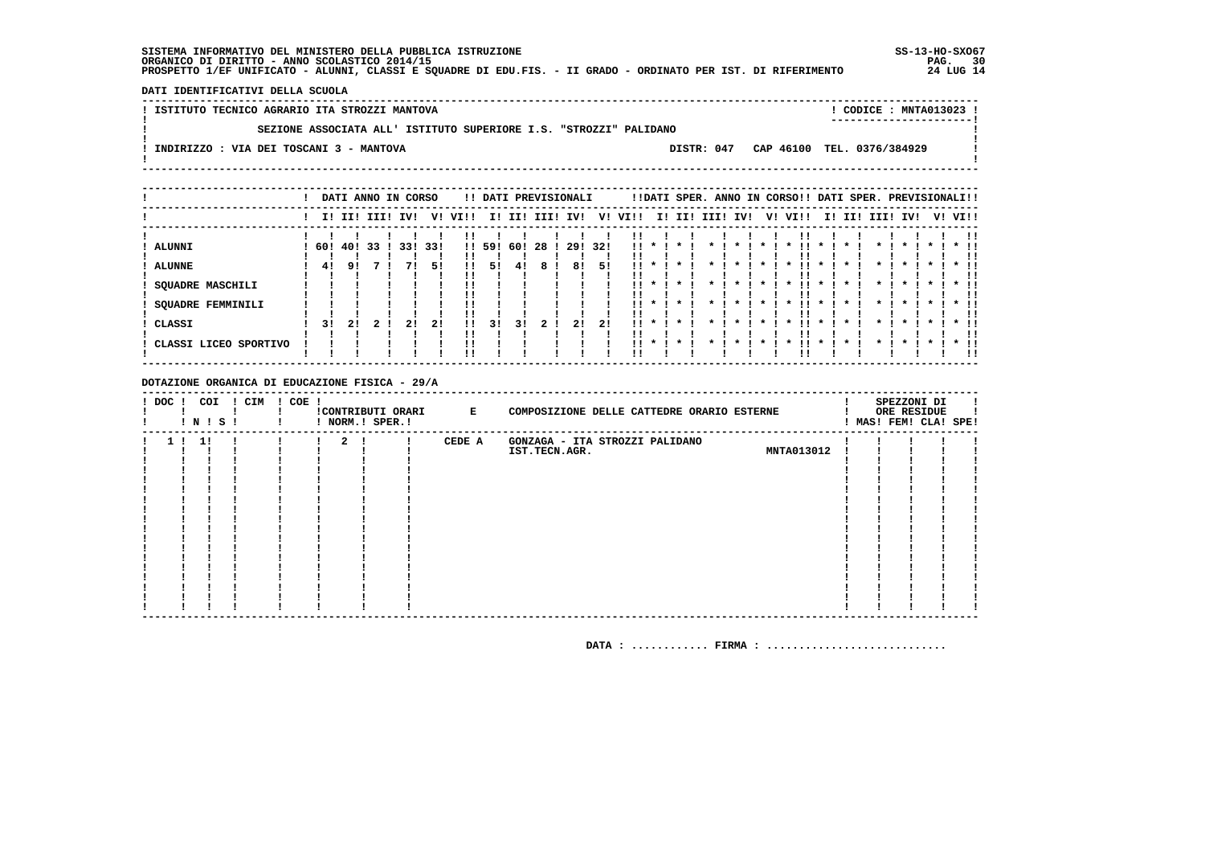SISTEMA INFORMATIVO DEL MINISTERO DELLA PUBBLICA ISTRUZIONE
ORGANICO DI DIRITTO - ANNO SCOLASTICO 2014/15
PROSPETTO 1/EF UNIFICATO - ALUNNI, CLASSI E SQUADRE DI EDU.FIS. - II GRADO - ORDINATO PER IST. DI RIFERIMENTO

SS-13-HO-SXO67
24 LUG 14

DATI IDENTIFICATIVI DELLA SCUOLA

ISTITUTO TECNICO AGRARIO ITA STROZZI MANTOVA — CODICE : MNTA013023

SEZIONE ASSOCIATA ALL' ISTITUTO SUPERIORE I.S. "STROZZI" PALIDANO

INDIRIZZO : VIA DEI TOSCANI 3 - MANTOVA — DISTR: 047 CAP 46100 TEL. 0376/384929

| | DATI ANNO IN CORSO | | | | | | DATI PREVISIONALI | | | | | | DATI SPER. ANNO IN CORSO | | | | | | DATI SPER. PREVISIONALI | | | | | |
|---|---|---|---|---|---|---|---|---|---|---|---|---|---|---|---|---|---|---|---|---|---|---|---|---|
| | I | II | III | IV | V | VI | I | II | III | IV | V | VI | I | II | III | IV | V | VI | I | II | III | IV | V | VI |
| ALUNNI | 60 | 40 | 33 | 33 | 33 | | 59 | 60 | 28 | 29 | 32 | | * | * | * | * | * | * | * | * | * | * | * | * |
| ALUNNE | 4 | 9 | 7 | 7 | 5 | | 5 | 4 | 8 | 8 | 5 | | * | * | * | * | * | * | * | * | * | * | * | * |
| SQUADRE MASCHILI | | | | | | | | | | | | | * | * | * | * | * | * | * | * | * | * | * | * |
| SQUADRE FEMMINILI | | | | | | | | | | | | | * | * | * | * | * | * | * | * | * | * | * | * |
| CLASSI | 3 | 2 | 2 | 2 | 2 | | 3 | 3 | 2 | 2 | 2 | | * | * | * | * | * | * | * | * | * | * | * | * |
| CLASSI LICEO SPORTIVO | | | | | | | | | | | | | * | * | * | * | * | * | * | * | * | * | * | * |

DOTAZIONE ORGANICA DI EDUCAZIONE FISICA - 29/A

| DOC | COI N | COI S | CIM | COE | CONTRIBUTI ORARI NORM. | CONTRIBUTI ORARI SPER. | E COMPOSIZIONE DELLE CATTEDRE ORARIO ESTERNE | SPEZZONI DI ORE RESIDUE MAS | FEM | CLA | SPE |
|---|---|---|---|---|---|---|---|---|---|---|---|
| 1 | 1 | | | | 2 | | CEDE A GONZAGA - ITA STROZZI PALIDANO IST.TECN.AGR. MNTA013012 | | | | |

DATA : ............ FIRMA : ............................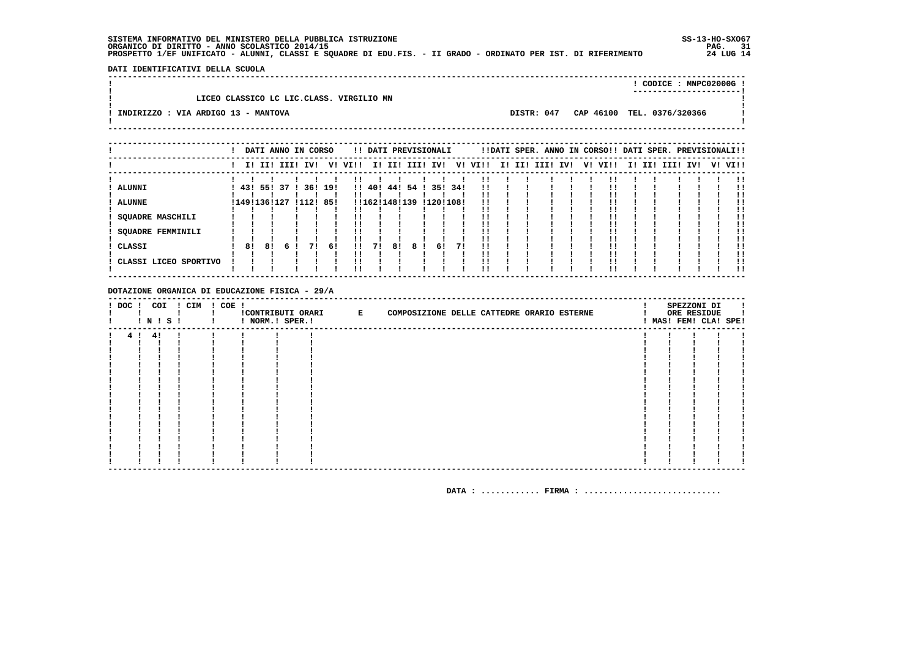SISTEMA INFORMATIVO DEL MINISTERO DELLA PUBBLICA ISTRUZIONE
ORGANICO DI DIRITTO - ANNO SCOLASTICO 2014/15
PROSPETTO 1/EF UNIFICATO - ALUNNI, CLASSI E SQUADRE DI EDU.FIS. - II GRADO - ORDINATO PER IST. DI RIFERIMENTO

SS-13-HO-SXO67
24 LUG 14

**DATI IDENTIFICATIVI DELLA SCUOLA**

CODICE : MNPC02000G

LICEO CLASSICO LC LIC.CLASS. VIRGILIO MN

INDIRIZZO : VIA ARDIGO 13 - MANTOVA — DISTR: 047 — CAP 46100 — TEL. 0376/320366

| | DATI ANNO IN CORSO | | | | | | DATI PREVISIONALI | | | | | | DATI SPER. ANNO IN CORSO | | | | | | DATI SPER. PREVISIONALI | | | | | |
|---|---|---|---|---|---|---|---|---|---|---|---|---|---|---|---|---|---|---|---|---|---|---|---|---|
| | I | II | III | IV | V | VI | I | II | III | IV | V | VI | I | II | III | IV | V | VI | I | II | III | IV | V | VI |
| ALUNNI | 43 | 55 | 37 | 36 | 19 | | 40 | 44 | 54 | 35 | 34 | | | | | | | | | | | | | |
| ALUNNE | 149 | 136 | 127 | 112 | 85 | | 162 | 148 | 139 | 120 | 108 | | | | | | | | | | | | | |
| SQUADRE MASCHILI | | | | | | | | | | | | | | | | | | | | | | | | |
| SQUADRE FEMMINILI | | | | | | | | | | | | | | | | | | | | | | | | |
| CLASSI | 8 | 8 | 6 | 7 | 6 | | 7 | 8 | 8 | 6 | 7 | | | | | | | | | | | | | |
| CLASSI LICEO SPORTIVO | | | | | | | | | | | | | | | | | | | | | | | | |

**DOTAZIONE ORGANICA DI EDUCAZIONE FISICA - 29/A**

| DOC | COI N | COI S | CIM | COE | CONTRIBUTI ORARI NORM. | CONTRIBUTI ORARI SPER. | E COMPOSIZIONE DELLE CATTEDRE ORARIO ESTERNE | SPEZZONI DI ORE RESIDUE MAS | FEM | CLA | SPE |
|---|---|---|---|---|---|---|---|---|---|---|---|
| 4 | 4 | | | | | | | | | | |

DATA : ............ FIRMA : ............................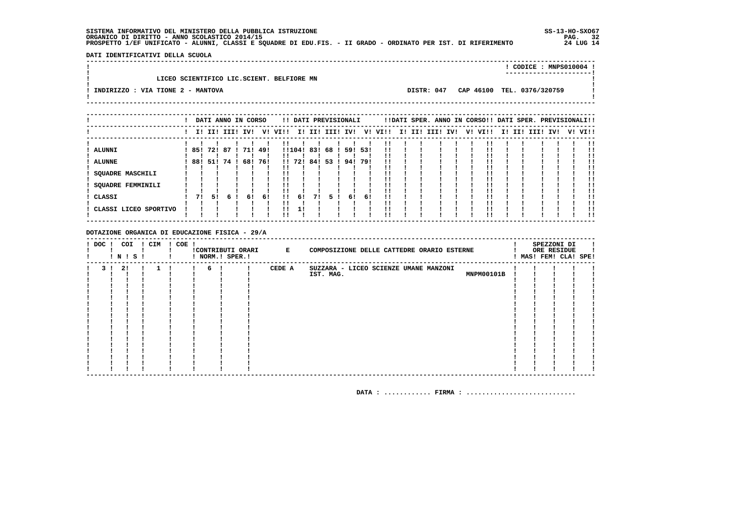SISTEMA INFORMATIVO DEL MINISTERO DELLA PUBBLICA ISTRUZIONE
ORGANICO DI DIRITTO - ANNO SCOLASTICO 2014/15
PROSPETTO 1/EF UNIFICATO - ALUNNI, CLASSI E SQUADRE DI EDU.FIS. - II GRADO - ORDINATO PER IST. DI RIFERIMENTO

SS-13-HO-SXO67
24 LUG 14

**DATI IDENTIFICATIVI DELLA SCUOLA**

CODICE : MNPS010004

LICEO SCIENTIFICO LIC.SCIENT. BELFIORE MN

INDIRIZZO : VIA TIONE 2 - MANTOVA — DISTR: 047 — CAP 46100 — TEL. 0376/320759

| | DATI ANNO IN CORSO | | | | | | DATI PREVISIONALI | | | | | | DATI SPER. ANNO IN CORSO | | | | | | DATI SPER. PREVISIONALI | | | | | |
|---|---|---|---|---|---|---|---|---|---|---|---|---|---|---|---|---|---|---|---|---|---|---|---|---|
| | I | II | III | IV | V | VI | I | II | III | IV | V | VI | I | II | III | IV | V | VI | I | II | III | IV | V | VI |
| ALUNNI | 85 | 72 | 87 | 71 | 49 | | 104 | 83 | 68 | 59 | 53 | | | | | | | | | | | | | |
| ALUNNE | 88 | 51 | 74 | 68 | 76 | | 72 | 84 | 53 | 94 | 79 | | | | | | | | | | | | | |
| SQUADRE MASCHILI | | | | | | | | | | | | | | | | | | | | | | | | |
| SQUADRE FEMMINILI | | | | | | | | | | | | | | | | | | | | | | | | |
| CLASSI | 7 | 5 | 6 | 6 | 6 | | 6 | 7 | 5 | 6 | 6 | | | | | | | | | | | | | |
| CLASSI LICEO SPORTIVO | | | | | | | 1 | | | | | | | | | | | | | | | | | |

**DOTAZIONE ORGANICA DI EDUCAZIONE FISICA - 29/A**

| DOC | COI N | COI S | CIM | COE | CONTRIBUTI ORARI NORM. | CONTRIBUTI ORARI SPER. | E COMPOSIZIONE DELLE CATTEDRE ORARIO ESTERNE | SPEZZONI DI ORE RESIDUE MAS | FEM | CLA | SPE |
|---|---|---|---|---|---|---|---|---|---|---|---|
| 3 | 2 | | 1 | | 6 | | CEDE A SUZZARA - LICEO SCIENZE UMANE MANZONI IST. MAG. MNPM00101B | | | | |

DATA : ............ FIRMA : ............................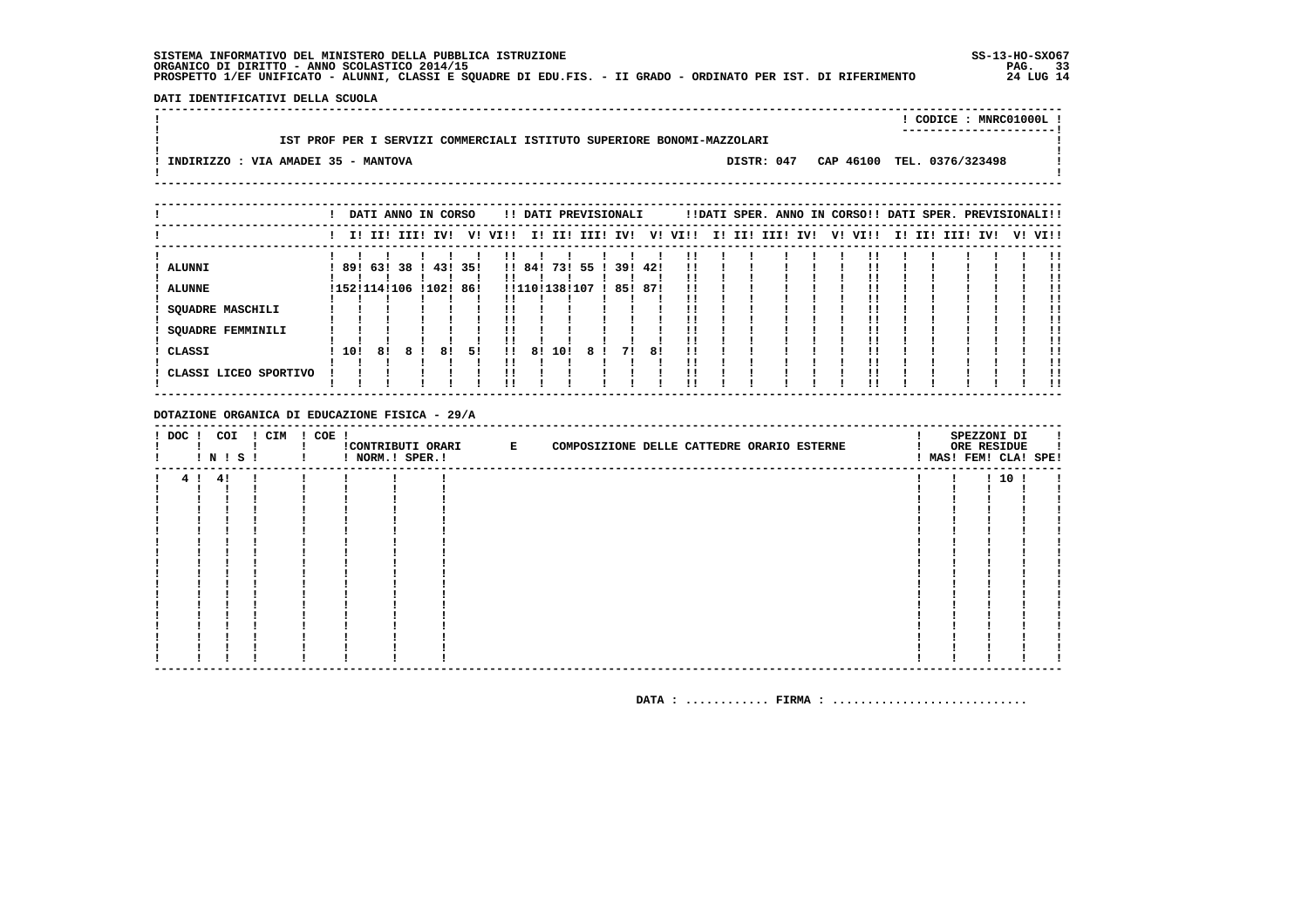SISTEMA INFORMATIVO DEL MINISTERO DELLA PUBBLICA ISTRUZIONE
ORGANICO DI DIRITTO - ANNO SCOLASTICO 2014/15
PROSPETTO 1/EF UNIFICATO - ALUNNI, CLASSI E SQUADRE DI EDU.FIS. - II GRADO - ORDINATO PER IST. DI RIFERIMENTO

SS-13-HO-SXO67
24 LUG 14

**DATI IDENTIFICATIVI DELLA SCUOLA**

CODICE : MNRC01000L

IST PROF PER I SERVIZI COMMERCIALI ISTITUTO SUPERIORE BONOMI-MAZZOLARI

INDIRIZZO : VIA AMADEI 35 - MANTOVA — DISTR: 047 — CAP 46100 — TEL. 0376/323498

| | DATI ANNO IN CORSO | | | | | | DATI PREVISIONALI | | | | | | DATI SPER. ANNO IN CORSO | | | | | | DATI SPER. PREVISIONALI | | | | | |
|---|---|---|---|---|---|---|---|---|---|---|---|---|---|---|---|---|---|---|---|---|---|---|---|---|
| | I | II | III | IV | V | VI | I | II | III | IV | V | VI | I | II | III | IV | V | VI | I | II | III | IV | V | VI |
| ALUNNI | 89 | 63 | 38 | 43 | 35 | | 84 | 73 | 55 | 39 | 42 | | | | | | | | | | | | | |
| ALUNNE | 152 | 114 | 106 | 102 | 86 | | 110 | 138 | 107 | 85 | 87 | | | | | | | | | | | | | |
| SQUADRE MASCHILI | | | | | | | | | | | | | | | | | | | | | | | | |
| SQUADRE FEMMINILI | | | | | | | | | | | | | | | | | | | | | | | | |
| CLASSI | 10 | 8 | 8 | 8 | 5 | | 8 | 10 | 8 | 7 | 8 | | | | | | | | | | | | | |
| CLASSI LICEO SPORTIVO | | | | | | | | | | | | | | | | | | | | | | | | |

**DOTAZIONE ORGANICA DI EDUCAZIONE FISICA - 29/A**

| DOC | COI N | COI S | CIM | COE | CONTRIBUTI ORARI NORM. | CONTRIBUTI ORARI SPER. | E COMPOSIZIONE DELLE CATTEDRE ORARIO ESTERNE | SPEZZONI DI ORE RESIDUE MAS | FEM | CLA | SPE |
|---|---|---|---|---|---|---|---|---|---|---|---|
| 4 | 4 | | | | | | | | | 10 | |

DATA : ............ FIRMA : ............................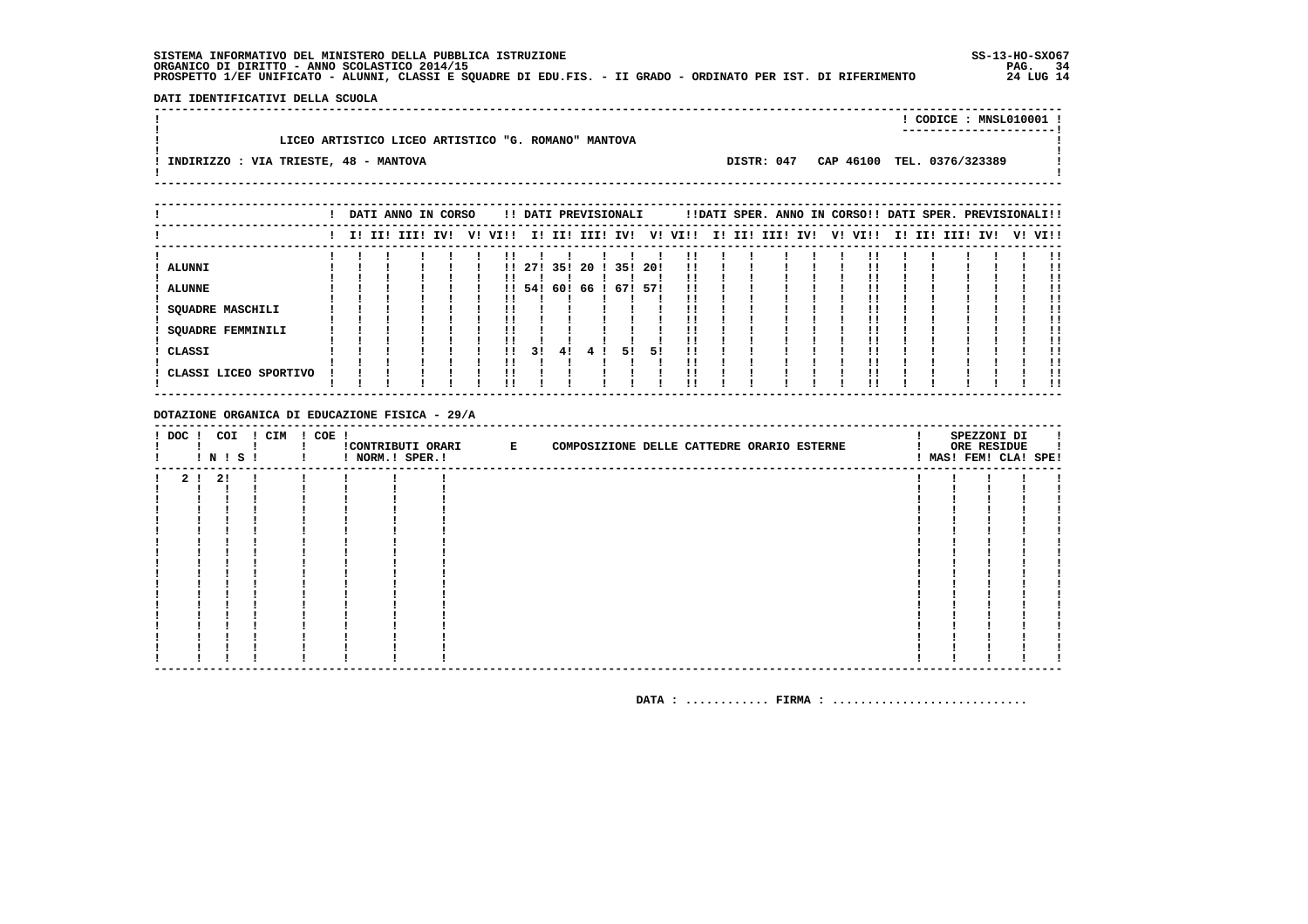SISTEMA INFORMATIVO DEL MINISTERO DELLA PUBBLICA ISTRUZIONE
ORGANICO DI DIRITTO - ANNO SCOLASTICO 2014/15
PROSPETTO 1/EF UNIFICATO - ALUNNI, CLASSI E SQUADRE DI EDU.FIS. - II GRADO - ORDINATO PER IST. DI RIFERIMENTO

SS-13-HO-SXO67
24 LUG 14

**DATI IDENTIFICATIVI DELLA SCUOLA**

CODICE : MNSL010001

LICEO ARTISTICO LICEO ARTISTICO "G. ROMANO" MANTOVA

INDIRIZZO : VIA TRIESTE, 48 - MANTOVA

DISTR: 047 CAP 46100 TEL. 0376/323389

| | DATI ANNO IN CORSO | | | | | | DATI PREVISIONALI | | | | | | DATI SPER. ANNO IN CORSO | | | | | | DATI SPER. PREVISIONALI | | | | | |
|---|---|---|---|---|---|---|---|---|---|---|---|---|---|---|---|---|---|---|---|---|---|---|---|---|
| | I | II | III | IV | V | VI | I | II | III | IV | V | VI | I | II | III | IV | V | VI | I | II | III | IV | V | VI |
| ALUNNI | | | | | | | 27 | 35 | 20 | 35 | 20 | | | | | | | | | | | | | |
| ALUNNE | | | | | | | 54 | 60 | 66 | 67 | 57 | | | | | | | | | | | | | |
| SQUADRE MASCHILI | | | | | | | | | | | | | | | | | | | | | | | | |
| SQUADRE FEMMINILI | | | | | | | | | | | | | | | | | | | | | | | | |
| CLASSI | | | | | | | 3 | 4 | 4 | 5 | 5 | | | | | | | | | | | | | |
| CLASSI LICEO SPORTIVO | | | | | | | | | | | | | | | | | | | | | | | | |

**DOTAZIONE ORGANICA DI EDUCAZIONE FISICA - 29/A**

| DOC | COI N | COI S | CIM | COE | CONTRIBUTI ORARI NORM. | CONTRIBUTI ORARI SPER. | E COMPOSIZIONE DELLE CATTEDRE ORARIO ESTERNE | SPEZZONI DI ORE RESIDUE MAS | FEM | CLA | SPE |
|---|---|---|---|---|---|---|---|---|---|---|---|
| 2 | 2 | | | | | | | | | | |

DATA : ............ FIRMA : ............................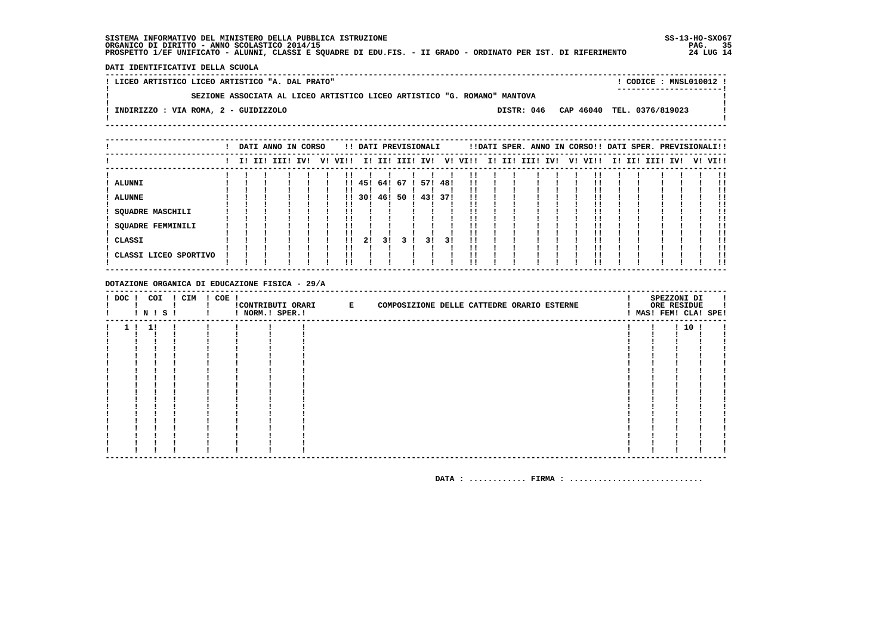SISTEMA INFORMATIVO DEL MINISTERO DELLA PUBBLICA ISTRUZIONE
ORGANICO DI DIRITTO - ANNO SCOLASTICO 2014/15
PROSPETTO 1/EF UNIFICATO - ALUNNI, CLASSI E SQUADRE DI EDU.FIS. - II GRADO - ORDINATO PER IST. DI RIFERIMENTO

SS-13-HO-SXO67
24 LUG 14

**DATI IDENTIFICATIVI DELLA SCUOLA**

LICEO ARTISTICO LICEO ARTISTICO "A. DAL PRATO" — CODICE : MNSL010012

SEZIONE ASSOCIATA AL LICEO ARTISTICO LICEO ARTISTICO "G. ROMANO" MANTOVA

INDIRIZZO : VIA ROMA, 2 - GUIDIZZOLO — DISTR: 046 CAP 46040 TEL. 0376/819023

| | DATI ANNO IN CORSO | | | | | | DATI PREVISIONALI | | | | | | DATI SPER. ANNO IN CORSO | | | | | | DATI SPER. PREVISIONALI | | | | | |
|---|---|---|---|---|---|---|---|---|---|---|---|---|---|---|---|---|---|---|---|---|---|---|---|---|
| | I | II | III | IV | V | VI | I | II | III | IV | V | VI | I | II | III | IV | V | VI | I | II | III | IV | V | VI |
| ALUNNI | | | | | | | 45 | 64 | 67 | 57 | 48 | | | | | | | | | | | | | |
| ALUNNE | | | | | | | 30 | 46 | 50 | 43 | 37 | | | | | | | | | | | | | |
| SQUADRE MASCHILI | | | | | | | | | | | | | | | | | | | | | | | | |
| SQUADRE FEMMINILI | | | | | | | | | | | | | | | | | | | | | | | | |
| CLASSI | | | | | | | 2 | 3 | 3 | 3 | 3 | | | | | | | | | | | | | |
| CLASSI LICEO SPORTIVO | | | | | | | | | | | | | | | | | | | | | | | | |

**DOTAZIONE ORGANICA DI EDUCAZIONE FISICA - 29/A**

| DOC | COI N | COI S | CIM | COE | CONTRIBUTI ORARI NORM. | CONTRIBUTI ORARI SPER. | E COMPOSIZIONE DELLE CATTEDRE ORARIO ESTERNE | SPEZZONI DI ORE RESIDUE MAS | FEM | CLA | SPE |
|---|---|---|---|---|---|---|---|---|---|---|---|
| 1 | 1 | | | | | | | | | 10 | |

DATA : ............ FIRMA : ............................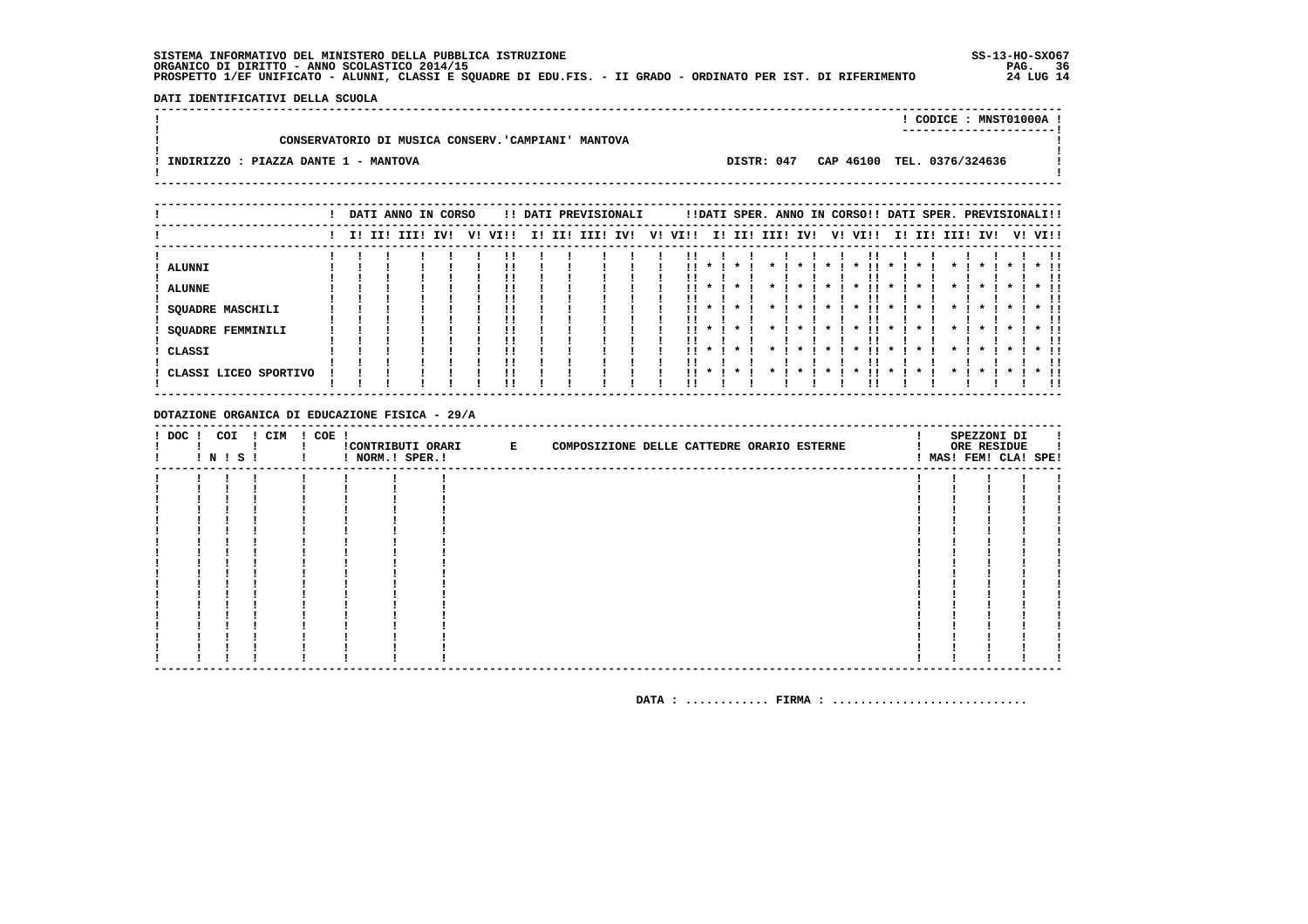SISTEMA INFORMATIVO DEL MINISTERO DELLA PUBBLICA ISTRUZIONE
ORGANICO DI DIRITTO - ANNO SCOLASTICO 2014/15
PROSPETTO 1/EF UNIFICATO - ALUNNI, CLASSI E SQUADRE DI EDU.FIS. - II GRADO - ORDINATO PER IST. DI RIFERIMENTO

SS-13-HO-SXO67
24 LUG 14

**DATI IDENTIFICATIVI DELLA SCUOLA**

CODICE : MNST01000A

CONSERVATORIO DI MUSICA CONSERV.'CAMPIANI' MANTOVA

INDIRIZZO : PIAZZA DANTE 1 - MANTOVA

DISTR: 047 CAP 46100 TEL. 0376/324636

| | DATI ANNO IN CORSO | | | | | | DATI PREVISIONALI | | | | | | DATI SPER. ANNO IN CORSO | | | | | | DATI SPER. PREVISIONALI | | | | | |
|---|---|---|---|---|---|---|---|---|---|---|---|---|---|---|---|---|---|---|---|---|---|---|---|---|
| | I | II | III | IV | V | VI | I | II | III | IV | V | VI | I | II | III | IV | V | VI | I | II | III | IV | V | VI |
| ALUNNI | | | | | | | | | | | | | * | * | * | * | * | * | * | * | * | * | * | * |
| ALUNNE | | | | | | | | | | | | | * | * | * | * | * | * | * | * | * | * | * | * |
| SQUADRE MASCHILI | | | | | | | | | | | | | * | * | * | * | * | * | * | * | * | * | * | * |
| SQUADRE FEMMINILI | | | | | | | | | | | | | * | * | * | * | * | * | * | * | * | * | * | * |
| CLASSI | | | | | | | | | | | | | * | * | * | * | * | * | * | * | * | * | * | * |
| CLASSI LICEO SPORTIVO | | | | | | | | | | | | | * | * | * | * | * | * | * | * | * | * | * | * |

**DOTAZIONE ORGANICA DI EDUCAZIONE FISICA - 29/A**

| DOC | COI N | COI S | CIM | COE | CONTRIBUTI ORARI NORM. | CONTRIBUTI ORARI SPER. | E COMPOSIZIONE DELLE CATTEDRE ORARIO ESTERNE | SPEZZONI DI ORE RESIDUE MAS | FEM | CLA | SPE |
|---|---|---|---|---|---|---|---|---|---|---|---|
| | | | | | | | | | | | |

DATA : ............ FIRMA : ............................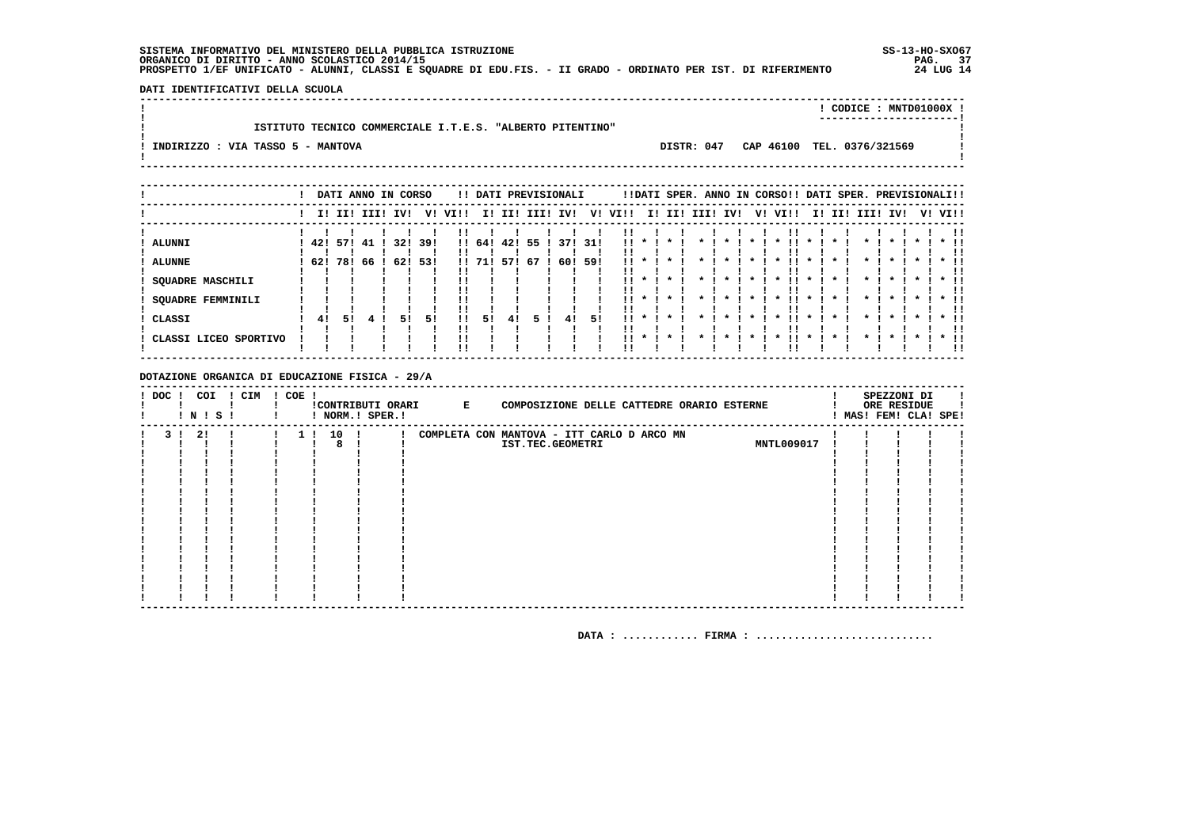SISTEMA INFORMATIVO DEL MINISTERO DELLA PUBBLICA ISTRUZIONE
ORGANICO DI DIRITTO - ANNO SCOLASTICO 2014/15
PROSPETTO 1/EF UNIFICATO - ALUNNI, CLASSI E SQUADRE DI EDU.FIS. - II GRADO - ORDINATO PER IST. DI RIFERIMENTO

SS-13-HO-SXO67
24 LUG 14

**DATI IDENTIFICATIVI DELLA SCUOLA**

CODICE : MNTD01000X

ISTITUTO TECNICO COMMERCIALE I.T.E.S. "ALBERTO PITENTINO"

INDIRIZZO : VIA TASSO 5 - MANTOVA — DISTR: 047 — CAP 46100 — TEL. 0376/321569

| | DATI ANNO IN CORSO | | | | | | DATI PREVISIONALI | | | | | | DATI SPER. ANNO IN CORSO | | | | | | DATI SPER. PREVISIONALI | | | | | |
|---|---|---|---|---|---|---|---|---|---|---|---|---|---|---|---|---|---|---|---|---|---|---|---|---|
| | I | II | III | IV | V | VI | I | II | III | IV | V | VI | I | II | III | IV | V | VI | I | II | III | IV | V | VI |
| ALUNNI | 42 | 57 | 41 | 32 | 39 | | 64 | 42 | 55 | 37 | 31 | | * | * | * | * | * | * | * | * | * | * | * | * |
| ALUNNE | 62 | 78 | 66 | 62 | 53 | | 71 | 57 | 67 | 60 | 59 | | * | * | * | * | * | * | * | * | * | * | * | * |
| SQUADRE MASCHILI | | | | | | | | | | | | | * | * | * | * | * | * | * | * | * | * | * | * |
| SQUADRE FEMMINILI | | | | | | | | | | | | | * | * | * | * | * | * | * | * | * | * | * | * |
| CLASSI | 4 | 5 | 4 | 5 | 5 | | 5 | 4 | 5 | 4 | 5 | | * | * | * | * | * | * | * | * | * | * | * | * |
| CLASSI LICEO SPORTIVO | | | | | | | | | | | | | * | * | * | * | * | * | * | * | * | * | * | * |

**DOTAZIONE ORGANICA DI EDUCAZIONE FISICA - 29/A**

| DOC | COI N | COI S | CIM | COE | CONTRIBUTI ORARI NORM. | CONTRIBUTI ORARI SPER. | E COMPOSIZIONE DELLE CATTEDRE ORARIO ESTERNE | | SPEZZONI DI ORE RESIDUE MAS | FEM | CLA | SPE |
|---|---|---|---|---|---|---|---|---|---|---|---|---|
| 3 | 2 | | | 1 | 10<br>8 | | COMPLETA CON MANTOVA - ITT CARLO D ARCO MN<br>IST.TEC.GEOMETRI | MNTL009017 | | | | |

DATA : ............ FIRMA : ............................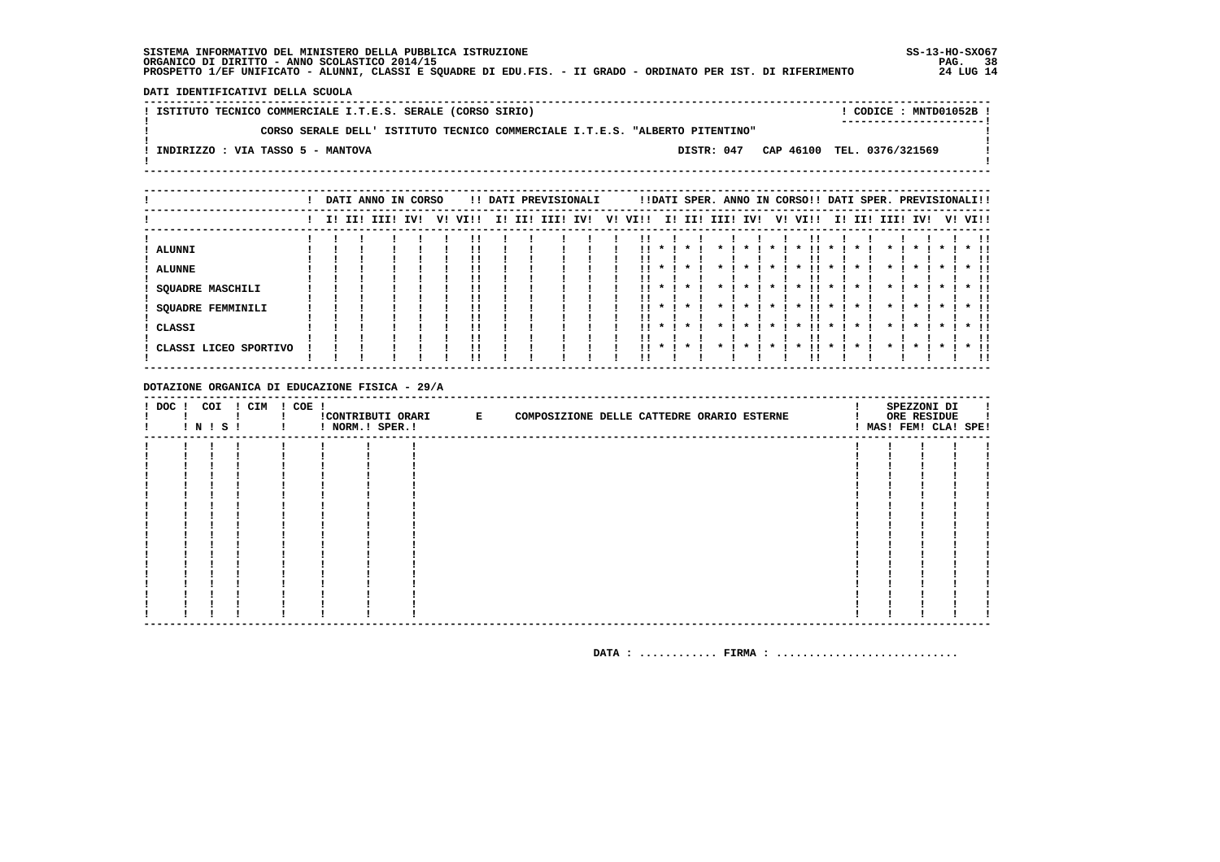SISTEMA INFORMATIVO DEL MINISTERO DELLA PUBBLICA ISTRUZIONE
ORGANICO DI DIRITTO - ANNO SCOLASTICO 2014/15
PROSPETTO 1/EF UNIFICATO - ALUNNI, CLASSI E SQUADRE DI EDU.FIS. - II GRADO - ORDINATO PER IST. DI RIFERIMENTO

SS-13-HO-SXO67
24 LUG 14

DATI IDENTIFICATIVI DELLA SCUOLA

ISTITUTO TECNICO COMMERCIALE I.T.E.S. SERALE (CORSO SIRIO) — CODICE : MNTD01052B

CORSO SERALE DELL' ISTITUTO TECNICO COMMERCIALE I.T.E.S. "ALBERTO PITENTINO"

INDIRIZZO : VIA TASSO 5 - MANTOVA — DISTR: 047 CAP 46100 TEL. 0376/321569

| | DATI ANNO IN CORSO | | | | | | DATI PREVISIONALI | | | | | | DATI SPER. ANNO IN CORSO | | | | | | DATI SPER. PREVISIONALI | | | | | |
|---|---|---|---|---|---|---|---|---|---|---|---|---|---|---|---|---|---|---|---|---|---|---|---|---|
| | I | II | III | IV | V | VI | I | II | III | IV | V | VI | I | II | III | IV | V | VI | I | II | III | IV | V | VI |
| ALUNNI | | | | | | | | | | | | | * | * | * | * | * | * | * | * | * | * | * | * |
| ALUNNE | | | | | | | | | | | | | * | * | * | * | * | * | * | * | * | * | * | * |
| SQUADRE MASCHILI | | | | | | | | | | | | | * | * | * | * | * | * | * | * | * | * | * | * |
| SQUADRE FEMMINILI | | | | | | | | | | | | | * | * | * | * | * | * | * | * | * | * | * | * |
| CLASSI | | | | | | | | | | | | | * | * | * | * | * | * | * | * | * | * | * | * |
| CLASSI LICEO SPORTIVO | | | | | | | | | | | | | * | * | * | * | * | * | * | * | * | * | * | * |

DOTAZIONE ORGANICA DI EDUCAZIONE FISICA - 29/A

| DOC | COI N | COI S | CIM | COE | CONTRIBUTI ORARI NORM. | CONTRIBUTI ORARI SPER. | E COMPOSIZIONE DELLE CATTEDRE ORARIO ESTERNE | SPEZZONI DI ORE RESIDUE MAS | FEM | CLA | SPE |
|---|---|---|---|---|---|---|---|---|---|---|---|
| | | | | | | | | | | | |

DATA : ............ FIRMA : ............................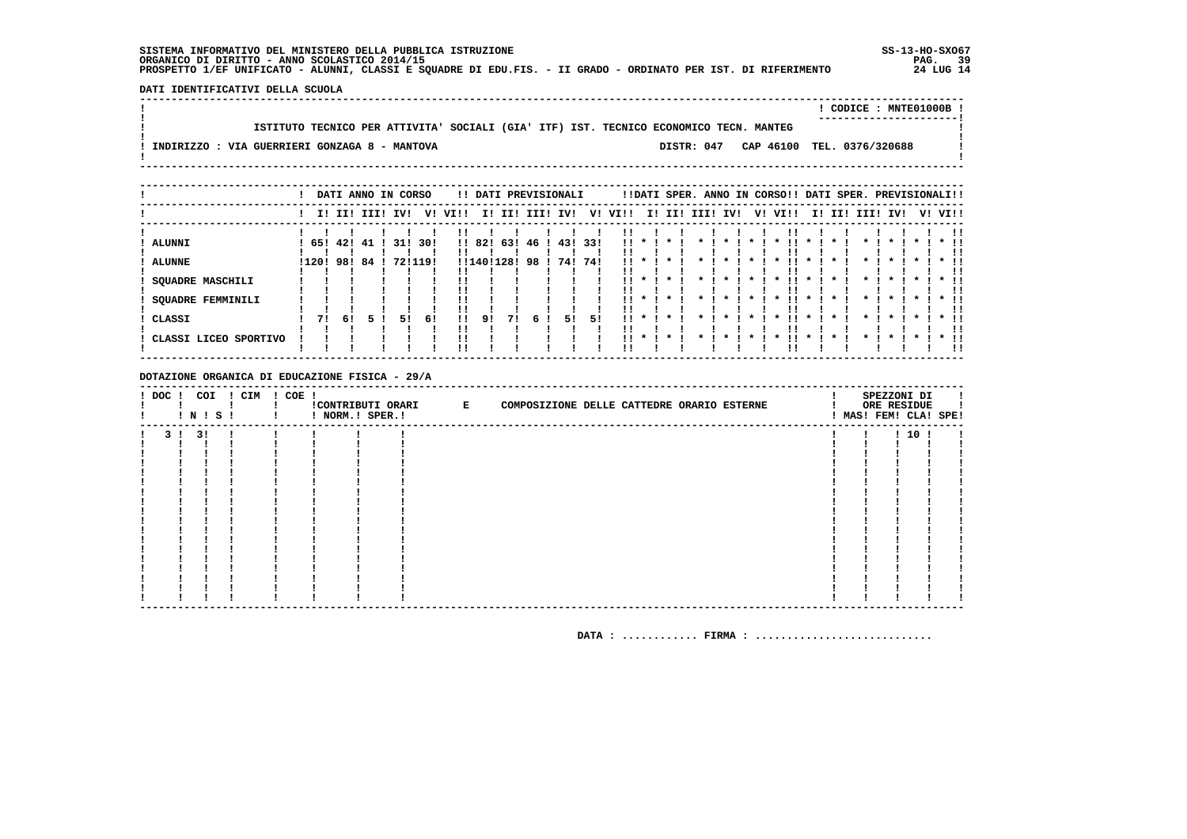SISTEMA INFORMATIVO DEL MINISTERO DELLA PUBBLICA ISTRUZIONE
ORGANICO DI DIRITTO - ANNO SCOLASTICO 2014/15
PROSPETTO 1/EF UNIFICATO - ALUNNI, CLASSI E SQUADRE DI EDU.FIS. - II GRADO - ORDINATO PER IST. DI RIFERIMENTO

SS-13-HO-SXO67
24 LUG 14

**DATI IDENTIFICATIVI DELLA SCUOLA**

CODICE : MNTE01000B

ISTITUTO TECNICO PER ATTIVITA' SOCIALI (GIA' ITF) IST. TECNICO ECONOMICO TECN. MANTEG

INDIRIZZO : VIA GUERRIERI GONZAGA 8 - MANTOVA — DISTR: 047 — CAP 46100 — TEL. 0376/320688

| | DATI ANNO IN CORSO | | | | | | DATI PREVISIONALI | | | | | | DATI SPER. ANNO IN CORSO | | | | | | DATI SPER. PREVISIONALI | | | | | |
|---|---|---|---|---|---|---|---|---|---|---|---|---|---|---|---|---|---|---|---|---|---|---|---|---|
| | I | II | III | IV | V | VI | I | II | III | IV | V | VI | I | II | III | IV | V | VI | I | II | III | IV | V | VI |
| ALUNNI | 65 | 42 | 41 | 31 | 30 | | 82 | 63 | 46 | 43 | 33 | | * | * | * | * | * | * | * | * | * | * | * | * |
| ALUNNE | 120 | 98 | 84 | 72 | 119 | | 140 | 128 | 98 | 74 | 74 | | * | * | * | * | * | * | * | * | * | * | * | * |
| SQUADRE MASCHILI | | | | | | | | | | | | | * | * | * | * | * | * | * | * | * | * | * | * |
| SQUADRE FEMMINILI | | | | | | | | | | | | | * | * | * | * | * | * | * | * | * | * | * | * |
| CLASSI | 7 | 6 | 5 | 5 | 6 | | 9 | 7 | 6 | 5 | 5 | | * | * | * | * | * | * | * | * | * | * | * | * |
| CLASSI LICEO SPORTIVO | | | | | | | | | | | | | * | * | * | * | * | * | * | * | * | * | * | * |

**DOTAZIONE ORGANICA DI EDUCAZIONE FISICA - 29/A**

| DOC | COI N | COI S | CIM | COE | CONTRIBUTI ORARI NORM. | CONTRIBUTI ORARI SPER. | E COMPOSIZIONE DELLE CATTEDRE ORARIO ESTERNE | SPEZZONI DI ORE RESIDUE MAS | FEM | CLA | SPE |
|---|---|---|---|---|---|---|---|---|---|---|---|
| 3 | 3 | | | | | | | | | 10 | |

DATA : ............ FIRMA : ............................